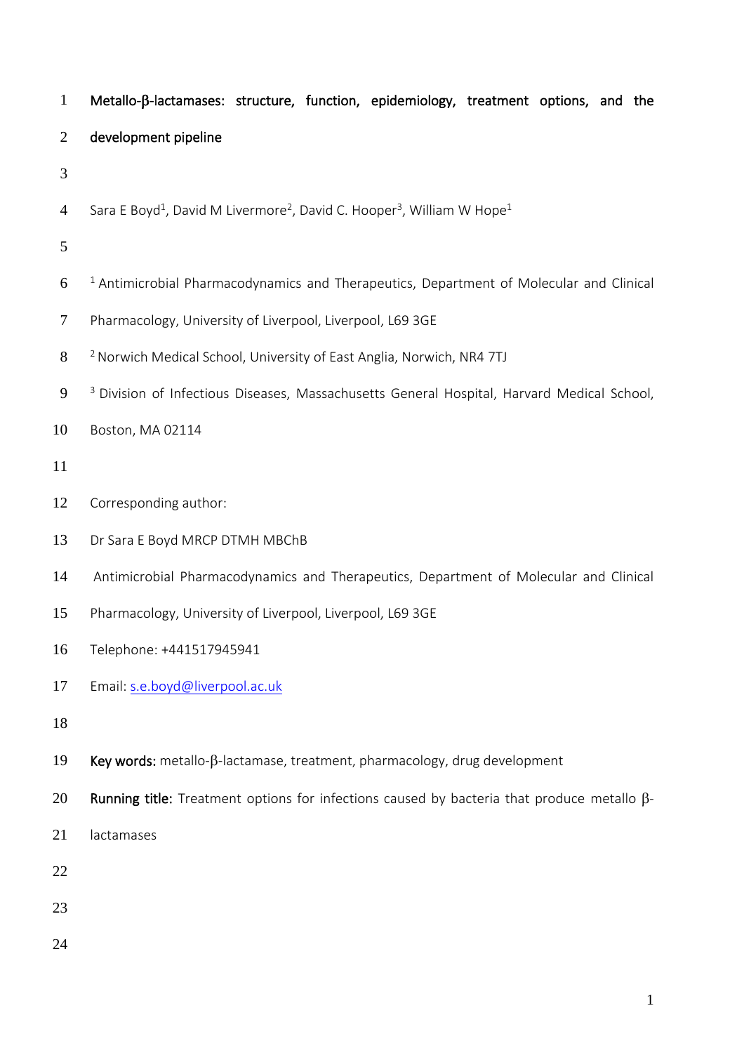# Metallo-β-lactamases: structure, function, epidemiology, treatment options, and the development pipeline

Sara E Boyd[1], David M Livermore[2], David C. Hooper[3], William W Hope[1]

[1] Antimicrobial Pharmacodynamics and Therapeutics, Department of Molecular and Clinical Pharmacology, University of Liverpool, Liverpool, L69 3GE

[2] Norwich Medical School, University of East Anglia, Norwich, NR4 7TJ

[3] Division of Infectious Diseases, Massachusetts General Hospital, Harvard Medical School, Boston, MA 02114

Corresponding author:

Dr Sara E Boyd MRCP DTMH MBChB

Antimicrobial Pharmacodynamics and Therapeutics, Department of Molecular and Clinical Pharmacology, University of Liverpool, Liverpool, L69 3GE

Telephone: +441517945941

Email: s.e.boyd@liverpool.ac.uk

**Key words:** metallo-β-lactamase, treatment, pharmacology, drug development

**Running title:** Treatment options for infections caused by bacteria that produce metallo β-lactamases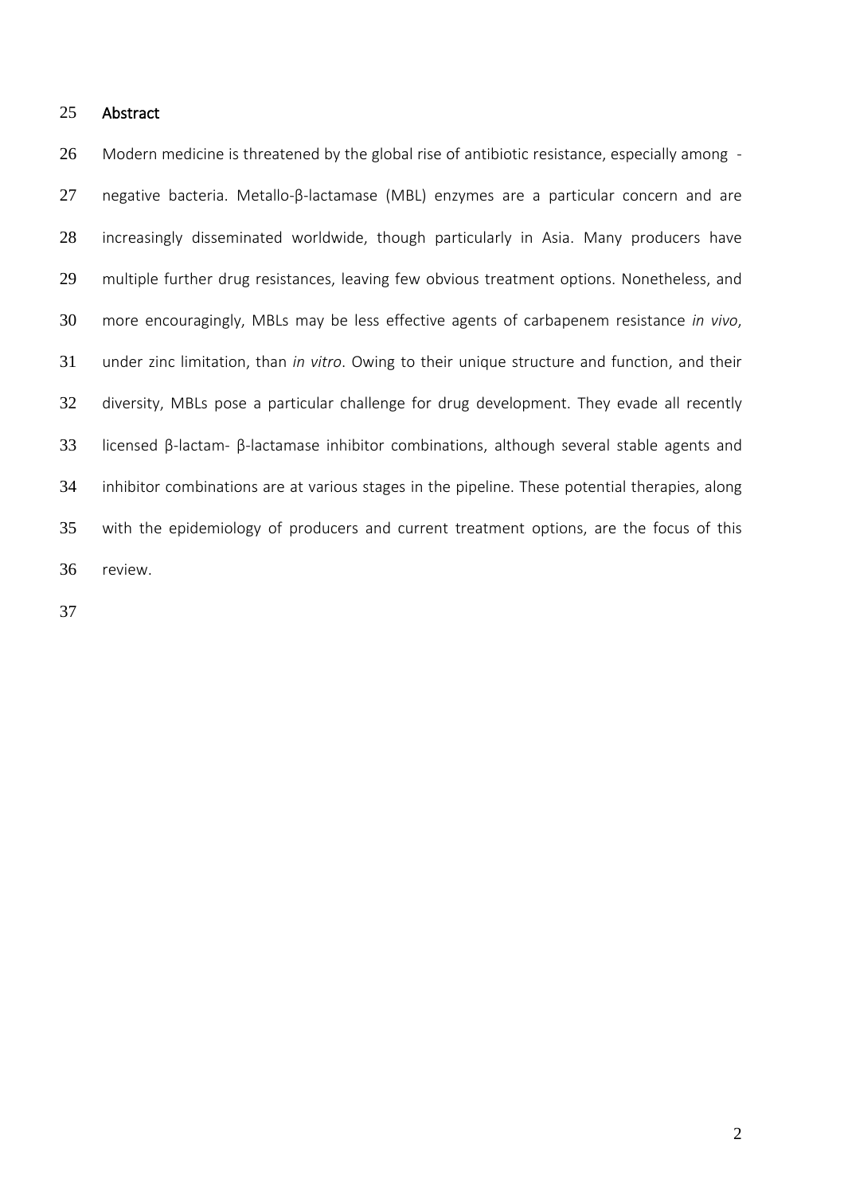## Abstract

Modern medicine is threatened by the global rise of antibiotic resistance, especially among - negative bacteria. Metallo-β-lactamase (MBL) enzymes are a particular concern and are increasingly disseminated worldwide, though particularly in Asia. Many producers have multiple further drug resistances, leaving few obvious treatment options. Nonetheless, and more encouragingly, MBLs may be less effective agents of carbapenem resistance *in vivo*, under zinc limitation, than *in vitro*. Owing to their unique structure and function, and their diversity, MBLs pose a particular challenge for drug development. They evade all recently licensed β-lactam- β-lactamase inhibitor combinations, although several stable agents and inhibitor combinations are at various stages in the pipeline. These potential therapies, along with the epidemiology of producers and current treatment options, are the focus of this review.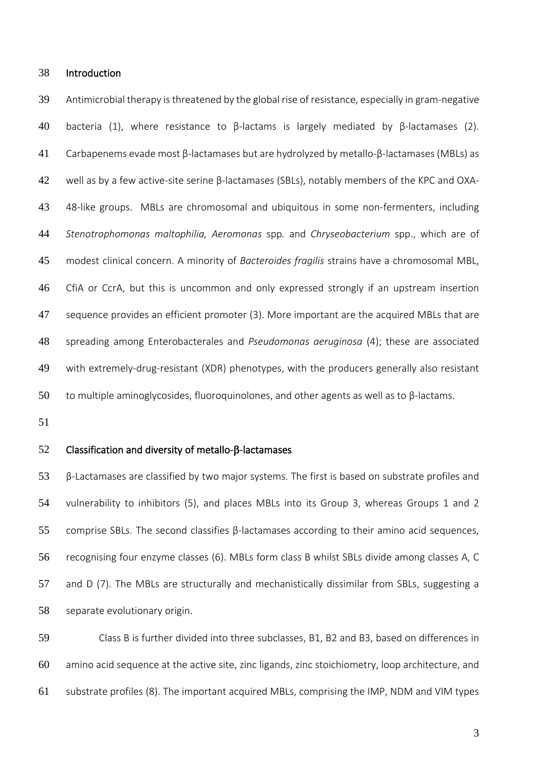## Introduction

Antimicrobial therapy is threatened by the global rise of resistance, especially in gram-negative bacteria (1), where resistance to β-lactams is largely mediated by β-lactamases (2). Carbapenems evade most β-lactamases but are hydrolyzed by metallo-β-lactamases (MBLs) as well as by a few active-site serine β-lactamases (SBLs), notably members of the KPC and OXA-48-like groups. MBLs are chromosomal and ubiquitous in some non-fermenters, including *Stenotrophomonas maltophilia, Aeromonas* spp*.* and *Chryseobacterium* spp., which are of modest clinical concern. A minority of *Bacteroides fragilis* strains have a chromosomal MBL, CfiA or CcrA, but this is uncommon and only expressed strongly if an upstream insertion sequence provides an efficient promoter (3). More important are the acquired MBLs that are spreading among Enterobacterales and *Pseudomonas aeruginosa* (4); these are associated with extremely-drug-resistant (XDR) phenotypes, with the producers generally also resistant to multiple aminoglycosides, fluoroquinolones, and other agents as well as to β-lactams.

## Classification and diversity of metallo-β-lactamases

β-Lactamases are classified by two major systems. The first is based on substrate profiles and vulnerability to inhibitors (5), and places MBLs into its Group 3, whereas Groups 1 and 2 comprise SBLs. The second classifies β-lactamases according to their amino acid sequences, recognising four enzyme classes (6). MBLs form class B whilst SBLs divide among classes A, C and D (7). The MBLs are structurally and mechanistically dissimilar from SBLs, suggesting a separate evolutionary origin.

Class B is further divided into three subclasses, B1, B2 and B3, based on differences in amino acid sequence at the active site, zinc ligands, zinc stoichiometry, loop architecture, and substrate profiles (8). The important acquired MBLs, comprising the IMP, NDM and VIM types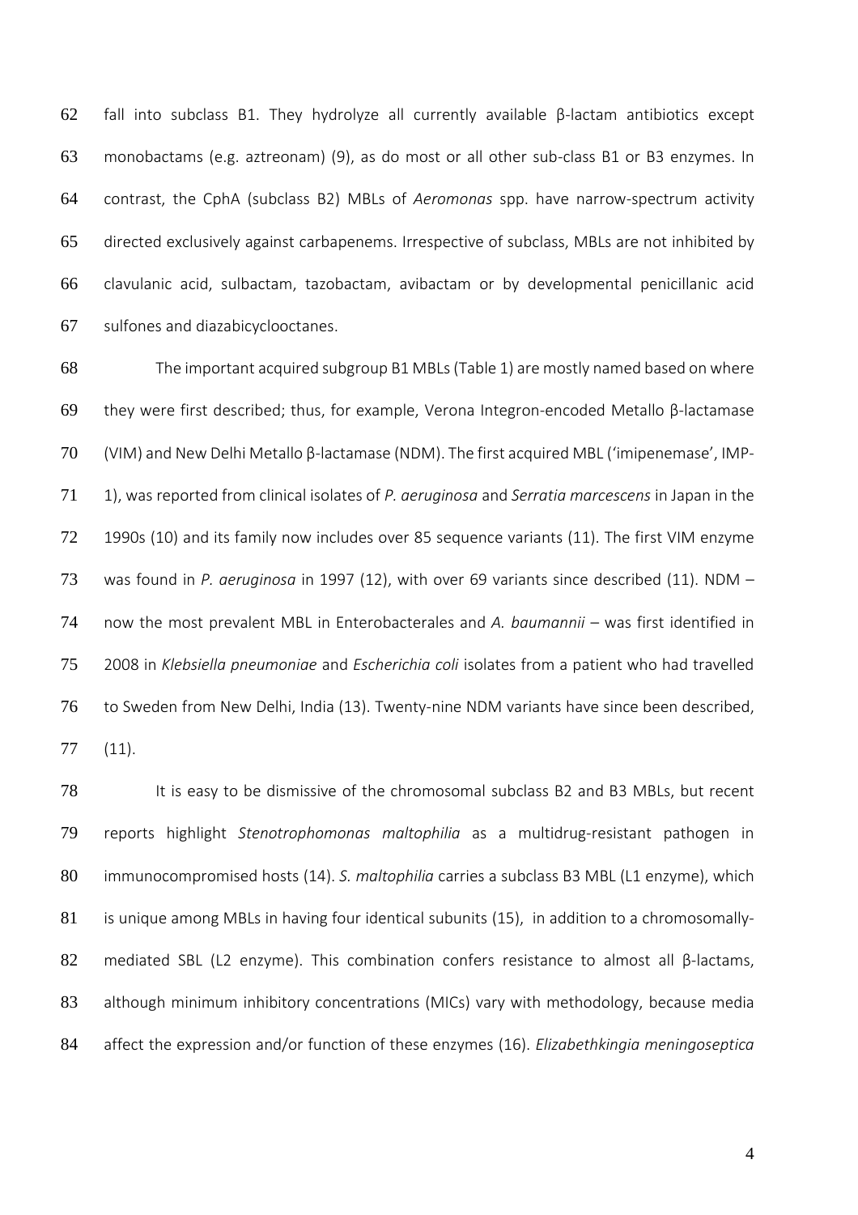fall into subclass B1. They hydrolyze all currently available β-lactam antibiotics except monobactams (e.g. aztreonam) (9), as do most or all other sub-class B1 or B3 enzymes. In contrast, the CphA (subclass B2) MBLs of *Aeromonas* spp. have narrow-spectrum activity directed exclusively against carbapenems. Irrespective of subclass, MBLs are not inhibited by clavulanic acid, sulbactam, tazobactam, avibactam or by developmental penicillanic acid sulfones and diazabicyclooctanes.

The important acquired subgroup B1 MBLs (Table 1) are mostly named based on where they were first described; thus, for example, Verona Integron-encoded Metallo β-lactamase (VIM) and New Delhi Metallo β-lactamase (NDM). The first acquired MBL ('imipenemase', IMP-1), was reported from clinical isolates of *P. aeruginosa* and *Serratia marcescens* in Japan in the 1990s (10) and its family now includes over 85 sequence variants (11). The first VIM enzyme was found in *P. aeruginosa* in 1997 (12), with over 69 variants since described (11). NDM – now the most prevalent MBL in Enterobacterales and *A. baumannii* – was first identified in 2008 in *Klebsiella pneumoniae* and *Escherichia coli* isolates from a patient who had travelled to Sweden from New Delhi, India (13). Twenty-nine NDM variants have since been described, (11).

It is easy to be dismissive of the chromosomal subclass B2 and B3 MBLs, but recent reports highlight *Stenotrophomonas maltophilia* as a multidrug-resistant pathogen in immunocompromised hosts (14). *S. maltophilia* carries a subclass B3 MBL (L1 enzyme), which is unique among MBLs in having four identical subunits (15), in addition to a chromosomally-mediated SBL (L2 enzyme). This combination confers resistance to almost all β-lactams, although minimum inhibitory concentrations (MICs) vary with methodology, because media affect the expression and/or function of these enzymes (16). *Elizabethkingia meningoseptica*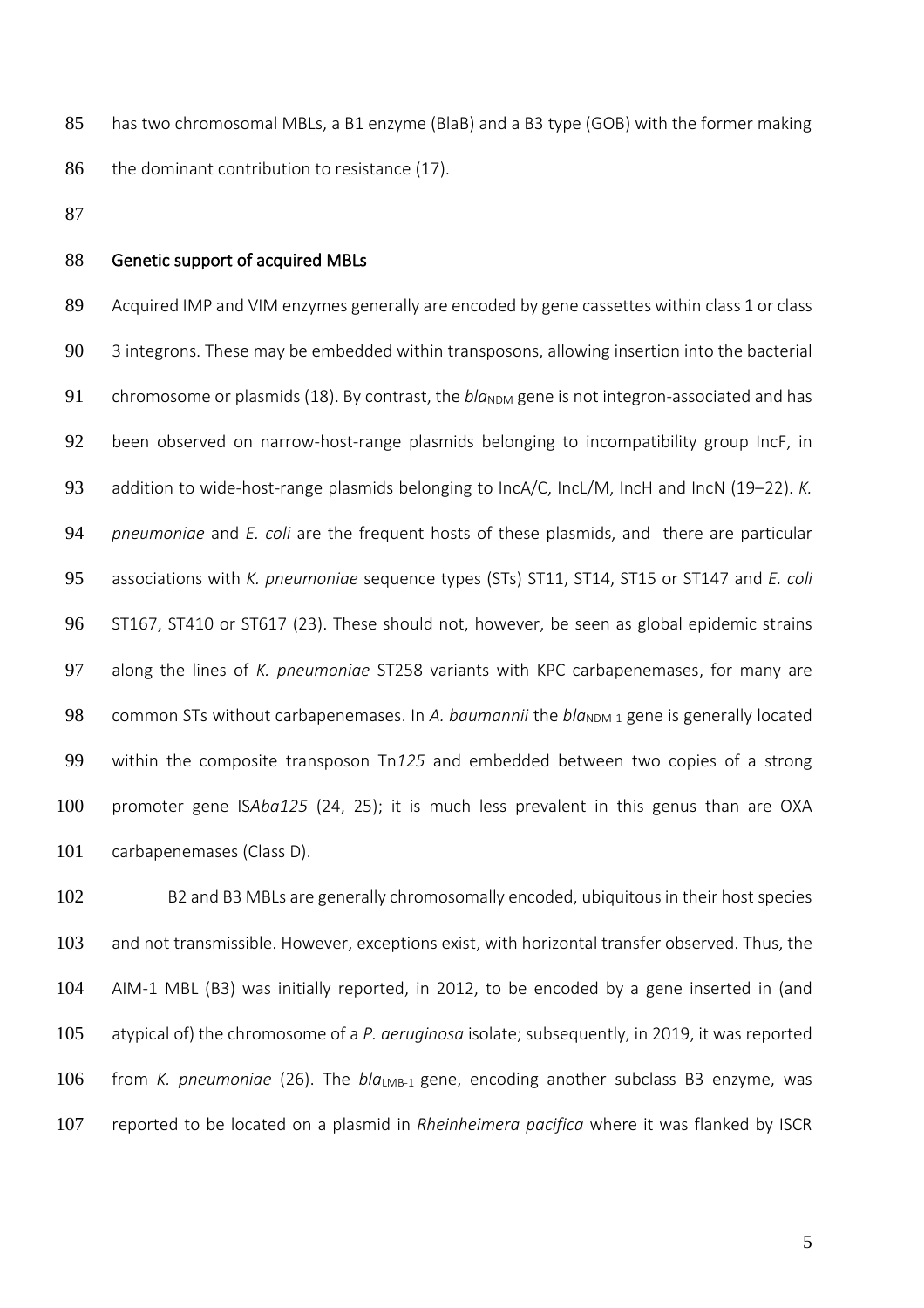has two chromosomal MBLs, a B1 enzyme (BlaB) and a B3 type (GOB) with the former making the dominant contribution to resistance (17).

## Genetic support of acquired MBLs

Acquired IMP and VIM enzymes generally are encoded by gene cassettes within class 1 or class 3 integrons. These may be embedded within transposons, allowing insertion into the bacterial chromosome or plasmids (18). By contrast, the *bla*$_{NDM}$ gene is not integron-associated and has been observed on narrow-host-range plasmids belonging to incompatibility group IncF, in addition to wide-host-range plasmids belonging to IncA/C, IncL/M, IncH and IncN (19–22). *K. pneumoniae* and *E. coli* are the frequent hosts of these plasmids, and there are particular associations with *K. pneumoniae* sequence types (STs) ST11, ST14, ST15 or ST147 and *E. coli* ST167, ST410 or ST617 (23). These should not, however, be seen as global epidemic strains along the lines of *K. pneumoniae* ST258 variants with KPC carbapenemases, for many are common STs without carbapenemases. In *A. baumannii* the *bla*$_{NDM-1}$ gene is generally located within the composite transposon Tn*125* and embedded between two copies of a strong promoter gene IS*Aba125* (24, 25); it is much less prevalent in this genus than are OXA carbapenemases (Class D).

B2 and B3 MBLs are generally chromosomally encoded, ubiquitous in their host species and not transmissible. However, exceptions exist, with horizontal transfer observed. Thus, the AIM-1 MBL (B3) was initially reported, in 2012, to be encoded by a gene inserted in (and atypical of) the chromosome of a *P. aeruginosa* isolate; subsequently, in 2019, it was reported from *K. pneumoniae* (26). The *bla*$_{LMB-1}$ gene, encoding another subclass B3 enzyme, was reported to be located on a plasmid in *Rheinheimera pacifica* where it was flanked by ISCR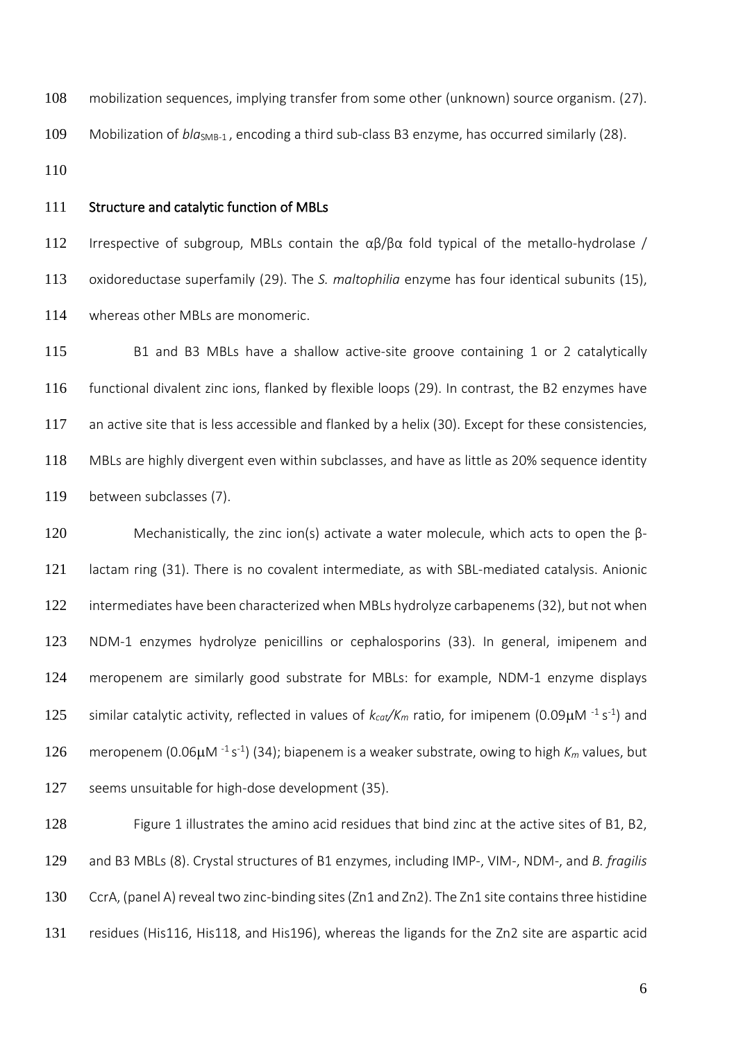mobilization sequences, implying transfer from some other (unknown) source organism. (27). Mobilization of $bla_{SMB-1}$, encoding a third sub-class B3 enzyme, has occurred similarly (28).

## Structure and catalytic function of MBLs

Irrespective of subgroup, MBLs contain the αβ/βα fold typical of the metallo-hydrolase / oxidoreductase superfamily (29). The *S. maltophilia* enzyme has four identical subunits (15), whereas other MBLs are monomeric.

B1 and B3 MBLs have a shallow active-site groove containing 1 or 2 catalytically functional divalent zinc ions, flanked by flexible loops (29). In contrast, the B2 enzymes have an active site that is less accessible and flanked by a helix (30). Except for these consistencies, MBLs are highly divergent even within subclasses, and have as little as 20% sequence identity between subclasses (7).

Mechanistically, the zinc ion(s) activate a water molecule, which acts to open the β-lactam ring (31). There is no covalent intermediate, as with SBL-mediated catalysis. Anionic intermediates have been characterized when MBLs hydrolyze carbapenems (32), but not when NDM-1 enzymes hydrolyze penicillins or cephalosporins (33). In general, imipenem and meropenem are similarly good substrate for MBLs: for example, NDM-1 enzyme displays similar catalytic activity, reflected in values of $k_{cat}/K_m$ ratio, for imipenem ($0.09 \mu M^{-1} s^{-1}$) and meropenem ($0.06 \mu M^{-1} s^{-1}$) (34); biapenem is a weaker substrate, owing to high $K_m$ values, but seems unsuitable for high-dose development (35).

Figure 1 illustrates the amino acid residues that bind zinc at the active sites of B1, B2, and B3 MBLs (8). Crystal structures of B1 enzymes, including IMP-, VIM-, NDM-, and *B. fragilis* CcrA, (panel A) reveal two zinc-binding sites (Zn1 and Zn2). The Zn1 site contains three histidine residues (His116, His118, and His196), whereas the ligands for the Zn2 site are aspartic acid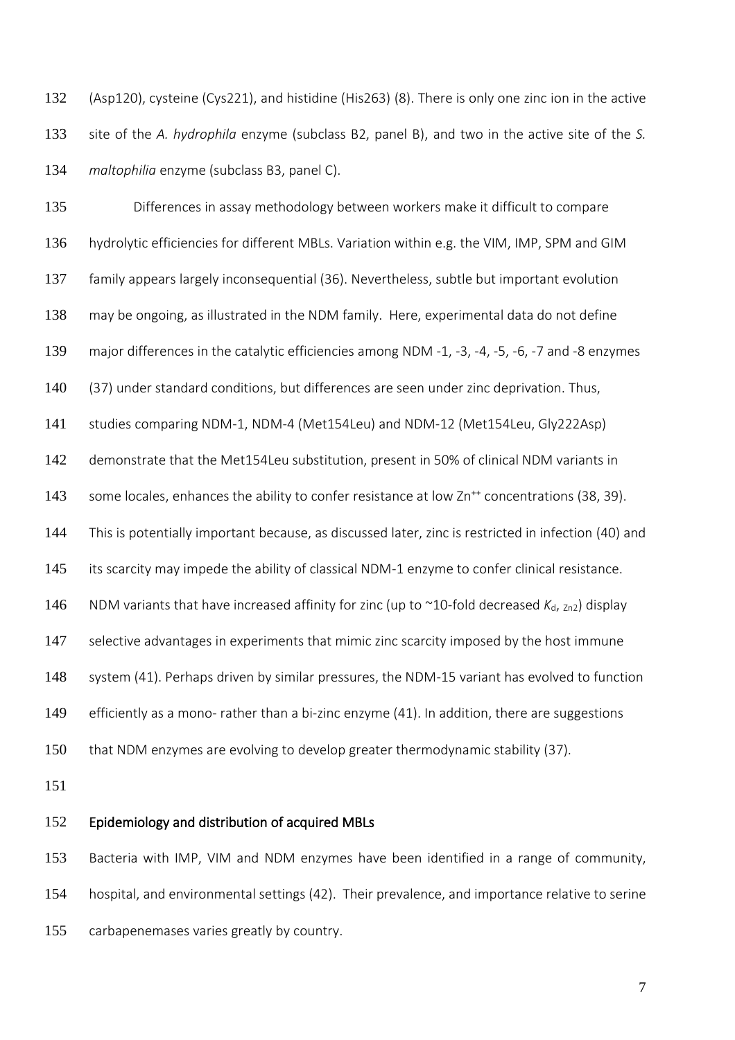(Asp120), cysteine (Cys221), and histidine (His263) (8). There is only one zinc ion in the active site of the *A. hydrophila* enzyme (subclass B2, panel B), and two in the active site of the *S. maltophilia* enzyme (subclass B3, panel C).

Differences in assay methodology between workers make it difficult to compare hydrolytic efficiencies for different MBLs. Variation within e.g. the VIM, IMP, SPM and GIM family appears largely inconsequential (36). Nevertheless, subtle but important evolution may be ongoing, as illustrated in the NDM family. Here, experimental data do not define major differences in the catalytic efficiencies among NDM -1, -3, -4, -5, -6, -7 and -8 enzymes (37) under standard conditions, but differences are seen under zinc deprivation. Thus, studies comparing NDM-1, NDM-4 (Met154Leu) and NDM-12 (Met154Leu, Gly222Asp) demonstrate that the Met154Leu substitution, present in 50% of clinical NDM variants in some locales, enhances the ability to confer resistance at low $Zn^{++}$ concentrations (38, 39). This is potentially important because, as discussed later, zinc is restricted in infection (40) and its scarcity may impede the ability of classical NDM-1 enzyme to confer clinical resistance. NDM variants that have increased affinity for zinc (up to ~10-fold decreased $K_{d,\ Zn2}$) display selective advantages in experiments that mimic zinc scarcity imposed by the host immune system (41). Perhaps driven by similar pressures, the NDM-15 variant has evolved to function efficiently as a mono- rather than a bi-zinc enzyme (41). In addition, there are suggestions that NDM enzymes are evolving to develop greater thermodynamic stability (37).

## Epidemiology and distribution of acquired MBLs

Bacteria with IMP, VIM and NDM enzymes have been identified in a range of community, hospital, and environmental settings (42). Their prevalence, and importance relative to serine carbapenemases varies greatly by country.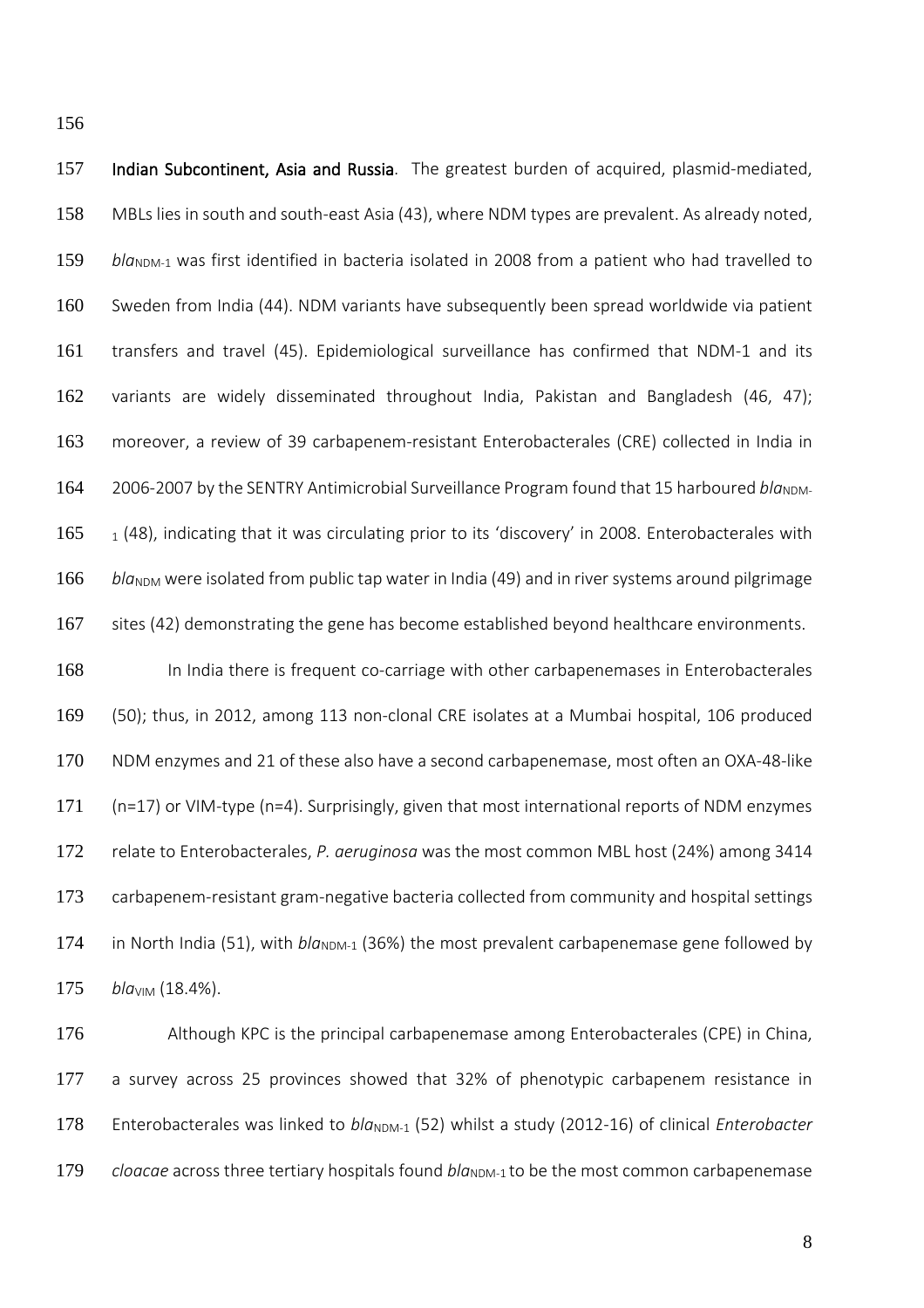**Indian Subcontinent, Asia and Russia**. The greatest burden of acquired, plasmid-mediated, MBLs lies in south and south-east Asia (43), where NDM types are prevalent. As already noted, *bla*$_{NDM-1}$ was first identified in bacteria isolated in 2008 from a patient who had travelled to Sweden from India (44). NDM variants have subsequently been spread worldwide via patient transfers and travel (45). Epidemiological surveillance has confirmed that NDM-1 and its variants are widely disseminated throughout India, Pakistan and Bangladesh (46, 47); moreover, a review of 39 carbapenem-resistant Enterobacterales (CRE) collected in India in 2006-2007 by the SENTRY Antimicrobial Surveillance Program found that 15 harboured *bla*$_{NDM-1}$ (48), indicating that it was circulating prior to its 'discovery' in 2008. Enterobacterales with *bla*$_{NDM}$ were isolated from public tap water in India (49) and in river systems around pilgrimage sites (42) demonstrating the gene has become established beyond healthcare environments.

In India there is frequent co-carriage with other carbapenemases in Enterobacterales (50); thus, in 2012, among 113 non-clonal CRE isolates at a Mumbai hospital, 106 produced NDM enzymes and 21 of these also have a second carbapenemase, most often an OXA-48-like (n=17) or VIM-type (n=4). Surprisingly, given that most international reports of NDM enzymes relate to Enterobacterales, *P. aeruginosa* was the most common MBL host (24%) among 3414 carbapenem-resistant gram-negative bacteria collected from community and hospital settings in North India (51), with *bla*$_{NDM-1}$ (36%) the most prevalent carbapenemase gene followed by *bla*$_{VIM}$ (18.4%).

Although KPC is the principal carbapenemase among Enterobacterales (CPE) in China, a survey across 25 provinces showed that 32% of phenotypic carbapenem resistance in Enterobacterales was linked to *bla*$_{NDM-1}$ (52) whilst a study (2012-16) of clinical *Enterobacter cloacae* across three tertiary hospitals found *bla*$_{NDM-1}$ to be the most common carbapenemase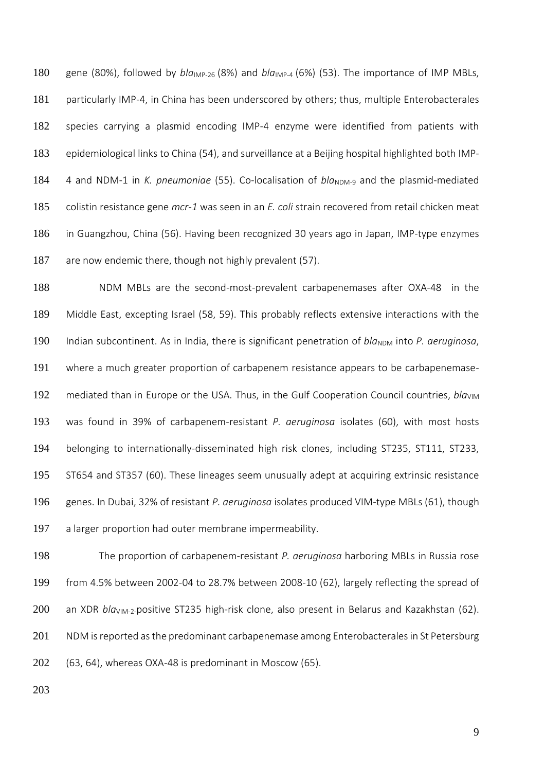gene (80%), followed by *bla*$_{IMP-26}$ (8%) and *bla*$_{IMP-4}$ (6%) (53). The importance of IMP MBLs, particularly IMP-4, in China has been underscored by others; thus, multiple Enterobacterales species carrying a plasmid encoding IMP-4 enzyme were identified from patients with epidemiological links to China (54), and surveillance at a Beijing hospital highlighted both IMP-4 and NDM-1 in *K. pneumoniae* (55). Co-localisation of *bla*$_{NDM-9}$ and the plasmid-mediated colistin resistance gene *mcr-1* was seen in an *E. coli* strain recovered from retail chicken meat in Guangzhou, China (56). Having been recognized 30 years ago in Japan, IMP-type enzymes are now endemic there, though not highly prevalent (57).

NDM MBLs are the second-most-prevalent carbapenemases after OXA-48 in the Middle East, excepting Israel (58, 59). This probably reflects extensive interactions with the Indian subcontinent. As in India, there is significant penetration of *bla*$_{NDM}$ into *P. aeruginosa*, where a much greater proportion of carbapenem resistance appears to be carbapenemase-mediated than in Europe or the USA. Thus, in the Gulf Cooperation Council countries, *bla*$_{VIM}$ was found in 39% of carbapenem-resistant *P. aeruginosa* isolates (60), with most hosts belonging to internationally-disseminated high risk clones, including ST235, ST111, ST233, ST654 and ST357 (60). These lineages seem unusually adept at acquiring extrinsic resistance genes. In Dubai, 32% of resistant *P. aeruginosa* isolates produced VIM-type MBLs (61), though a larger proportion had outer membrane impermeability.

The proportion of carbapenem-resistant *P. aeruginosa* harboring MBLs in Russia rose from 4.5% between 2002-04 to 28.7% between 2008-10 (62), largely reflecting the spread of an XDR *bla*$_{VIM-2}$-positive ST235 high-risk clone, also present in Belarus and Kazakhstan (62). NDM is reported as the predominant carbapenemase among Enterobacterales in St Petersburg (63, 64), whereas OXA-48 is predominant in Moscow (65).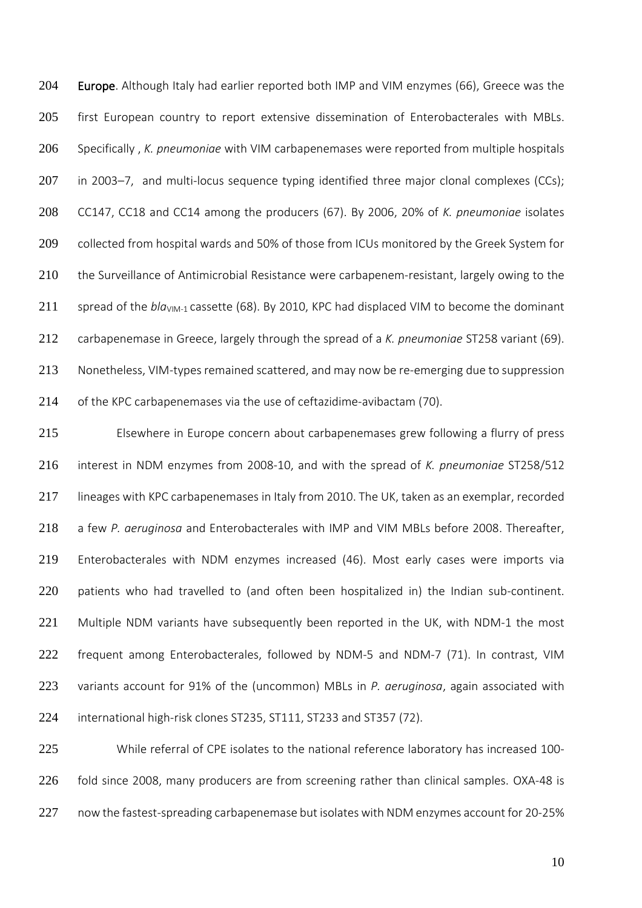**Europe**. Although Italy had earlier reported both IMP and VIM enzymes (66), Greece was the first European country to report extensive dissemination of Enterobacterales with MBLs. Specifically , *K. pneumoniae* with VIM carbapenemases were reported from multiple hospitals in 2003–7, and multi-locus sequence typing identified three major clonal complexes (CCs); CC147, CC18 and CC14 among the producers (67). By 2006, 20% of *K. pneumoniae* isolates collected from hospital wards and 50% of those from ICUs monitored by the Greek System for the Surveillance of Antimicrobial Resistance were carbapenem-resistant, largely owing to the spread of the $bla_{\text{VIM-1}}$ cassette (68). By 2010, KPC had displaced VIM to become the dominant carbapenemase in Greece, largely through the spread of a *K. pneumoniae* ST258 variant (69). Nonetheless, VIM-types remained scattered, and may now be re-emerging due to suppression of the KPC carbapenemases via the use of ceftazidime-avibactam (70).

Elsewhere in Europe concern about carbapenemases grew following a flurry of press interest in NDM enzymes from 2008-10, and with the spread of *K. pneumoniae* ST258/512 lineages with KPC carbapenemases in Italy from 2010. The UK, taken as an exemplar, recorded a few *P. aeruginosa* and Enterobacterales with IMP and VIM MBLs before 2008. Thereafter, Enterobacterales with NDM enzymes increased (46). Most early cases were imports via patients who had travelled to (and often been hospitalized in) the Indian sub-continent. Multiple NDM variants have subsequently been reported in the UK, with NDM-1 the most frequent among Enterobacterales, followed by NDM-5 and NDM-7 (71). In contrast, VIM variants account for 91% of the (uncommon) MBLs in *P. aeruginosa*, again associated with international high-risk clones ST235, ST111, ST233 and ST357 (72).

While referral of CPE isolates to the national reference laboratory has increased 100-fold since 2008, many producers are from screening rather than clinical samples. OXA-48 is now the fastest-spreading carbapenemase but isolates with NDM enzymes account for 20-25%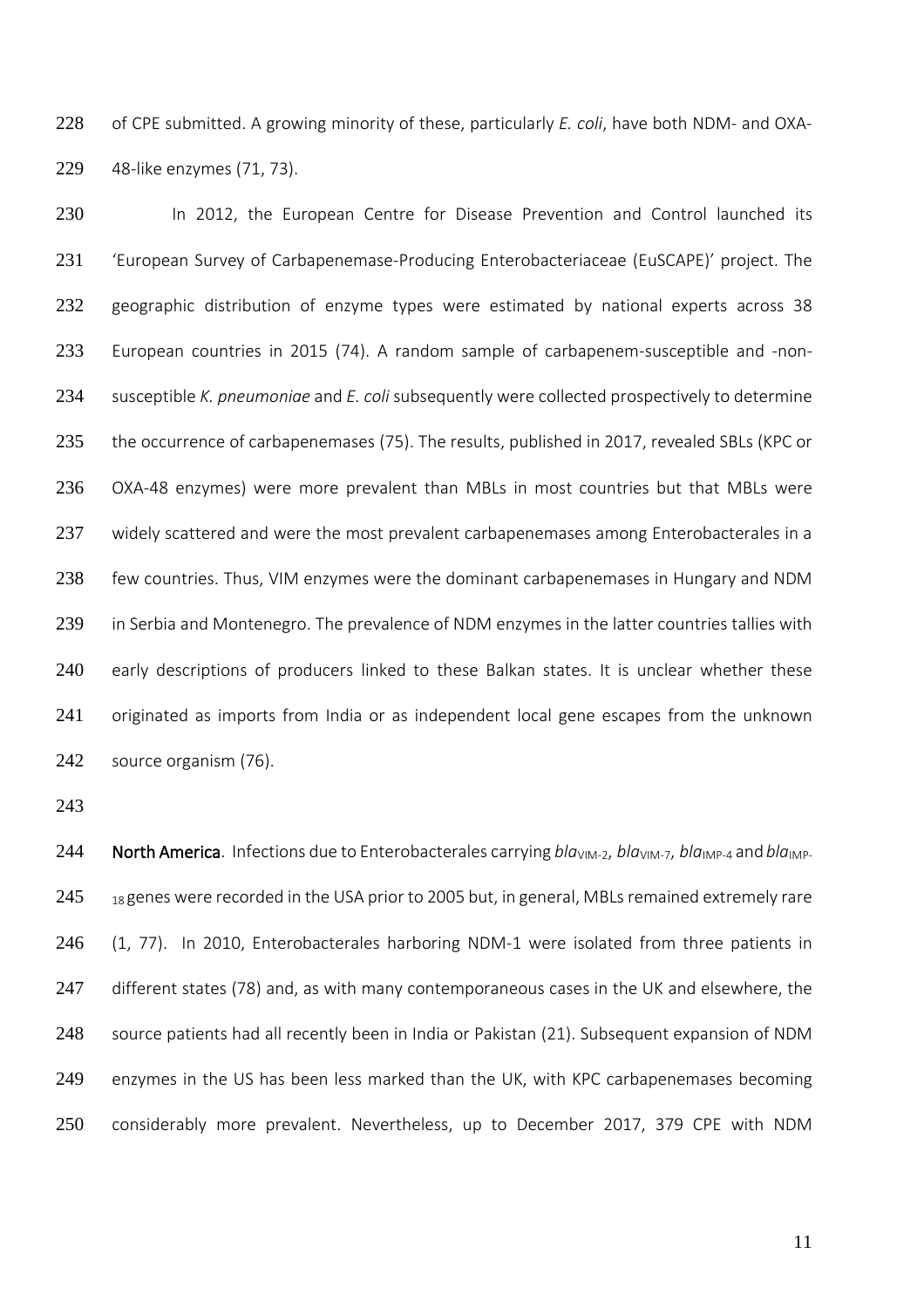of CPE submitted. A growing minority of these, particularly *E. coli*, have both NDM- and OXA-48-like enzymes (71, 73).

In 2012, the European Centre for Disease Prevention and Control launched its 'European Survey of Carbapenemase-Producing Enterobacteriaceae (EuSCAPE)' project. The geographic distribution of enzyme types were estimated by national experts across 38 European countries in 2015 (74). A random sample of carbapenem-susceptible and -non-susceptible *K. pneumoniae* and *E. coli* subsequently were collected prospectively to determine the occurrence of carbapenemases (75). The results, published in 2017, revealed SBLs (KPC or OXA-48 enzymes) were more prevalent than MBLs in most countries but that MBLs were widely scattered and were the most prevalent carbapenemases among Enterobacterales in a few countries. Thus, VIM enzymes were the dominant carbapenemases in Hungary and NDM in Serbia and Montenegro. The prevalence of NDM enzymes in the latter countries tallies with early descriptions of producers linked to these Balkan states. It is unclear whether these originated as imports from India or as independent local gene escapes from the unknown source organism (76).

**North America**. Infections due to Enterobacterales carrying *bla*$_{VIM-2}$, *bla*$_{VIM-7}$, *bla*$_{IMP-4}$ and *bla*$_{IMP-18}$ genes were recorded in the USA prior to 2005 but, in general, MBLs remained extremely rare (1, 77). In 2010, Enterobacterales harboring NDM-1 were isolated from three patients in different states (78) and, as with many contemporaneous cases in the UK and elsewhere, the source patients had all recently been in India or Pakistan (21). Subsequent expansion of NDM enzymes in the US has been less marked than the UK, with KPC carbapenemases becoming considerably more prevalent. Nevertheless, up to December 2017, 379 CPE with NDM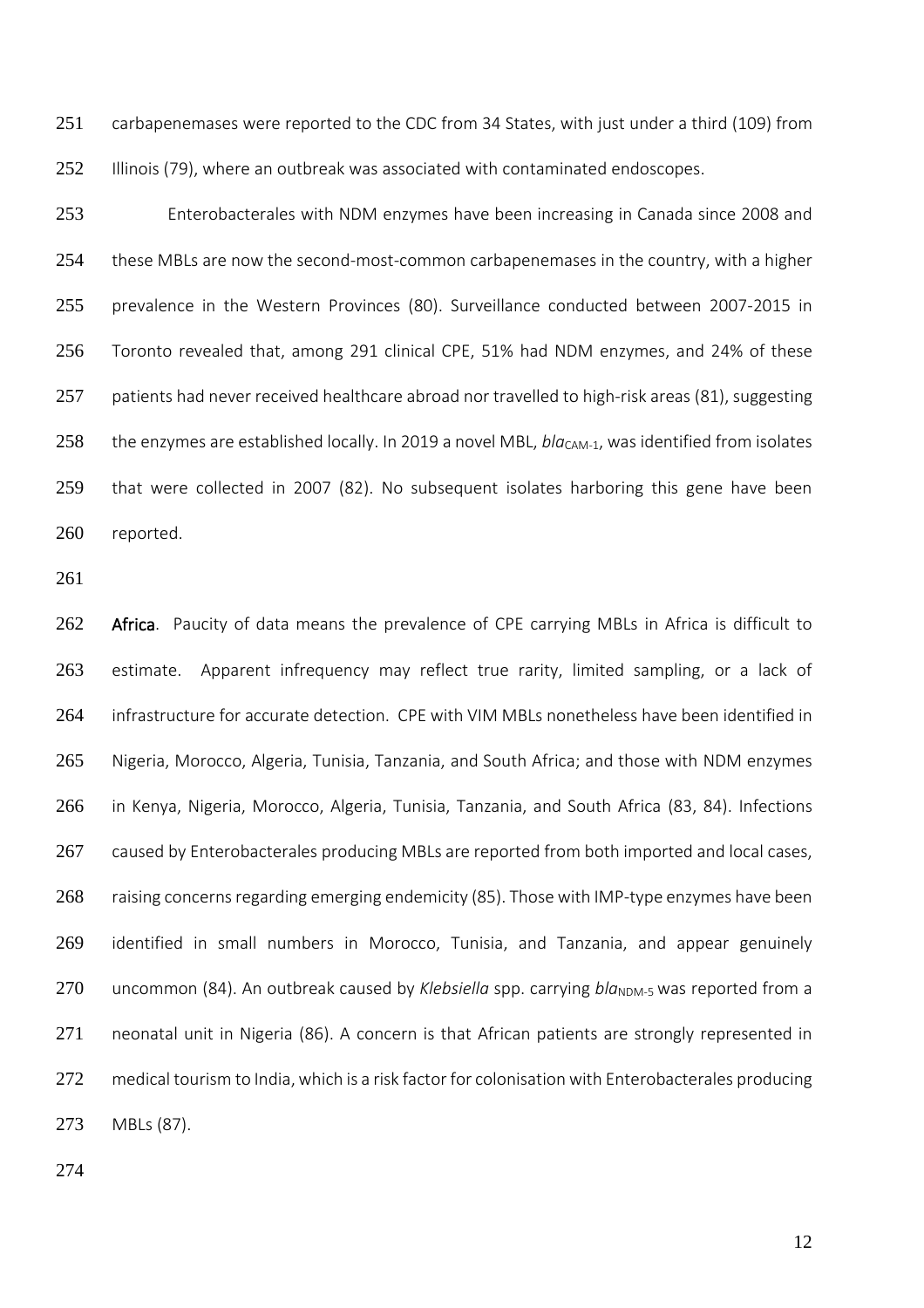carbapenemases were reported to the CDC from 34 States, with just under a third (109) from Illinois (79), where an outbreak was associated with contaminated endoscopes.

Enterobacterales with NDM enzymes have been increasing in Canada since 2008 and these MBLs are now the second-most-common carbapenemases in the country, with a higher prevalence in the Western Provinces (80). Surveillance conducted between 2007-2015 in Toronto revealed that, among 291 clinical CPE, 51% had NDM enzymes, and 24% of these patients had never received healthcare abroad nor travelled to high-risk areas (81), suggesting the enzymes are established locally. In 2019 a novel MBL, *bla*$_{CAM-1}$, was identified from isolates that were collected in 2007 (82). No subsequent isolates harboring this gene have been reported.

**Africa**. Paucity of data means the prevalence of CPE carrying MBLs in Africa is difficult to estimate. Apparent infrequency may reflect true rarity, limited sampling, or a lack of infrastructure for accurate detection. CPE with VIM MBLs nonetheless have been identified in Nigeria, Morocco, Algeria, Tunisia, Tanzania, and South Africa; and those with NDM enzymes in Kenya, Nigeria, Morocco, Algeria, Tunisia, Tanzania, and South Africa (83, 84). Infections caused by Enterobacterales producing MBLs are reported from both imported and local cases, raising concerns regarding emerging endemicity (85). Those with IMP-type enzymes have been identified in small numbers in Morocco, Tunisia, and Tanzania, and appear genuinely uncommon (84). An outbreak caused by *Klebsiella* spp. carrying *bla*$_{NDM-5}$ was reported from a neonatal unit in Nigeria (86). A concern is that African patients are strongly represented in medical tourism to India, which is a risk factor for colonisation with Enterobacterales producing MBLs (87).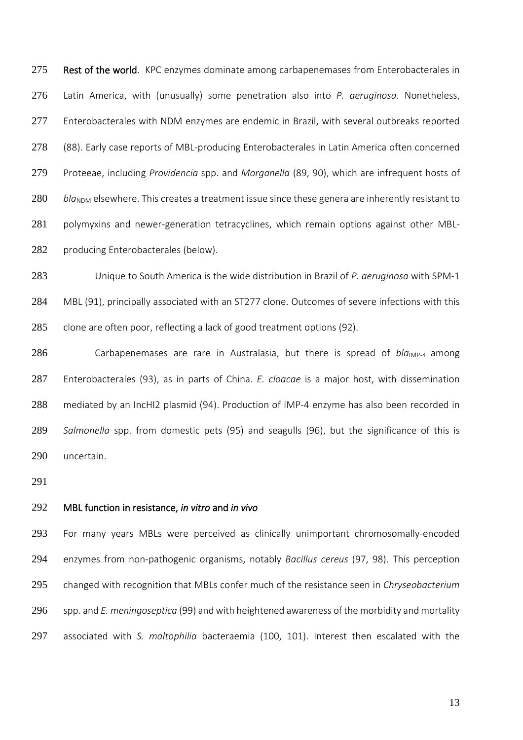**Rest of the world**. KPC enzymes dominate among carbapenemases from Enterobacterales in Latin America, with (unusually) some penetration also into *P. aeruginosa*. Nonetheless, Enterobacterales with NDM enzymes are endemic in Brazil, with several outbreaks reported (88). Early case reports of MBL-producing Enterobacterales in Latin America often concerned Proteeae, including *Providencia* spp. and *Morganella* (89, 90), which are infrequent hosts of *bla*$_{NDM}$ elsewhere. This creates a treatment issue since these genera are inherently resistant to polymyxins and newer-generation tetracyclines, which remain options against other MBL-producing Enterobacterales (below).

Unique to South America is the wide distribution in Brazil of *P. aeruginosa* with SPM-1 MBL (91), principally associated with an ST277 clone. Outcomes of severe infections with this clone are often poor, reflecting a lack of good treatment options (92).

Carbapenemases are rare in Australasia, but there is spread of *bla*$_{IMP-4}$ among Enterobacterales (93), as in parts of China. *E. cloacae* is a major host, with dissemination mediated by an IncHI2 plasmid (94). Production of IMP-4 enzyme has also been recorded in *Salmonella* spp. from domestic pets (95) and seagulls (96), but the significance of this is uncertain.

## MBL function in resistance, *in vitro* and *in vivo*

For many years MBLs were perceived as clinically unimportant chromosomally-encoded enzymes from non-pathogenic organisms, notably *Bacillus cereus* (97, 98). This perception changed with recognition that MBLs confer much of the resistance seen in *Chryseobacterium* spp. and *E. meningoseptica* (99) and with heightened awareness of the morbidity and mortality associated with *S. maltophilia* bacteraemia (100, 101). Interest then escalated with the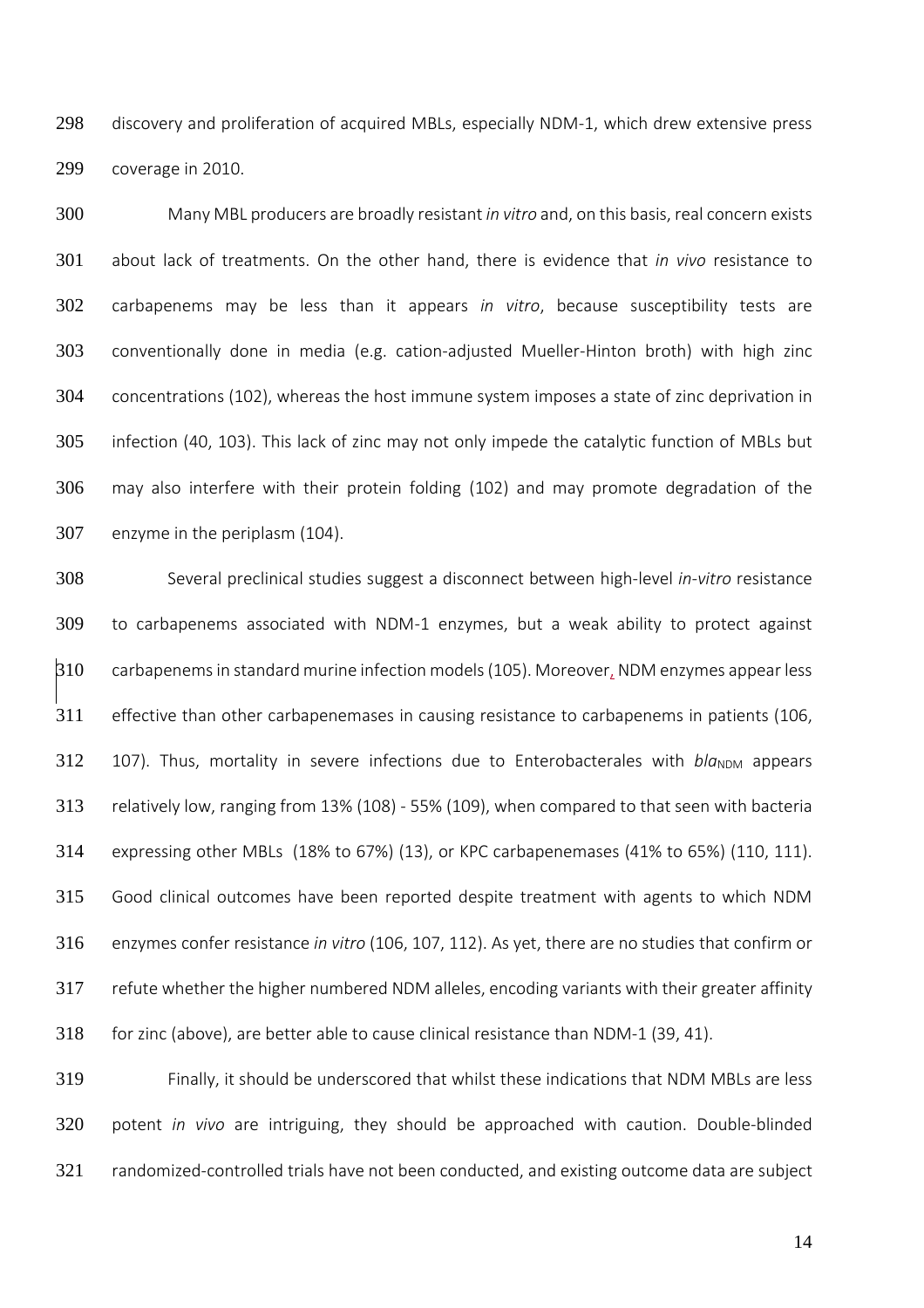discovery and proliferation of acquired MBLs, especially NDM-1, which drew extensive press coverage in 2010.

Many MBL producers are broadly resistant *in vitro* and, on this basis, real concern exists about lack of treatments. On the other hand, there is evidence that *in vivo* resistance to carbapenems may be less than it appears *in vitro*, because susceptibility tests are conventionally done in media (e.g. cation-adjusted Mueller-Hinton broth) with high zinc concentrations (102), whereas the host immune system imposes a state of zinc deprivation in infection (40, 103). This lack of zinc may not only impede the catalytic function of MBLs but may also interfere with their protein folding (102) and may promote degradation of the enzyme in the periplasm (104).

Several preclinical studies suggest a disconnect between high-level *in-vitro* resistance to carbapenems associated with NDM-1 enzymes, but a weak ability to protect against carbapenems in standard murine infection models (105). Moreover, NDM enzymes appear less effective than other carbapenemases in causing resistance to carbapenems in patients (106, 107). Thus, mortality in severe infections due to Enterobacterales with *bla*$_{\mathrm{NDM}}$ appears relatively low, ranging from 13% (108) - 55% (109), when compared to that seen with bacteria expressing other MBLs (18% to 67%) (13), or KPC carbapenemases (41% to 65%) (110, 111). Good clinical outcomes have been reported despite treatment with agents to which NDM enzymes confer resistance *in vitro* (106, 107, 112). As yet, there are no studies that confirm or refute whether the higher numbered NDM alleles, encoding variants with their greater affinity for zinc (above), are better able to cause clinical resistance than NDM-1 (39, 41).

Finally, it should be underscored that whilst these indications that NDM MBLs are less potent *in vivo* are intriguing, they should be approached with caution. Double-blinded randomized-controlled trials have not been conducted, and existing outcome data are subject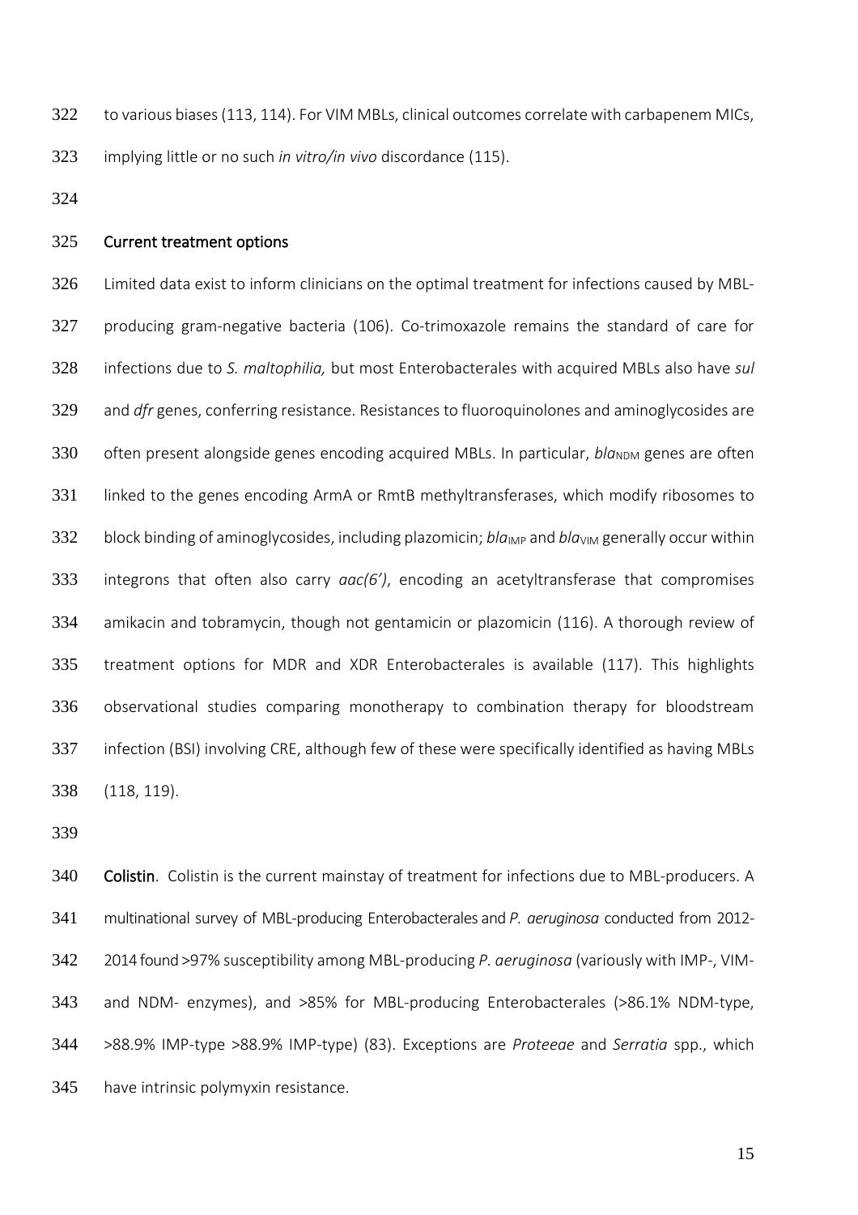to various biases (113, 114). For VIM MBLs, clinical outcomes correlate with carbapenem MICs, implying little or no such *in vitro/in vivo* discordance (115).

## Current treatment options

Limited data exist to inform clinicians on the optimal treatment for infections caused by MBL-producing gram-negative bacteria (106). Co-trimoxazole remains the standard of care for infections due to *S. maltophilia,* but most Enterobacterales with acquired MBLs also have *sul* and *dfr* genes, conferring resistance. Resistances to fluoroquinolones and aminoglycosides are often present alongside genes encoding acquired MBLs. In particular, $bla_{\mathrm{NDM}}$ genes are often linked to the genes encoding ArmA or RmtB methyltransferases, which modify ribosomes to block binding of aminoglycosides, including plazomicin; $bla_{\mathrm{IMP}}$ and $bla_{\mathrm{VIM}}$ generally occur within integrons that often also carry *aac(6')*, encoding an acetyltransferase that compromises amikacin and tobramycin, though not gentamicin or plazomicin (116). A thorough review of treatment options for MDR and XDR Enterobacterales is available (117). This highlights observational studies comparing monotherapy to combination therapy for bloodstream infection (BSI) involving CRE, although few of these were specifically identified as having MBLs (118, 119).

**Colistin**. Colistin is the current mainstay of treatment for infections due to MBL-producers. A multinational survey of MBL-producing Enterobacterales and *P. aeruginosa* conducted from 2012-2014 found >97% susceptibility among MBL-producing *P. aeruginosa* (variously with IMP-, VIM- and NDM- enzymes), and >85% for MBL-producing Enterobacterales (>86.1% NDM-type, >88.9% IMP-type >88.9% IMP-type) (83). Exceptions are *Proteeae* and *Serratia* spp., which have intrinsic polymyxin resistance.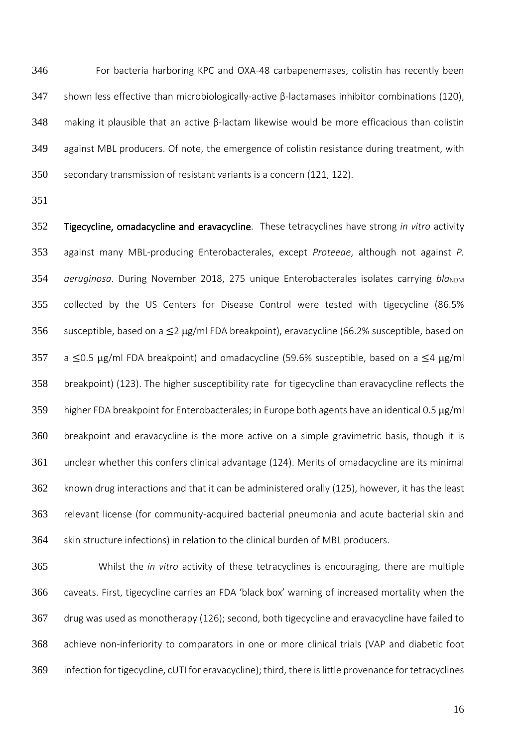For bacteria harboring KPC and OXA-48 carbapenemases, colistin has recently been shown less effective than microbiologically-active β-lactamases inhibitor combinations (120), making it plausible that an active β-lactam likewise would be more efficacious than colistin against MBL producers. Of note, the emergence of colistin resistance during treatment, with secondary transmission of resistant variants is a concern (121, 122).

**Tigecycline, omadacycline and eravacycline**. These tetracyclines have strong *in vitro* activity against many MBL-producing Enterobacterales, except *Proteeae*, although not against *P. aeruginosa*. During November 2018, 275 unique Enterobacterales isolates carrying $bla_{NDM}$ collected by the US Centers for Disease Control were tested with tigecycline (86.5% susceptible, based on a ≤2 μg/ml FDA breakpoint), eravacycline (66.2% susceptible, based on a ≤0.5 μg/ml FDA breakpoint) and omadacycline (59.6% susceptible, based on a ≤4 μg/ml breakpoint) (123). The higher susceptibility rate for tigecycline than eravacycline reflects the higher FDA breakpoint for Enterobacterales; in Europe both agents have an identical 0.5 μg/ml breakpoint and eravacycline is the more active on a simple gravimetric basis, though it is unclear whether this confers clinical advantage (124). Merits of omadacycline are its minimal known drug interactions and that it can be administered orally (125), however, it has the least relevant license (for community-acquired bacterial pneumonia and acute bacterial skin and skin structure infections) in relation to the clinical burden of MBL producers.

Whilst the *in vitro* activity of these tetracyclines is encouraging, there are multiple caveats. First, tigecycline carries an FDA 'black box' warning of increased mortality when the drug was used as monotherapy (126); second, both tigecycline and eravacycline have failed to achieve non-inferiority to comparators in one or more clinical trials (VAP and diabetic foot infection for tigecycline, cUTI for eravacycline); third, there is little provenance for tetracyclines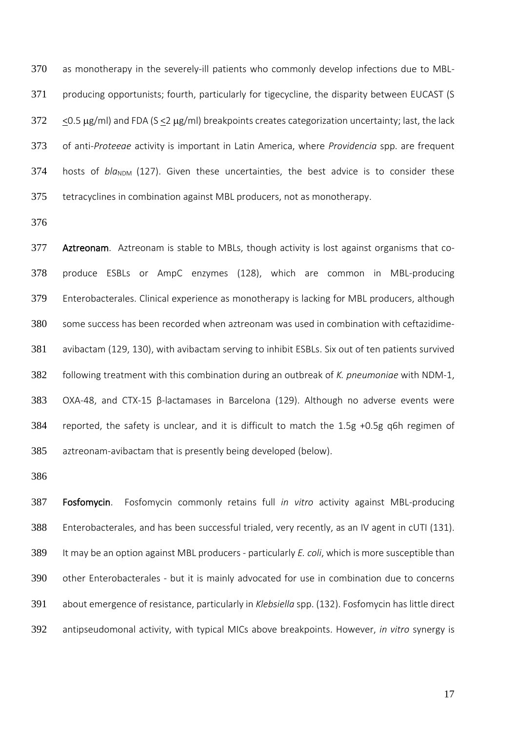as monotherapy in the severely-ill patients who commonly develop infections due to MBL-producing opportunists; fourth, particularly for tigecycline, the disparity between EUCAST (S ≤0.5 μg/ml) and FDA (S ≤2 μg/ml) breakpoints creates categorization uncertainty; last, the lack of anti-*Proteeae* activity is important in Latin America, where *Providencia* spp. are frequent hosts of $bla_{NDM}$ (127). Given these uncertainties, the best advice is to consider these tetracyclines in combination against MBL producers, not as monotherapy.

**Aztreonam**. Aztreonam is stable to MBLs, though activity is lost against organisms that co-produce ESBLs or AmpC enzymes (128), which are common in MBL-producing Enterobacterales. Clinical experience as monotherapy is lacking for MBL producers, although some success has been recorded when aztreonam was used in combination with ceftazidime-avibactam (129, 130), with avibactam serving to inhibit ESBLs. Six out of ten patients survived following treatment with this combination during an outbreak of *K. pneumoniae* with NDM-1, OXA-48, and CTX-15 β-lactamases in Barcelona (129). Although no adverse events were reported, the safety is unclear, and it is difficult to match the 1.5g +0.5g q6h regimen of aztreonam-avibactam that is presently being developed (below).

**Fosfomycin**. Fosfomycin commonly retains full *in vitro* activity against MBL-producing Enterobacterales, and has been successful trialed, very recently, as an IV agent in cUTI (131). It may be an option against MBL producers - particularly *E. coli*, which is more susceptible than other Enterobacterales - but it is mainly advocated for use in combination due to concerns about emergence of resistance, particularly in *Klebsiella* spp. (132). Fosfomycin has little direct antipseudomonal activity, with typical MICs above breakpoints. However, *in vitro* synergy is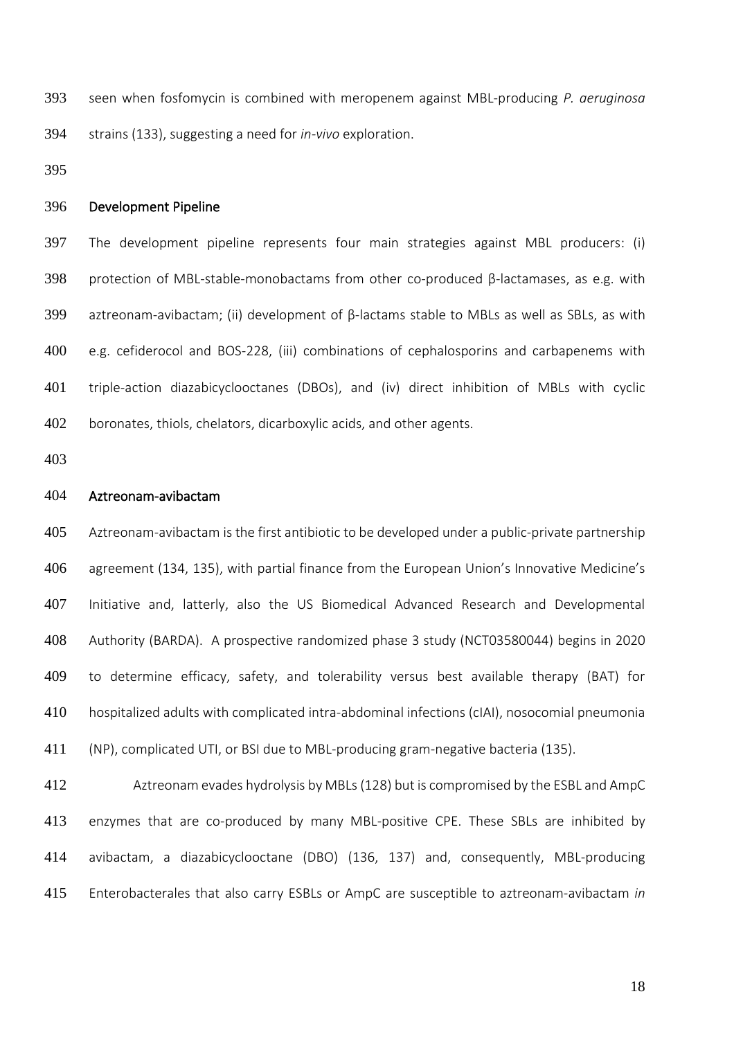seen when fosfomycin is combined with meropenem against MBL-producing *P. aeruginosa* strains (133), suggesting a need for *in-vivo* exploration.

## Development Pipeline

The development pipeline represents four main strategies against MBL producers: (i) protection of MBL-stable-monobactams from other co-produced β-lactamases, as e.g. with aztreonam-avibactam; (ii) development of β-lactams stable to MBLs as well as SBLs, as with e.g. cefiderocol and BOS-228, (iii) combinations of cephalosporins and carbapenems with triple-action diazabicyclooctanes (DBOs), and (iv) direct inhibition of MBLs with cyclic boronates, thiols, chelators, dicarboxylic acids, and other agents.

## Aztreonam-avibactam

Aztreonam-avibactam is the first antibiotic to be developed under a public-private partnership agreement (134, 135), with partial finance from the European Union's Innovative Medicine's Initiative and, latterly, also the US Biomedical Advanced Research and Developmental Authority (BARDA). A prospective randomized phase 3 study (NCT03580044) begins in 2020 to determine efficacy, safety, and tolerability versus best available therapy (BAT) for hospitalized adults with complicated intra-abdominal infections (cIAI), nosocomial pneumonia (NP), complicated UTI, or BSI due to MBL-producing gram-negative bacteria (135).

Aztreonam evades hydrolysis by MBLs (128) but is compromised by the ESBL and AmpC enzymes that are co-produced by many MBL-positive CPE. These SBLs are inhibited by avibactam, a diazabicyclooctane (DBO) (136, 137) and, consequently, MBL-producing Enterobacterales that also carry ESBLs or AmpC are susceptible to aztreonam-avibactam *in*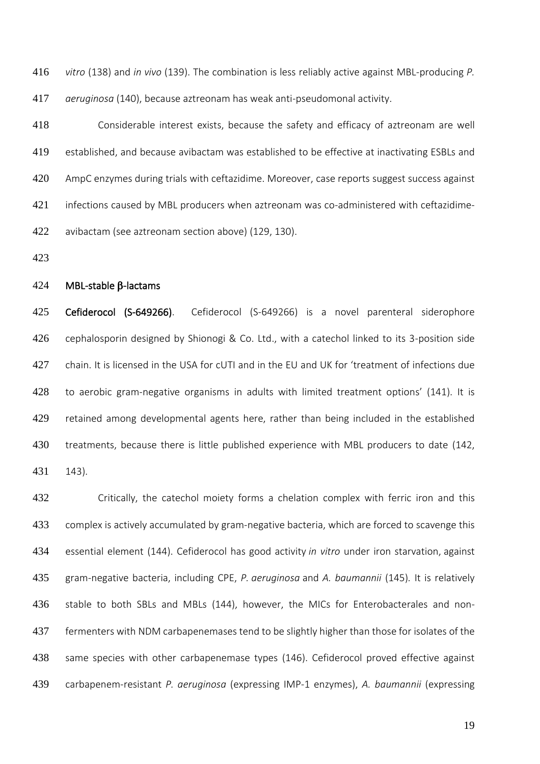*vitro* (138) and *in vivo* (139). The combination is less reliably active against MBL-producing *P. aeruginosa* (140), because aztreonam has weak anti-pseudomonal activity.

Considerable interest exists, because the safety and efficacy of aztreonam are well established, and because avibactam was established to be effective at inactivating ESBLs and AmpC enzymes during trials with ceftazidime. Moreover, case reports suggest success against infections caused by MBL producers when aztreonam was co-administered with ceftazidime-avibactam (see aztreonam section above) (129, 130).

### MBL-stable β-lactams

**Cefiderocol (S-649266)**. Cefiderocol (S-649266) is a novel parenteral siderophore cephalosporin designed by Shionogi & Co. Ltd., with a catechol linked to its 3-position side chain. It is licensed in the USA for cUTI and in the EU and UK for 'treatment of infections due to aerobic gram-negative organisms in adults with limited treatment options' (141). It is retained among developmental agents here, rather than being included in the established treatments, because there is little published experience with MBL producers to date (142, 143).

Critically, the catechol moiety forms a chelation complex with ferric iron and this complex is actively accumulated by gram-negative bacteria, which are forced to scavenge this essential element (144). Cefiderocol has good activity *in vitro* under iron starvation, against gram-negative bacteria, including CPE, *P. aeruginosa* and *A. baumannii* (145). It is relatively stable to both SBLs and MBLs (144), however, the MICs for Enterobacterales and non-fermenters with NDM carbapenemases tend to be slightly higher than those for isolates of the same species with other carbapenemase types (146). Cefiderocol proved effective against carbapenem-resistant *P. aeruginosa* (expressing IMP-1 enzymes), *A. baumannii* (expressing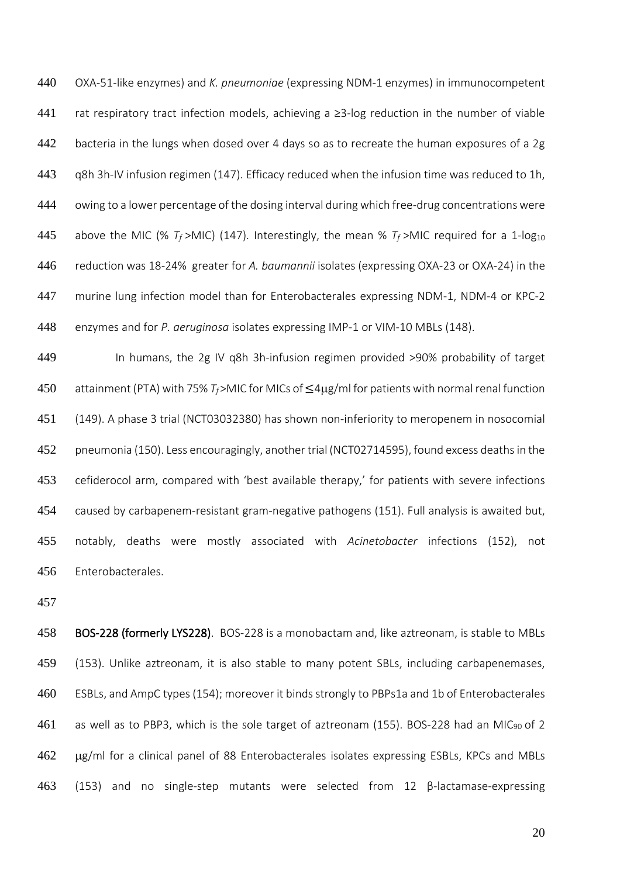OXA-51-like enzymes) and *K. pneumoniae* (expressing NDM-1 enzymes) in immunocompetent rat respiratory tract infection models, achieving a ≥3-log reduction in the number of viable bacteria in the lungs when dosed over 4 days so as to recreate the human exposures of a 2g q8h 3h-IV infusion regimen (147). Efficacy reduced when the infusion time was reduced to 1h, owing to a lower percentage of the dosing interval during which free-drug concentrations were above the MIC (% $T_f$ >MIC) (147). Interestingly, the mean % $T_f$ >MIC required for a 1-$\log_{10}$ reduction was 18-24% greater for *A. baumannii* isolates (expressing OXA-23 or OXA-24) in the murine lung infection model than for Enterobacterales expressing NDM-1, NDM-4 or KPC-2 enzymes and for *P. aeruginosa* isolates expressing IMP-1 or VIM-10 MBLs (148).

In humans, the 2g IV q8h 3h-infusion regimen provided >90% probability of target attainment (PTA) with 75% $T_f$>MIC for MICs of ≤4μg/ml for patients with normal renal function (149). A phase 3 trial (NCT03032380) has shown non-inferiority to meropenem in nosocomial pneumonia (150). Less encouragingly, another trial (NCT02714595), found excess deaths in the cefiderocol arm, compared with 'best available therapy,' for patients with severe infections caused by carbapenem-resistant gram-negative pathogens (151). Full analysis is awaited but, notably, deaths were mostly associated with *Acinetobacter* infections (152), not Enterobacterales.

**BOS-228 (formerly LYS228)**. BOS-228 is a monobactam and, like aztreonam, is stable to MBLs (153). Unlike aztreonam, it is also stable to many potent SBLs, including carbapenemases, ESBLs, and AmpC types (154); moreover it binds strongly to PBPs1a and 1b of Enterobacterales as well as to PBP3, which is the sole target of aztreonam (155). BOS-228 had an $MIC_{90}$ of 2 μg/ml for a clinical panel of 88 Enterobacterales isolates expressing ESBLs, KPCs and MBLs (153) and no single-step mutants were selected from 12 β-lactamase-expressing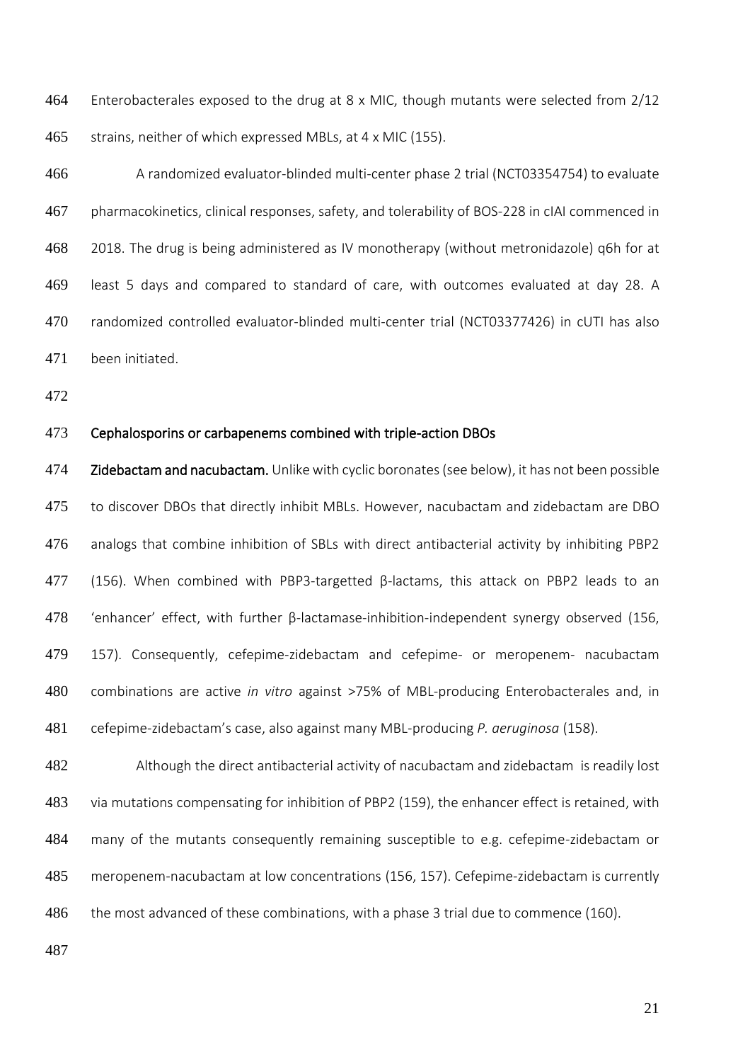Enterobacterales exposed to the drug at 8 x MIC, though mutants were selected from 2/12 strains, neither of which expressed MBLs, at 4 x MIC (155).

A randomized evaluator-blinded multi-center phase 2 trial (NCT03354754) to evaluate pharmacokinetics, clinical responses, safety, and tolerability of BOS-228 in cIAI commenced in 2018. The drug is being administered as IV monotherapy (without metronidazole) q6h for at least 5 days and compared to standard of care, with outcomes evaluated at day 28. A randomized controlled evaluator-blinded multi-center trial (NCT03377426) in cUTI has also been initiated.

## Cephalosporins or carbapenems combined with triple-action DBOs

**Zidebactam and nacubactam.** Unlike with cyclic boronates (see below), it has not been possible to discover DBOs that directly inhibit MBLs. However, nacubactam and zidebactam are DBO analogs that combine inhibition of SBLs with direct antibacterial activity by inhibiting PBP2 (156). When combined with PBP3-targetted β-lactams, this attack on PBP2 leads to an 'enhancer' effect, with further β-lactamase-inhibition-independent synergy observed (156, 157). Consequently, cefepime-zidebactam and cefepime- or meropenem- nacubactam combinations are active *in vitro* against >75% of MBL-producing Enterobacterales and, in cefepime-zidebactam's case, also against many MBL-producing *P. aeruginosa* (158).

Although the direct antibacterial activity of nacubactam and zidebactam is readily lost via mutations compensating for inhibition of PBP2 (159), the enhancer effect is retained, with many of the mutants consequently remaining susceptible to e.g. cefepime-zidebactam or meropenem-nacubactam at low concentrations (156, 157). Cefepime-zidebactam is currently the most advanced of these combinations, with a phase 3 trial due to commence (160).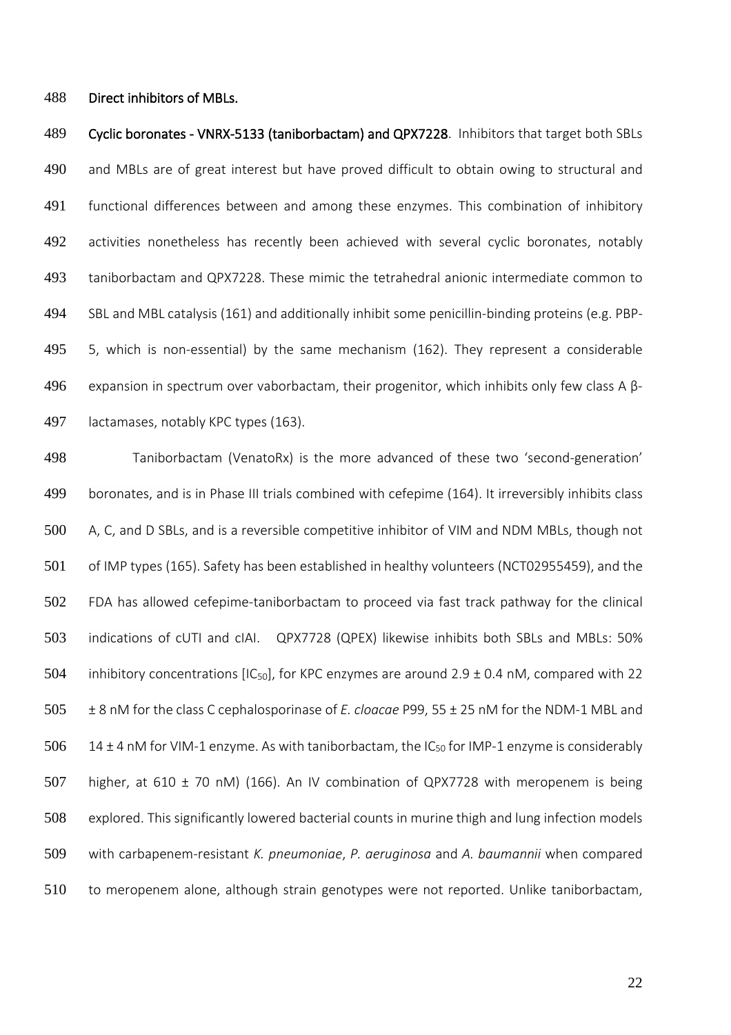**Direct inhibitors of MBLs.**

**Cyclic boronates - VNRX-5133 (taniborbactam) and QPX7228**. Inhibitors that target both SBLs and MBLs are of great interest but have proved difficult to obtain owing to structural and functional differences between and among these enzymes. This combination of inhibitory activities nonetheless has recently been achieved with several cyclic boronates, notably taniborbactam and QPX7228. These mimic the tetrahedral anionic intermediate common to SBL and MBL catalysis (161) and additionally inhibit some penicillin-binding proteins (e.g. PBP-5, which is non-essential) by the same mechanism (162). They represent a considerable expansion in spectrum over vaborbactam, their progenitor, which inhibits only few class A β-lactamases, notably KPC types (163).

Taniborbactam (VenatoRx) is the more advanced of these two 'second-generation' boronates, and is in Phase III trials combined with cefepime (164). It irreversibly inhibits class A, C, and D SBLs, and is a reversible competitive inhibitor of VIM and NDM MBLs, though not of IMP types (165). Safety has been established in healthy volunteers (NCT02955459), and the FDA has allowed cefepime-taniborbactam to proceed via fast track pathway for the clinical indications of cUTI and cIAI. QPX7728 (QPEX) likewise inhibits both SBLs and MBLs: 50% inhibitory concentrations [$IC_{50}$], for KPC enzymes are around 2.9 ± 0.4 nM, compared with 22 ± 8 nM for the class C cephalosporinase of *E. cloacae* P99, 55 ± 25 nM for the NDM-1 MBL and 14 ± 4 nM for VIM-1 enzyme. As with taniborbactam, the $IC_{50}$ for IMP-1 enzyme is considerably higher, at 610 ± 70 nM) (166). An IV combination of QPX7728 with meropenem is being explored. This significantly lowered bacterial counts in murine thigh and lung infection models with carbapenem-resistant *K. pneumoniae*, *P. aeruginosa* and *A. baumannii* when compared to meropenem alone, although strain genotypes were not reported. Unlike taniborbactam,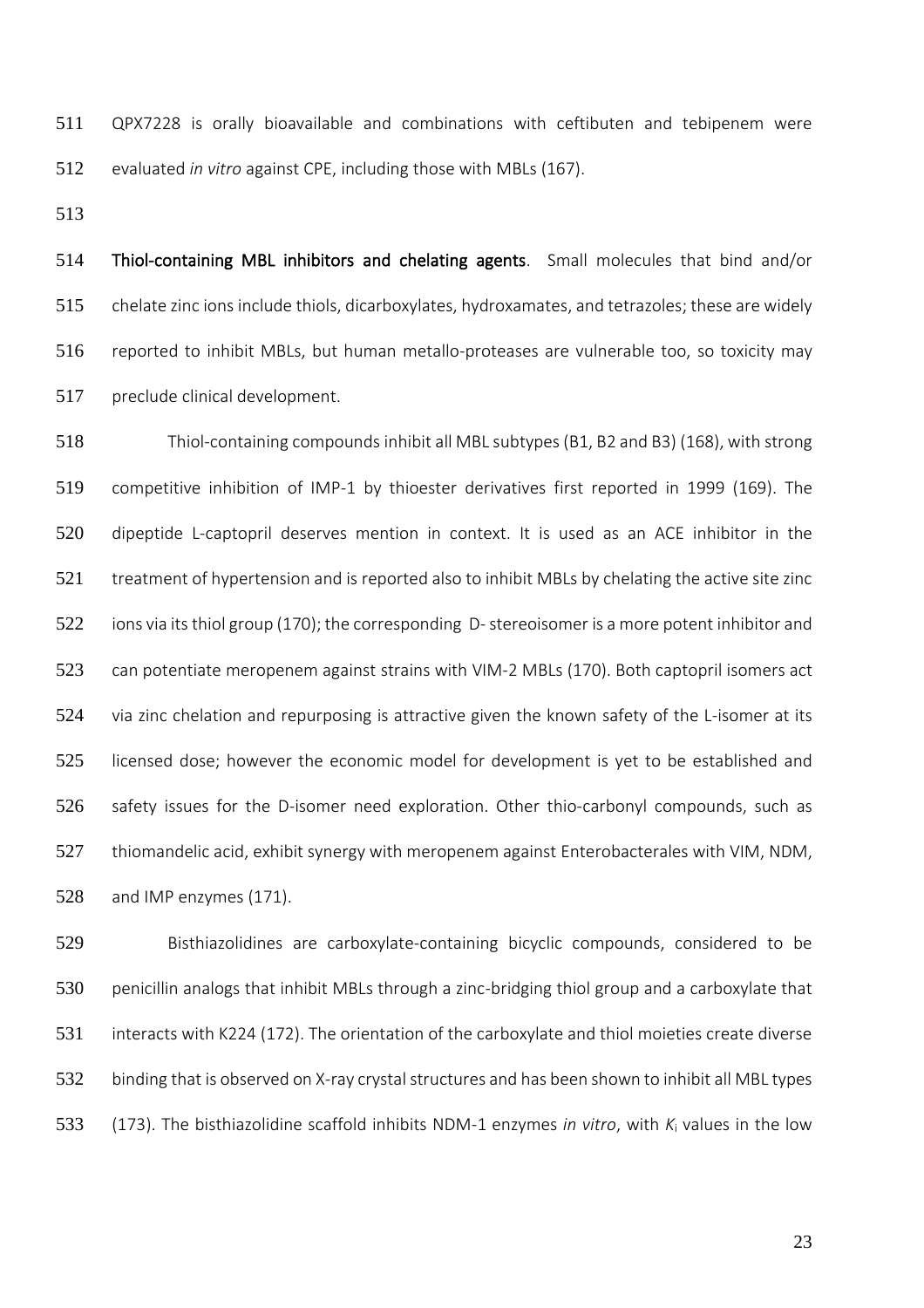QPX7228 is orally bioavailable and combinations with ceftibuten and tebipenem were evaluated *in vitro* against CPE, including those with MBLs (167).

**Thiol-containing MBL inhibitors and chelating agents**. Small molecules that bind and/or chelate zinc ions include thiols, dicarboxylates, hydroxamates, and tetrazoles; these are widely reported to inhibit MBLs, but human metallo-proteases are vulnerable too, so toxicity may preclude clinical development.

Thiol-containing compounds inhibit all MBL subtypes (B1, B2 and B3) (168), with strong competitive inhibition of IMP-1 by thioester derivatives first reported in 1999 (169). The dipeptide L-captopril deserves mention in context. It is used as an ACE inhibitor in the treatment of hypertension and is reported also to inhibit MBLs by chelating the active site zinc ions via its thiol group (170); the corresponding D- stereoisomer is a more potent inhibitor and can potentiate meropenem against strains with VIM-2 MBLs (170). Both captopril isomers act via zinc chelation and repurposing is attractive given the known safety of the L-isomer at its licensed dose; however the economic model for development is yet to be established and safety issues for the D-isomer need exploration. Other thio-carbonyl compounds, such as thiomandelic acid, exhibit synergy with meropenem against Enterobacterales with VIM, NDM, and IMP enzymes (171).

Bisthiazolidines are carboxylate-containing bicyclic compounds, considered to be penicillin analogs that inhibit MBLs through a zinc-bridging thiol group and a carboxylate that interacts with K224 (172). The orientation of the carboxylate and thiol moieties create diverse binding that is observed on X-ray crystal structures and has been shown to inhibit all MBL types (173). The bisthiazolidine scaffold inhibits NDM-1 enzymes *in vitro*, with $K_i$ values in the low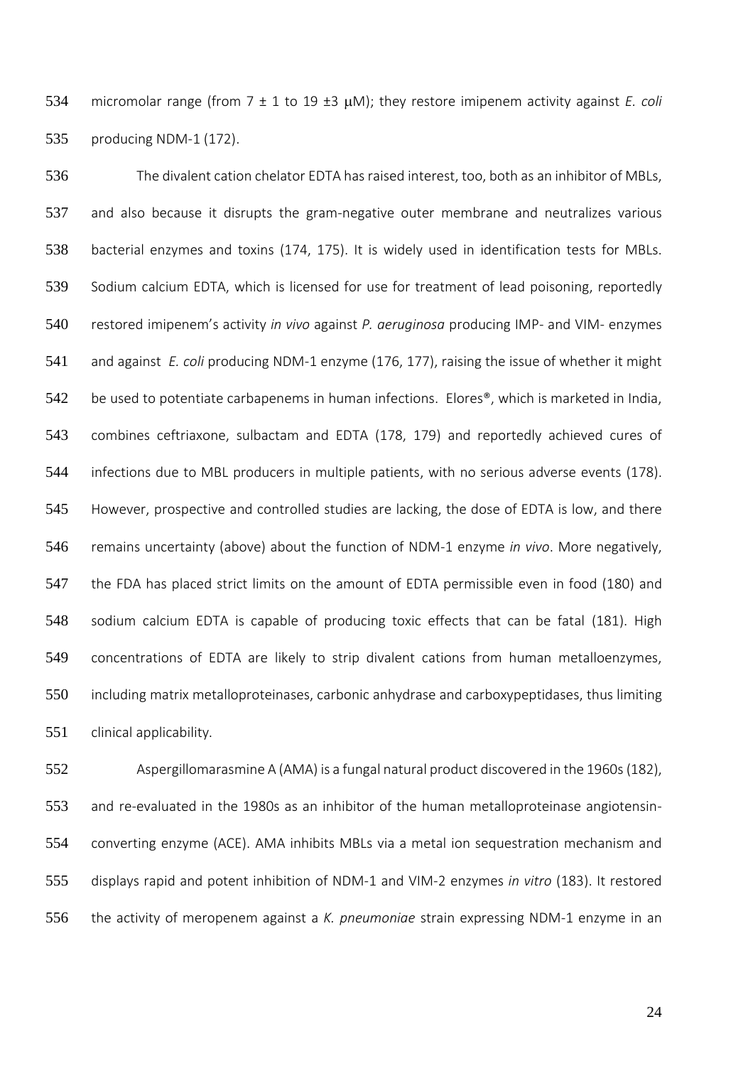micromolar range (from 7 ± 1 to 19 ±3 μM); they restore imipenem activity against *E. coli* producing NDM-1 (172).

The divalent cation chelator EDTA has raised interest, too, both as an inhibitor of MBLs, and also because it disrupts the gram-negative outer membrane and neutralizes various bacterial enzymes and toxins (174, 175). It is widely used in identification tests for MBLs. Sodium calcium EDTA, which is licensed for use for treatment of lead poisoning, reportedly restored imipenem's activity *in vivo* against *P. aeruginosa* producing IMP- and VIM- enzymes and against *E. coli* producing NDM-1 enzyme (176, 177), raising the issue of whether it might be used to potentiate carbapenems in human infections. Elores®, which is marketed in India, combines ceftriaxone, sulbactam and EDTA (178, 179) and reportedly achieved cures of infections due to MBL producers in multiple patients, with no serious adverse events (178). However, prospective and controlled studies are lacking, the dose of EDTA is low, and there remains uncertainty (above) about the function of NDM-1 enzyme *in vivo*. More negatively, the FDA has placed strict limits on the amount of EDTA permissible even in food (180) and sodium calcium EDTA is capable of producing toxic effects that can be fatal (181). High concentrations of EDTA are likely to strip divalent cations from human metalloenzymes, including matrix metalloproteinases, carbonic anhydrase and carboxypeptidases, thus limiting clinical applicability.

Aspergillomarasmine A (AMA) is a fungal natural product discovered in the 1960s (182), and re-evaluated in the 1980s as an inhibitor of the human metalloproteinase angiotensin-converting enzyme (ACE). AMA inhibits MBLs via a metal ion sequestration mechanism and displays rapid and potent inhibition of NDM-1 and VIM-2 enzymes *in vitro* (183). It restored the activity of meropenem against a *K. pneumoniae* strain expressing NDM-1 enzyme in an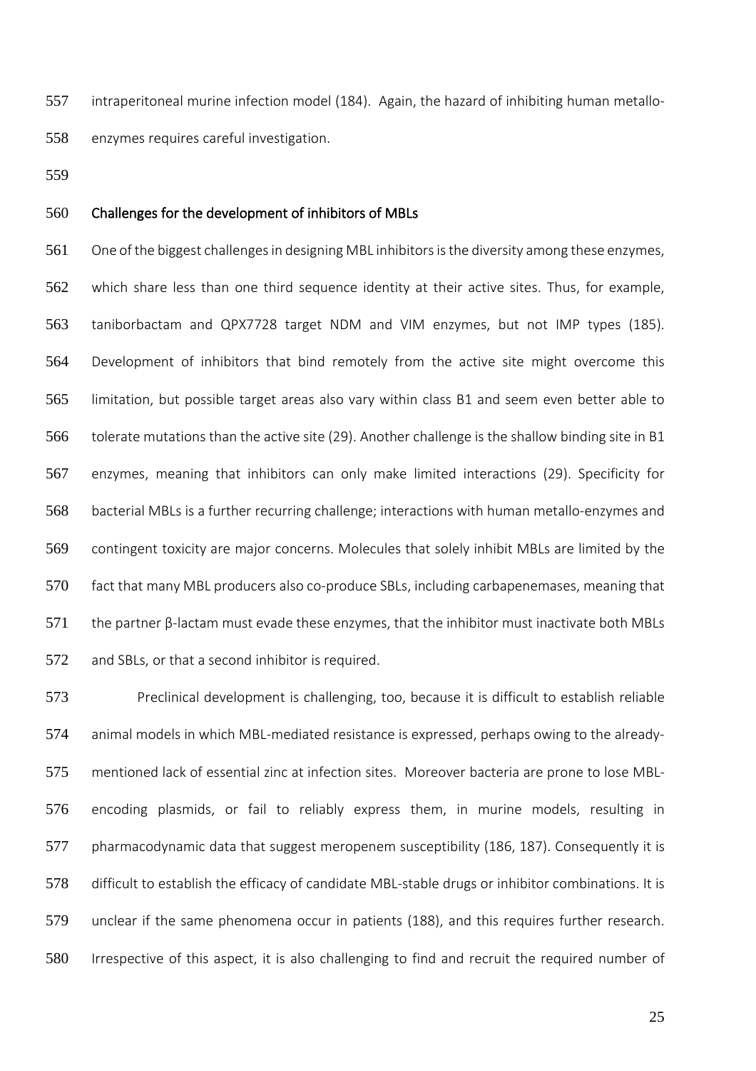intraperitoneal murine infection model (184). Again, the hazard of inhibiting human metallo-enzymes requires careful investigation.

## Challenges for the development of inhibitors of MBLs

One of the biggest challenges in designing MBL inhibitors is the diversity among these enzymes, which share less than one third sequence identity at their active sites. Thus, for example, taniborbactam and QPX7728 target NDM and VIM enzymes, but not IMP types (185). Development of inhibitors that bind remotely from the active site might overcome this limitation, but possible target areas also vary within class B1 and seem even better able to tolerate mutations than the active site (29). Another challenge is the shallow binding site in B1 enzymes, meaning that inhibitors can only make limited interactions (29). Specificity for bacterial MBLs is a further recurring challenge; interactions with human metallo-enzymes and contingent toxicity are major concerns. Molecules that solely inhibit MBLs are limited by the fact that many MBL producers also co-produce SBLs, including carbapenemases, meaning that the partner β-lactam must evade these enzymes, that the inhibitor must inactivate both MBLs and SBLs, or that a second inhibitor is required.

Preclinical development is challenging, too, because it is difficult to establish reliable animal models in which MBL-mediated resistance is expressed, perhaps owing to the already-mentioned lack of essential zinc at infection sites. Moreover bacteria are prone to lose MBL-encoding plasmids, or fail to reliably express them, in murine models, resulting in pharmacodynamic data that suggest meropenem susceptibility (186, 187). Consequently it is difficult to establish the efficacy of candidate MBL-stable drugs or inhibitor combinations. It is unclear if the same phenomena occur in patients (188), and this requires further research. Irrespective of this aspect, it is also challenging to find and recruit the required number of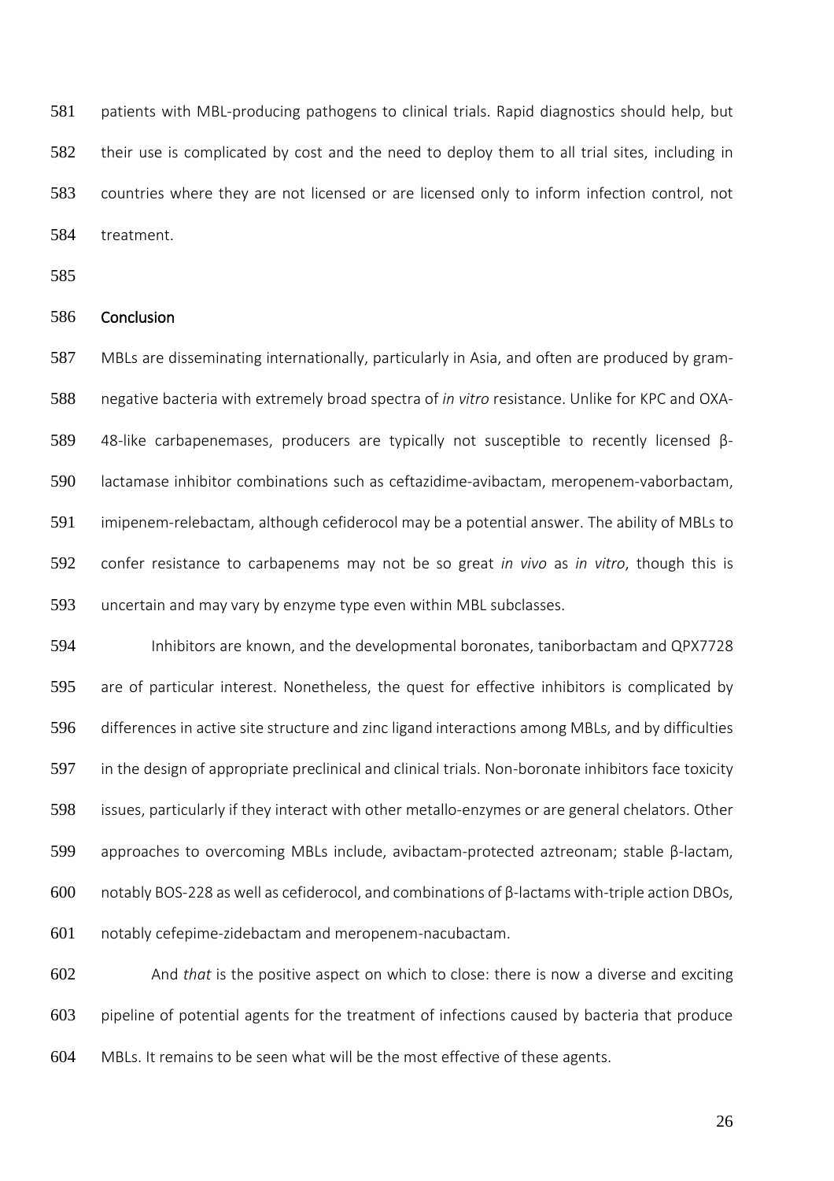patients with MBL-producing pathogens to clinical trials. Rapid diagnostics should help, but their use is complicated by cost and the need to deploy them to all trial sites, including in countries where they are not licensed or are licensed only to inform infection control, not treatment.

## Conclusion

MBLs are disseminating internationally, particularly in Asia, and often are produced by gram-negative bacteria with extremely broad spectra of *in vitro* resistance. Unlike for KPC and OXA-48-like carbapenemases, producers are typically not susceptible to recently licensed β-lactamase inhibitor combinations such as ceftazidime-avibactam, meropenem-vaborbactam, imipenem-relebactam, although cefiderocol may be a potential answer. The ability of MBLs to confer resistance to carbapenems may not be so great *in vivo* as *in vitro*, though this is uncertain and may vary by enzyme type even within MBL subclasses.

Inhibitors are known, and the developmental boronates, taniborbactam and QPX7728 are of particular interest. Nonetheless, the quest for effective inhibitors is complicated by differences in active site structure and zinc ligand interactions among MBLs, and by difficulties in the design of appropriate preclinical and clinical trials. Non-boronate inhibitors face toxicity issues, particularly if they interact with other metallo-enzymes or are general chelators. Other approaches to overcoming MBLs include, avibactam-protected aztreonam; stable β-lactam, notably BOS-228 as well as cefiderocol, and combinations of β-lactams with-triple action DBOs, notably cefepime-zidebactam and meropenem-nacubactam.

And *that* is the positive aspect on which to close: there is now a diverse and exciting pipeline of potential agents for the treatment of infections caused by bacteria that produce MBLs. It remains to be seen what will be the most effective of these agents.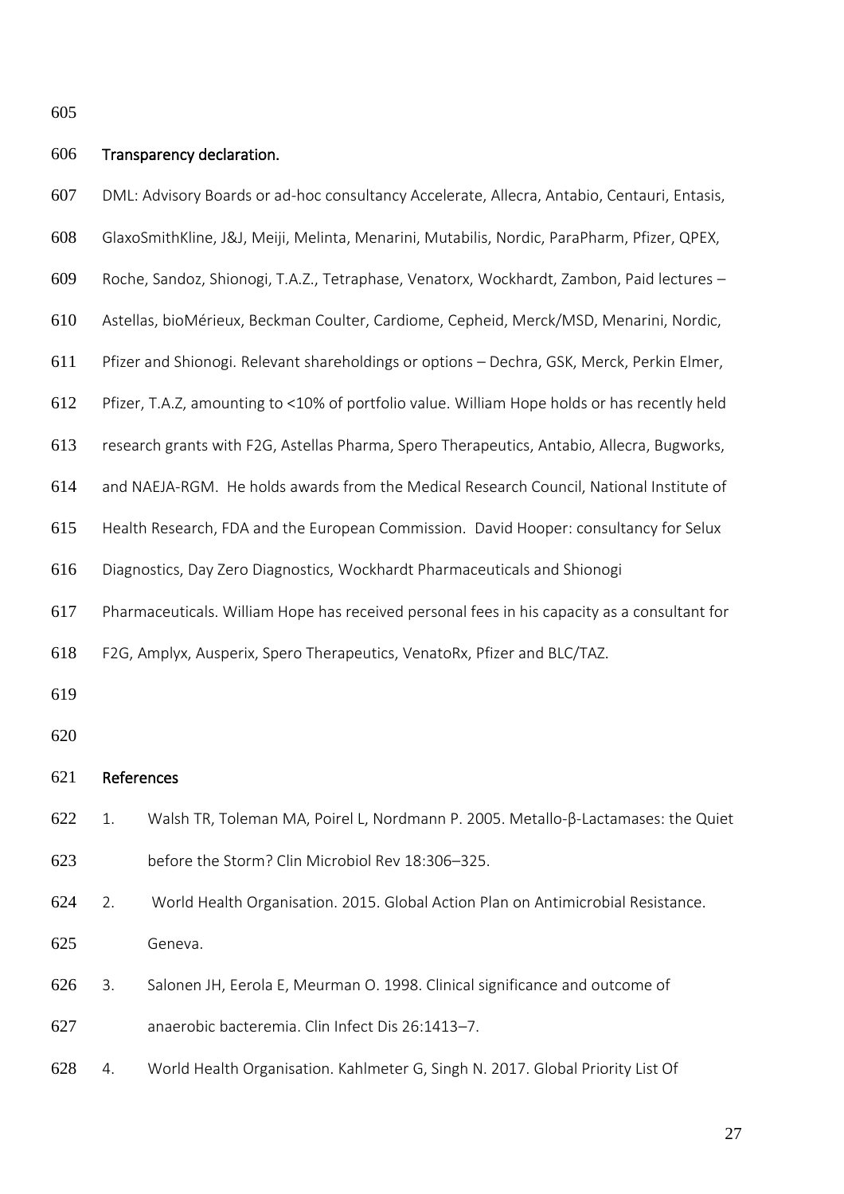**Transparency declaration.**

DML: Advisory Boards or ad-hoc consultancy Accelerate, Allecra, Antabio, Centauri, Entasis, GlaxoSmithKline, J&J, Meiji, Melinta, Menarini, Mutabilis, Nordic, ParaPharm, Pfizer, QPEX, Roche, Sandoz, Shionogi, T.A.Z., Tetraphase, Venatorx, Wockhardt, Zambon, Paid lectures – Astellas, bioMérieux, Beckman Coulter, Cardiome, Cepheid, Merck/MSD, Menarini, Nordic, Pfizer and Shionogi. Relevant shareholdings or options – Dechra, GSK, Merck, Perkin Elmer, Pfizer, T.A.Z, amounting to <10% of portfolio value. William Hope holds or has recently held research grants with F2G, Astellas Pharma, Spero Therapeutics, Antabio, Allecra, Bugworks, and NAEJA-RGM. He holds awards from the Medical Research Council, National Institute of Health Research, FDA and the European Commission. David Hooper: consultancy for Selux Diagnostics, Day Zero Diagnostics, Wockhardt Pharmaceuticals and Shionogi Pharmaceuticals. William Hope has received personal fees in his capacity as a consultant for F2G, Amplyx, Ausperix, Spero Therapeutics, VenatoRx, Pfizer and BLC/TAZ.

**References**

1. Walsh TR, Toleman MA, Poirel L, Nordmann P. 2005. Metallo-β-Lactamases: the Quiet before the Storm? Clin Microbiol Rev 18:306–325.
2. World Health Organisation. 2015. Global Action Plan on Antimicrobial Resistance. Geneva.
3. Salonen JH, Eerola E, Meurman O. 1998. Clinical significance and outcome of anaerobic bacteremia. Clin Infect Dis 26:1413–7.
4. World Health Organisation. Kahlmeter G, Singh N. 2017. Global Priority List Of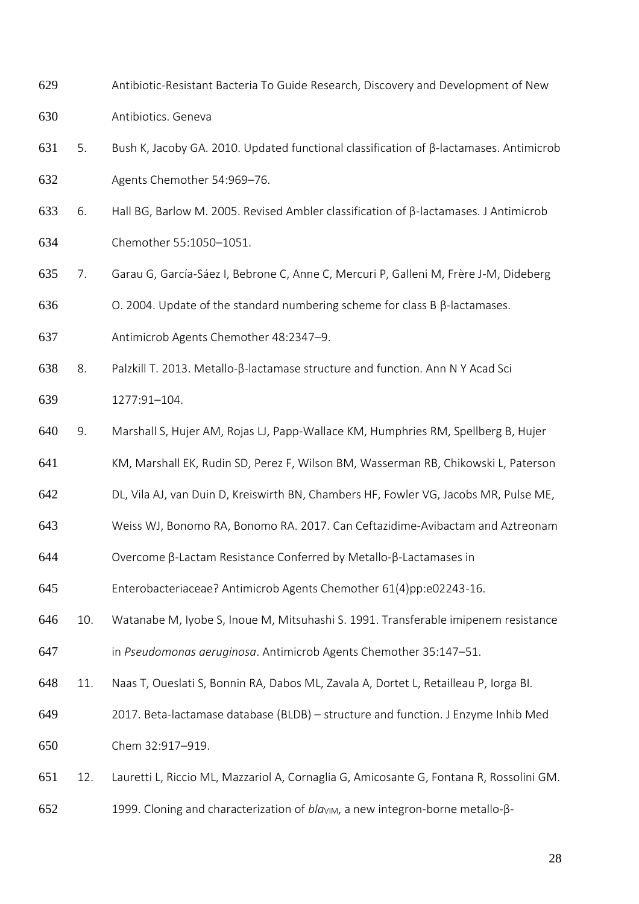Antibiotic-Resistant Bacteria To Guide Research, Discovery and Development of New Antibiotics. Geneva

5. Bush K, Jacoby GA. 2010. Updated functional classification of β-lactamases. Antimicrob Agents Chemother 54:969–76.
6. Hall BG, Barlow M. 2005. Revised Ambler classification of β-lactamases. J Antimicrob Chemother 55:1050–1051.
7. Garau G, García-Sáez I, Bebrone C, Anne C, Mercuri P, Galleni M, Frère J-M, Dideberg O. 2004. Update of the standard numbering scheme for class B β-lactamases. Antimicrob Agents Chemother 48:2347–9.
8. Palzkill T. 2013. Metallo-β-lactamase structure and function. Ann N Y Acad Sci 1277:91–104.
9. Marshall S, Hujer AM, Rojas LJ, Papp-Wallace KM, Humphries RM, Spellberg B, Hujer KM, Marshall EK, Rudin SD, Perez F, Wilson BM, Wasserman RB, Chikowski L, Paterson DL, Vila AJ, van Duin D, Kreiswirth BN, Chambers HF, Fowler VG, Jacobs MR, Pulse ME, Weiss WJ, Bonomo RA, Bonomo RA. 2017. Can Ceftazidime-Avibactam and Aztreonam Overcome β-Lactam Resistance Conferred by Metallo-β-Lactamases in Enterobacteriaceae? Antimicrob Agents Chemother 61(4)pp:e02243-16.
10. Watanabe M, Iyobe S, Inoue M, Mitsuhashi S. 1991. Transferable imipenem resistance in *Pseudomonas aeruginosa*. Antimicrob Agents Chemother 35:147–51.
11. Naas T, Oueslati S, Bonnin RA, Dabos ML, Zavala A, Dortet L, Retailleau P, Iorga BI. 2017. Beta-lactamase database (BLDB) – structure and function. J Enzyme Inhib Med Chem 32:917–919.
12. Lauretti L, Riccio ML, Mazzariol A, Cornaglia G, Amicosante G, Fontana R, Rossolini GM. 1999. Cloning and characterization of *bla*$_{VIM}$, a new integron-borne metallo-β-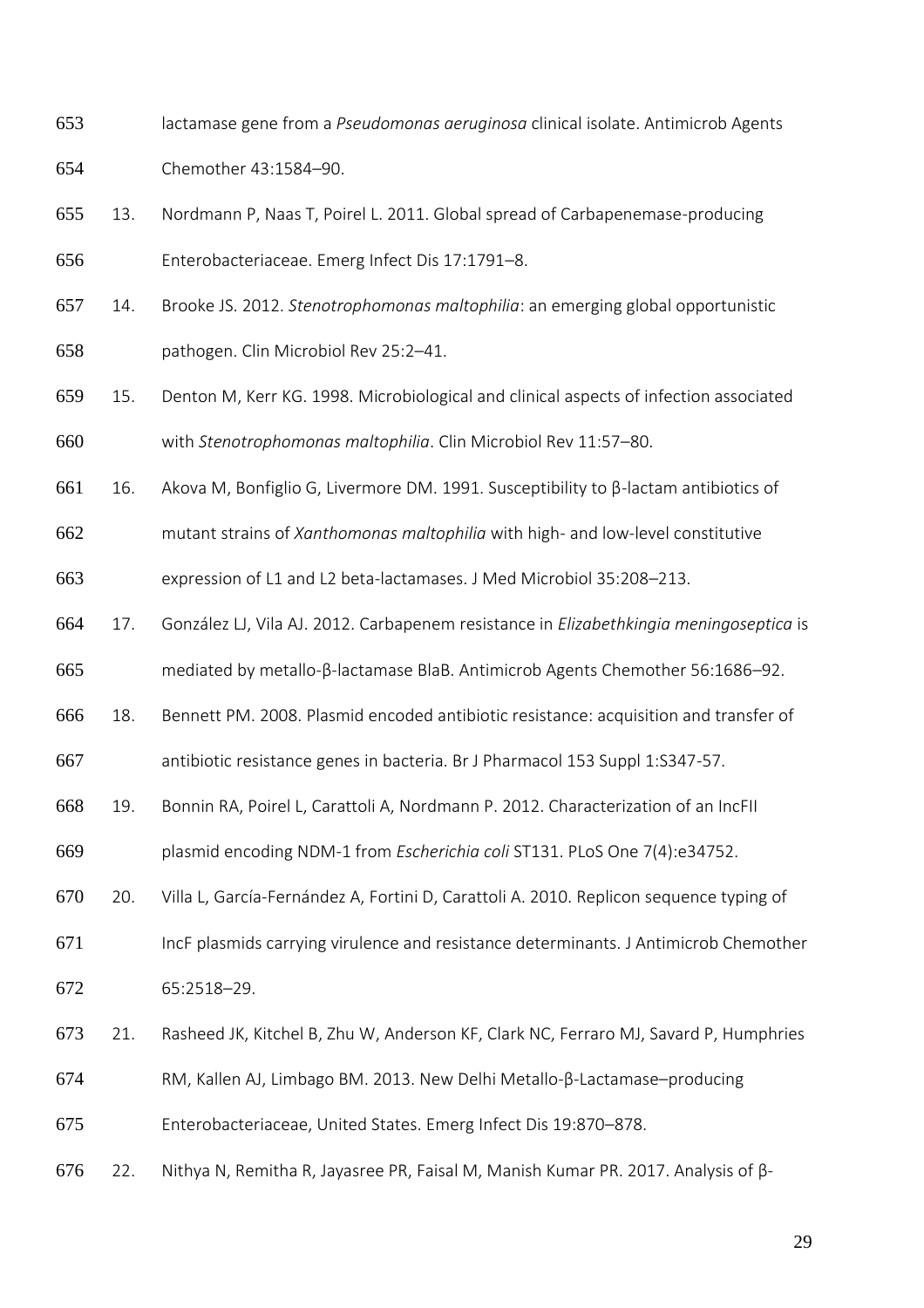lactamase gene from a *Pseudomonas aeruginosa* clinical isolate. Antimicrob Agents Chemother 43:1584–90.

13. Nordmann P, Naas T, Poirel L. 2011. Global spread of Carbapenemase-producing Enterobacteriaceae. Emerg Infect Dis 17:1791–8.
14. Brooke JS. 2012. *Stenotrophomonas maltophilia*: an emerging global opportunistic pathogen. Clin Microbiol Rev 25:2–41.
15. Denton M, Kerr KG. 1998. Microbiological and clinical aspects of infection associated with *Stenotrophomonas maltophilia*. Clin Microbiol Rev 11:57–80.
16. Akova M, Bonfiglio G, Livermore DM. 1991. Susceptibility to β-lactam antibiotics of mutant strains of *Xanthomonas maltophilia* with high- and low-level constitutive expression of L1 and L2 beta-lactamases. J Med Microbiol 35:208–213.
17. González LJ, Vila AJ. 2012. Carbapenem resistance in *Elizabethkingia meningoseptica* is mediated by metallo-β-lactamase BlaB. Antimicrob Agents Chemother 56:1686–92.
18. Bennett PM. 2008. Plasmid encoded antibiotic resistance: acquisition and transfer of antibiotic resistance genes in bacteria. Br J Pharmacol 153 Suppl 1:S347-57.
19. Bonnin RA, Poirel L, Carattoli A, Nordmann P. 2012. Characterization of an IncFII plasmid encoding NDM-1 from *Escherichia coli* ST131. PLoS One 7(4):e34752.
20. Villa L, García-Fernández A, Fortini D, Carattoli A. 2010. Replicon sequence typing of IncF plasmids carrying virulence and resistance determinants. J Antimicrob Chemother 65:2518–29.
21. Rasheed JK, Kitchel B, Zhu W, Anderson KF, Clark NC, Ferraro MJ, Savard P, Humphries RM, Kallen AJ, Limbago BM. 2013. New Delhi Metallo-β-Lactamase–producing Enterobacteriaceae, United States. Emerg Infect Dis 19:870–878.
22. Nithya N, Remitha R, Jayasree PR, Faisal M, Manish Kumar PR. 2017. Analysis of β-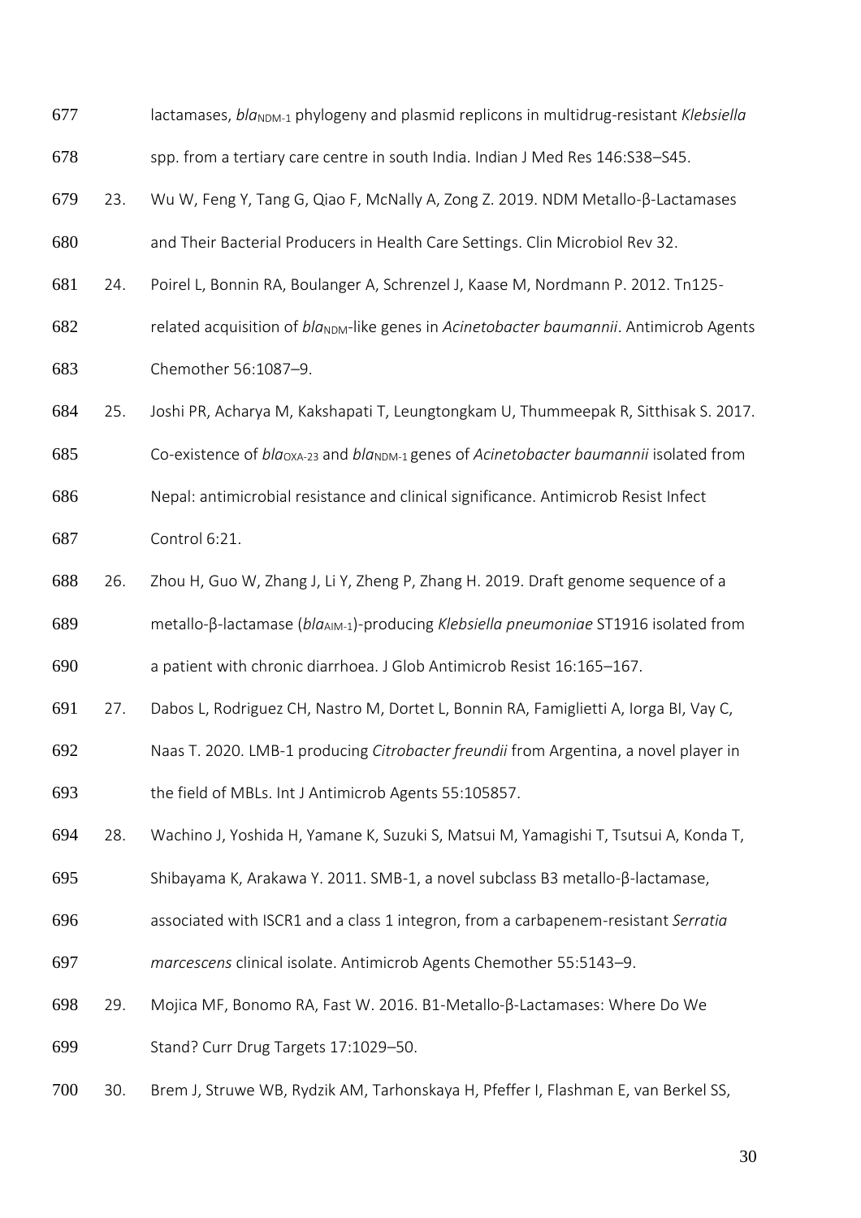lactamases, $bla_{NDM-1}$ phylogeny and plasmid replicons in multidrug-resistant *Klebsiella* spp. from a tertiary care centre in south India. Indian J Med Res 146:S38–S45.

23. Wu W, Feng Y, Tang G, Qiao F, McNally A, Zong Z. 2019. NDM Metallo-β-Lactamases and Their Bacterial Producers in Health Care Settings. Clin Microbiol Rev 32.

24. Poirel L, Bonnin RA, Boulanger A, Schrenzel J, Kaase M, Nordmann P. 2012. Tn125-related acquisition of $bla_{NDM}$-like genes in *Acinetobacter baumannii*. Antimicrob Agents Chemother 56:1087–9.

25. Joshi PR, Acharya M, Kakshapati T, Leungtongkam U, Thummeepak R, Sitthisak S. 2017. Co-existence of $bla_{OXA-23}$ and $bla_{NDM-1}$ genes of *Acinetobacter baumannii* isolated from Nepal: antimicrobial resistance and clinical significance. Antimicrob Resist Infect Control 6:21.

26. Zhou H, Guo W, Zhang J, Li Y, Zheng P, Zhang H. 2019. Draft genome sequence of a metallo-β-lactamase ($bla_{AIM-1}$)-producing *Klebsiella pneumoniae* ST1916 isolated from a patient with chronic diarrhoea. J Glob Antimicrob Resist 16:165–167.

27. Dabos L, Rodriguez CH, Nastro M, Dortet L, Bonnin RA, Famiglietti A, Iorga BI, Vay C, Naas T. 2020. LMB-1 producing *Citrobacter freundii* from Argentina, a novel player in the field of MBLs. Int J Antimicrob Agents 55:105857.

28. Wachino J, Yoshida H, Yamane K, Suzuki S, Matsui M, Yamagishi T, Tsutsui A, Konda T, Shibayama K, Arakawa Y. 2011. SMB-1, a novel subclass B3 metallo-β-lactamase, associated with ISCR1 and a class 1 integron, from a carbapenem-resistant *Serratia marcescens* clinical isolate. Antimicrob Agents Chemother 55:5143–9.

29. Mojica MF, Bonomo RA, Fast W. 2016. B1-Metallo-β-Lactamases: Where Do We Stand? Curr Drug Targets 17:1029–50.

30. Brem J, Struwe WB, Rydzik AM, Tarhonskaya H, Pfeffer I, Flashman E, van Berkel SS,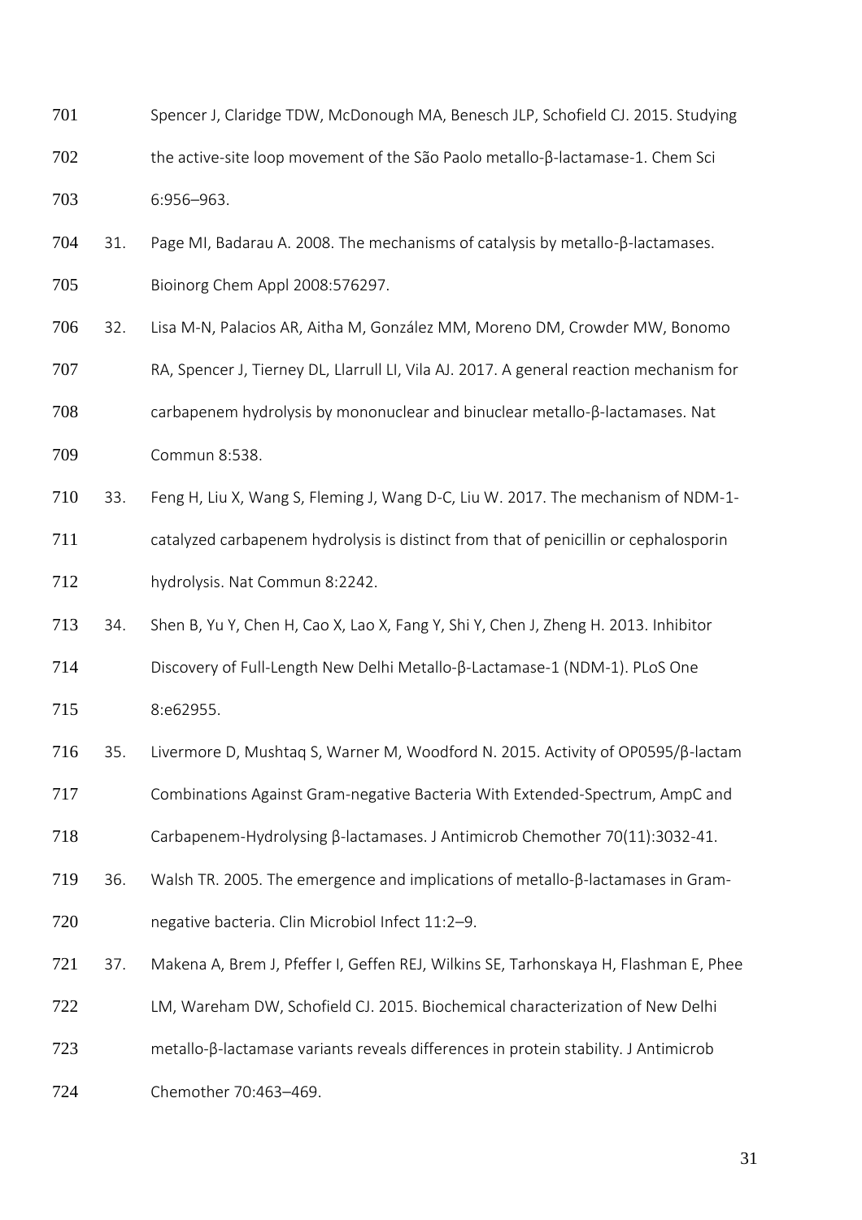Spencer J, Claridge TDW, McDonough MA, Benesch JLP, Schofield CJ. 2015. Studying the active-site loop movement of the São Paolo metallo-β-lactamase-1. Chem Sci 6:956–963.

31. Page MI, Badarau A. 2008. The mechanisms of catalysis by metallo-β-lactamases. Bioinorg Chem Appl 2008:576297.

32. Lisa M-N, Palacios AR, Aitha M, González MM, Moreno DM, Crowder MW, Bonomo RA, Spencer J, Tierney DL, Llarrull LI, Vila AJ. 2017. A general reaction mechanism for carbapenem hydrolysis by mononuclear and binuclear metallo-β-lactamases. Nat Commun 8:538.

33. Feng H, Liu X, Wang S, Fleming J, Wang D-C, Liu W. 2017. The mechanism of NDM-1-catalyzed carbapenem hydrolysis is distinct from that of penicillin or cephalosporin hydrolysis. Nat Commun 8:2242.

34. Shen B, Yu Y, Chen H, Cao X, Lao X, Fang Y, Shi Y, Chen J, Zheng H. 2013. Inhibitor Discovery of Full-Length New Delhi Metallo-β-Lactamase-1 (NDM-1). PLoS One 8:e62955.

35. Livermore D, Mushtaq S, Warner M, Woodford N. 2015. Activity of OP0595/β-lactam Combinations Against Gram-negative Bacteria With Extended-Spectrum, AmpC and Carbapenem-Hydrolysing β-lactamases. J Antimicrob Chemother 70(11):3032-41.

36. Walsh TR. 2005. The emergence and implications of metallo-β-lactamases in Gram-negative bacteria. Clin Microbiol Infect 11:2–9.

37. Makena A, Brem J, Pfeffer I, Geffen REJ, Wilkins SE, Tarhonskaya H, Flashman E, Phee LM, Wareham DW, Schofield CJ. 2015. Biochemical characterization of New Delhi metallo-β-lactamase variants reveals differences in protein stability. J Antimicrob Chemother 70:463–469.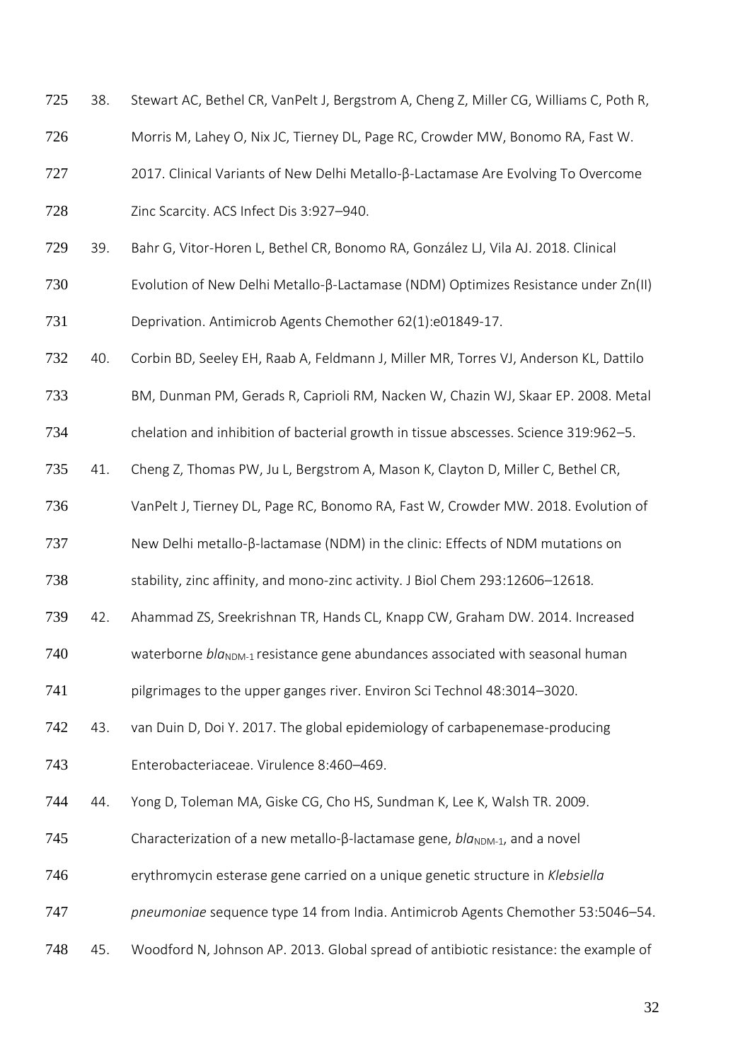38. Stewart AC, Bethel CR, VanPelt J, Bergstrom A, Cheng Z, Miller CG, Williams C, Poth R, Morris M, Lahey O, Nix JC, Tierney DL, Page RC, Crowder MW, Bonomo RA, Fast W. 2017. Clinical Variants of New Delhi Metallo-β-Lactamase Are Evolving To Overcome Zinc Scarcity. ACS Infect Dis 3:927–940.

39. Bahr G, Vitor-Horen L, Bethel CR, Bonomo RA, González LJ, Vila AJ. 2018. Clinical Evolution of New Delhi Metallo-β-Lactamase (NDM) Optimizes Resistance under Zn(II) Deprivation. Antimicrob Agents Chemother 62(1):e01849-17.

40. Corbin BD, Seeley EH, Raab A, Feldmann J, Miller MR, Torres VJ, Anderson KL, Dattilo BM, Dunman PM, Gerads R, Caprioli RM, Nacken W, Chazin WJ, Skaar EP. 2008. Metal chelation and inhibition of bacterial growth in tissue abscesses. Science 319:962–5.

41. Cheng Z, Thomas PW, Ju L, Bergstrom A, Mason K, Clayton D, Miller C, Bethel CR, VanPelt J, Tierney DL, Page RC, Bonomo RA, Fast W, Crowder MW. 2018. Evolution of New Delhi metallo-β-lactamase (NDM) in the clinic: Effects of NDM mutations on stability, zinc affinity, and mono-zinc activity. J Biol Chem 293:12606–12618.

42. Ahammad ZS, Sreekrishnan TR, Hands CL, Knapp CW, Graham DW. 2014. Increased waterborne *bla*$_{NDM-1}$ resistance gene abundances associated with seasonal human pilgrimages to the upper ganges river. Environ Sci Technol 48:3014–3020.

43. van Duin D, Doi Y. 2017. The global epidemiology of carbapenemase-producing Enterobacteriaceae. Virulence 8:460–469.

44. Yong D, Toleman MA, Giske CG, Cho HS, Sundman K, Lee K, Walsh TR. 2009. Characterization of a new metallo-β-lactamase gene, *bla*$_{NDM-1}$, and a novel erythromycin esterase gene carried on a unique genetic structure in *Klebsiella pneumoniae* sequence type 14 from India. Antimicrob Agents Chemother 53:5046–54.

45. Woodford N, Johnson AP. 2013. Global spread of antibiotic resistance: the example of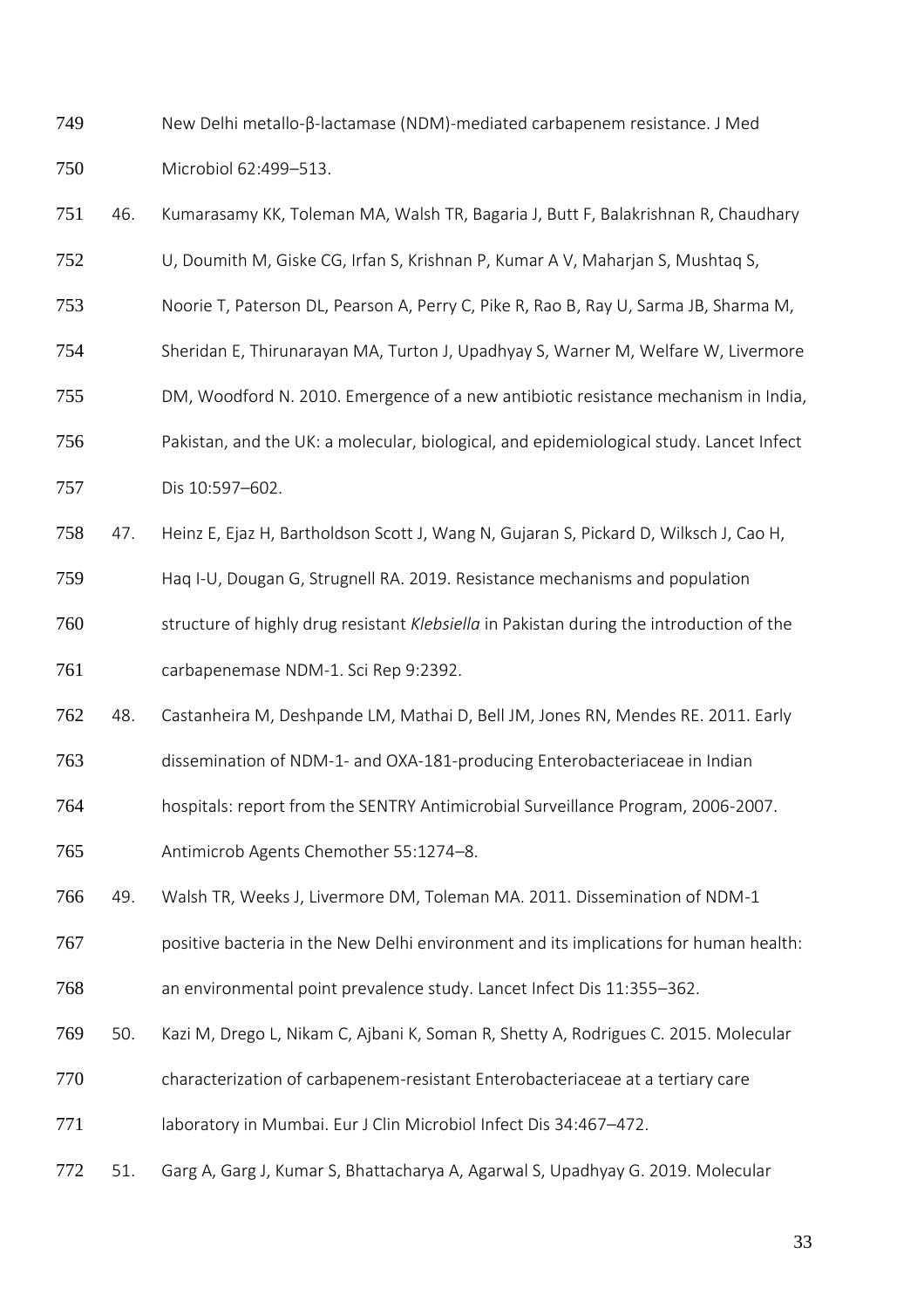New Delhi metallo-β-lactamase (NDM)-mediated carbapenem resistance. J Med Microbiol 62:499–513.

46. Kumarasamy KK, Toleman MA, Walsh TR, Bagaria J, Butt F, Balakrishnan R, Chaudhary U, Doumith M, Giske CG, Irfan S, Krishnan P, Kumar A V, Maharjan S, Mushtaq S, Noorie T, Paterson DL, Pearson A, Perry C, Pike R, Rao B, Ray U, Sarma JB, Sharma M, Sheridan E, Thirunarayan MA, Turton J, Upadhyay S, Warner M, Welfare W, Livermore DM, Woodford N. 2010. Emergence of a new antibiotic resistance mechanism in India, Pakistan, and the UK: a molecular, biological, and epidemiological study. Lancet Infect Dis 10:597–602.

47. Heinz E, Ejaz H, Bartholdson Scott J, Wang N, Gujaran S, Pickard D, Wilksch J, Cao H, Haq I-U, Dougan G, Strugnell RA. 2019. Resistance mechanisms and population structure of highly drug resistant *Klebsiella* in Pakistan during the introduction of the carbapenemase NDM-1. Sci Rep 9:2392.

48. Castanheira M, Deshpande LM, Mathai D, Bell JM, Jones RN, Mendes RE. 2011. Early dissemination of NDM-1- and OXA-181-producing Enterobacteriaceae in Indian hospitals: report from the SENTRY Antimicrobial Surveillance Program, 2006-2007. Antimicrob Agents Chemother 55:1274–8.

49. Walsh TR, Weeks J, Livermore DM, Toleman MA. 2011. Dissemination of NDM-1 positive bacteria in the New Delhi environment and its implications for human health: an environmental point prevalence study. Lancet Infect Dis 11:355–362.

50. Kazi M, Drego L, Nikam C, Ajbani K, Soman R, Shetty A, Rodrigues C. 2015. Molecular characterization of carbapenem-resistant Enterobacteriaceae at a tertiary care laboratory in Mumbai. Eur J Clin Microbiol Infect Dis 34:467–472.

51. Garg A, Garg J, Kumar S, Bhattacharya A, Agarwal S, Upadhyay G. 2019. Molecular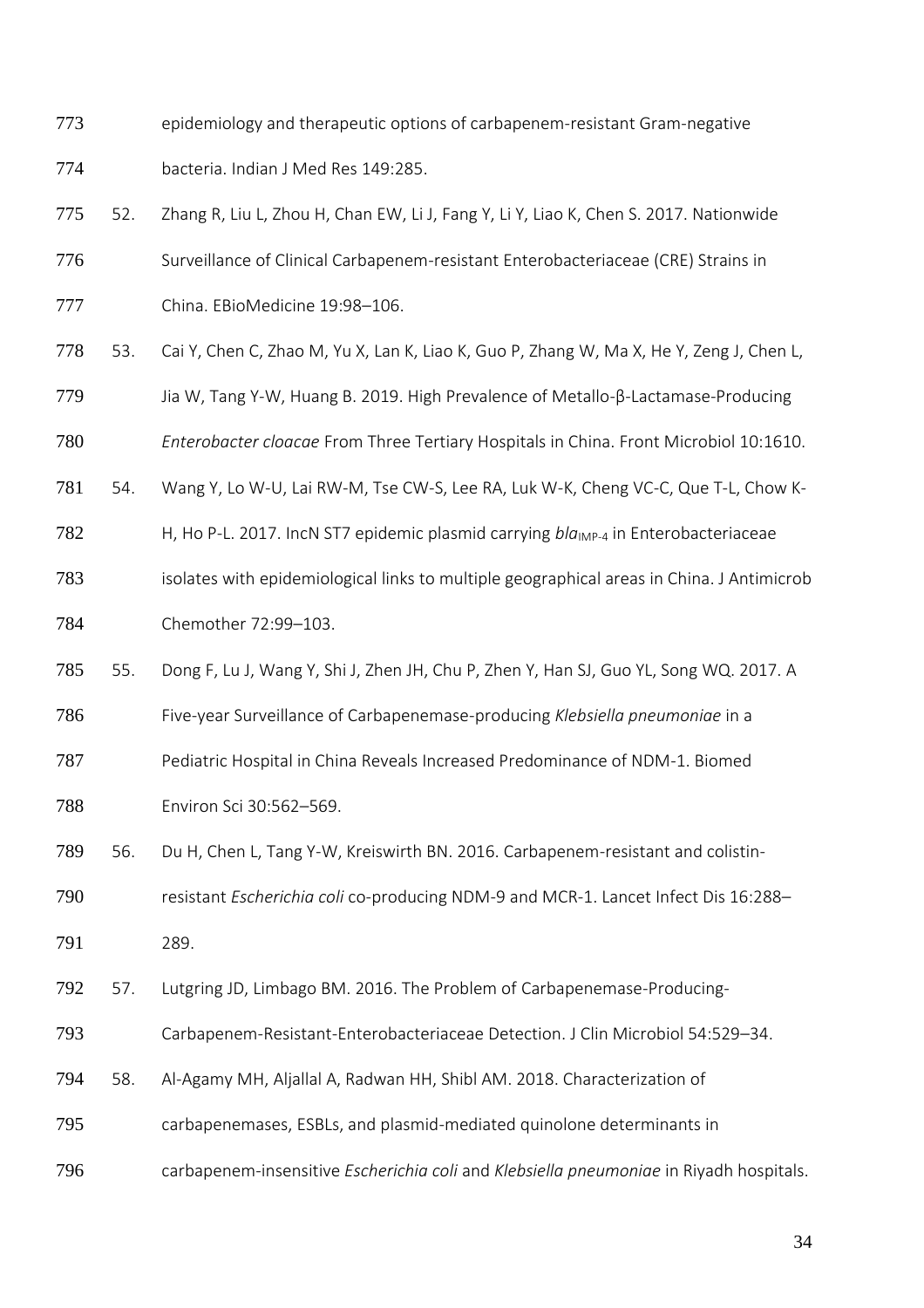epidemiology and therapeutic options of carbapenem-resistant Gram-negative bacteria. Indian J Med Res 149:285.

52. Zhang R, Liu L, Zhou H, Chan EW, Li J, Fang Y, Li Y, Liao K, Chen S. 2017. Nationwide Surveillance of Clinical Carbapenem-resistant Enterobacteriaceae (CRE) Strains in China. EBioMedicine 19:98–106.

53. Cai Y, Chen C, Zhao M, Yu X, Lan K, Liao K, Guo P, Zhang W, Ma X, He Y, Zeng J, Chen L, Jia W, Tang Y-W, Huang B. 2019. High Prevalence of Metallo-β-Lactamase-Producing *Enterobacter cloacae* From Three Tertiary Hospitals in China. Front Microbiol 10:1610.

54. Wang Y, Lo W-U, Lai RW-M, Tse CW-S, Lee RA, Luk W-K, Cheng VC-C, Que T-L, Chow K-H, Ho P-L. 2017. IncN ST7 epidemic plasmid carrying $bla_{IMP-4}$ in Enterobacteriaceae isolates with epidemiological links to multiple geographical areas in China. J Antimicrob Chemother 72:99–103.

55. Dong F, Lu J, Wang Y, Shi J, Zhen JH, Chu P, Zhen Y, Han SJ, Guo YL, Song WQ. 2017. A Five-year Surveillance of Carbapenemase-producing *Klebsiella pneumoniae* in a Pediatric Hospital in China Reveals Increased Predominance of NDM-1. Biomed Environ Sci 30:562–569.

56. Du H, Chen L, Tang Y-W, Kreiswirth BN. 2016. Carbapenem-resistant and colistin-resistant *Escherichia coli* co-producing NDM-9 and MCR-1. Lancet Infect Dis 16:288–289.

57. Lutgring JD, Limbago BM. 2016. The Problem of Carbapenemase-Producing-Carbapenem-Resistant-Enterobacteriaceae Detection. J Clin Microbiol 54:529–34.

58. Al-Agamy MH, Aljallal A, Radwan HH, Shibl AM. 2018. Characterization of carbapenemases, ESBLs, and plasmid-mediated quinolone determinants in carbapenem-insensitive *Escherichia coli* and *Klebsiella pneumoniae* in Riyadh hospitals.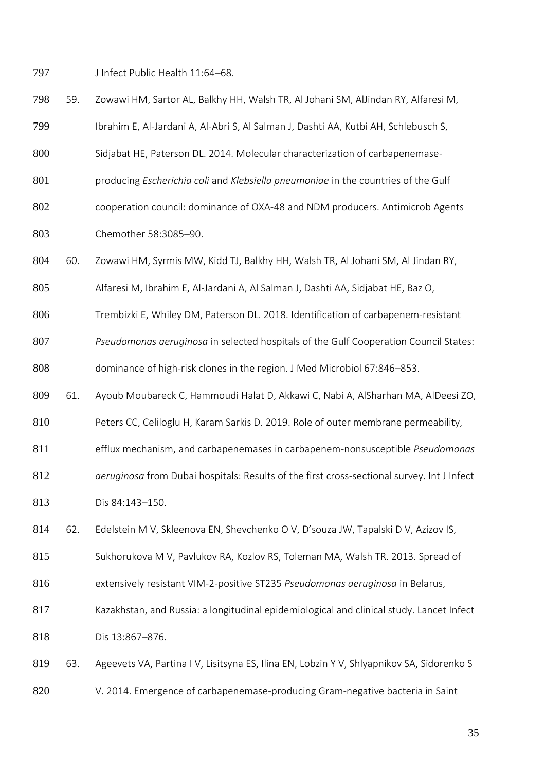J Infect Public Health 11:64–68.

59. Zowawi HM, Sartor AL, Balkhy HH, Walsh TR, Al Johani SM, AlJindan RY, Alfaresi M, Ibrahim E, Al-Jardani A, Al-Abri S, Al Salman J, Dashti AA, Kutbi AH, Schlebusch S, Sidjabat HE, Paterson DL. 2014. Molecular characterization of carbapenemase-producing *Escherichia coli* and *Klebsiella pneumoniae* in the countries of the Gulf cooperation council: dominance of OXA-48 and NDM producers. Antimicrob Agents Chemother 58:3085–90.

60. Zowawi HM, Syrmis MW, Kidd TJ, Balkhy HH, Walsh TR, Al Johani SM, Al Jindan RY, Alfaresi M, Ibrahim E, Al-Jardani A, Al Salman J, Dashti AA, Sidjabat HE, Baz O, Trembizki E, Whiley DM, Paterson DL. 2018. Identification of carbapenem-resistant *Pseudomonas aeruginosa* in selected hospitals of the Gulf Cooperation Council States: dominance of high-risk clones in the region. J Med Microbiol 67:846–853.

61. Ayoub Moubareck C, Hammoudi Halat D, Akkawi C, Nabi A, AlSharhan MA, AlDeesi ZO, Peters CC, Celiloglu H, Karam Sarkis D. 2019. Role of outer membrane permeability, efflux mechanism, and carbapenemases in carbapenem-nonsusceptible *Pseudomonas aeruginosa* from Dubai hospitals: Results of the first cross-sectional survey. Int J Infect Dis 84:143–150.

62. Edelstein M V, Skleenova EN, Shevchenko O V, D'souza JW, Tapalski D V, Azizov IS, Sukhorukova M V, Pavlukov RA, Kozlov RS, Toleman MA, Walsh TR. 2013. Spread of extensively resistant VIM-2-positive ST235 *Pseudomonas aeruginosa* in Belarus, Kazakhstan, and Russia: a longitudinal epidemiological and clinical study. Lancet Infect Dis 13:867–876.

63. Ageevets VA, Partina I V, Lisitsyna ES, Ilina EN, Lobzin Y V, Shlyapnikov SA, Sidorenko S V. 2014. Emergence of carbapenemase-producing Gram-negative bacteria in Saint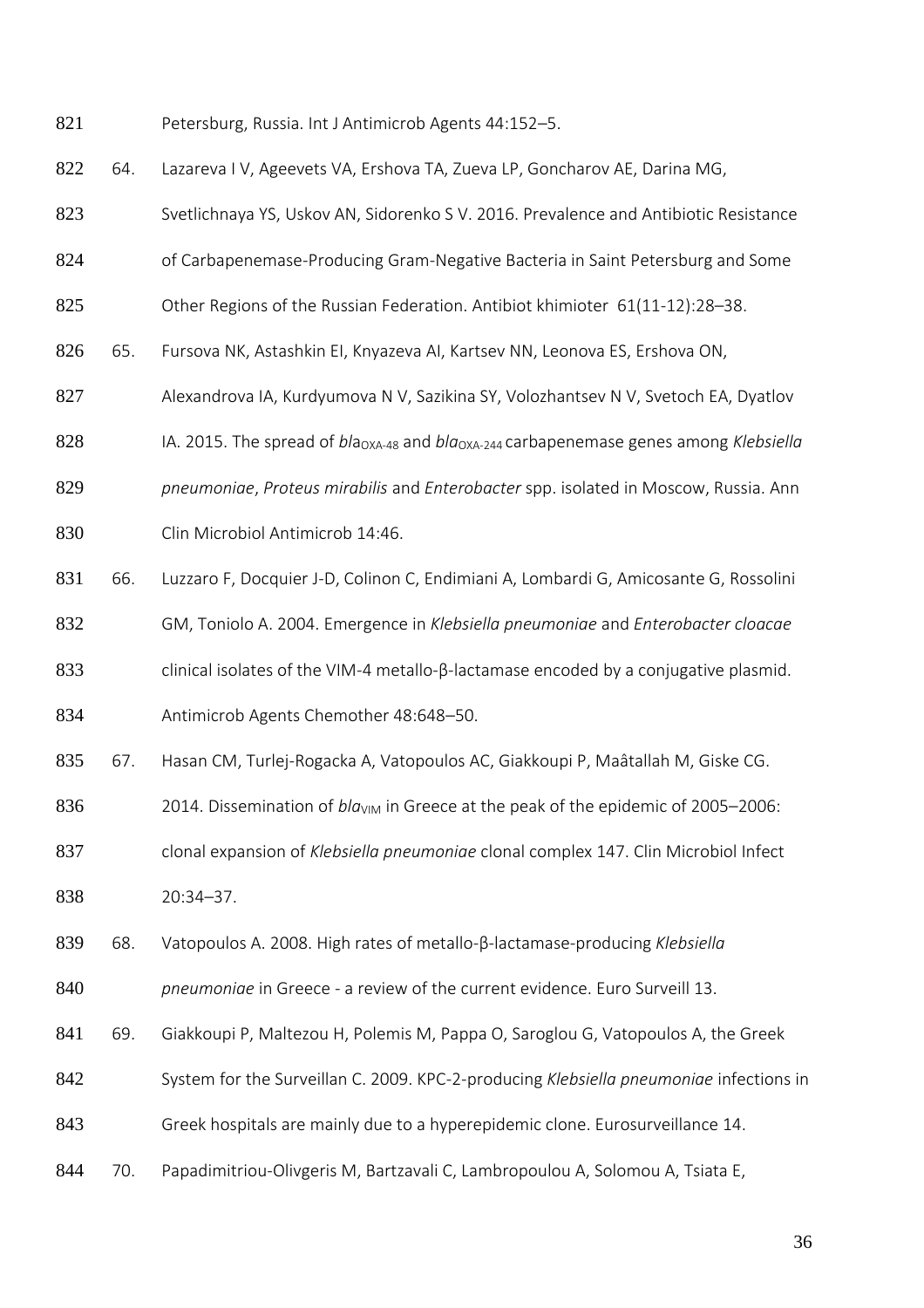Petersburg, Russia. Int J Antimicrob Agents 44:152–5.

64. Lazareva I V, Ageevets VA, Ershova TA, Zueva LP, Goncharov AE, Darina MG, Svetlichnaya YS, Uskov AN, Sidorenko S V. 2016. Prevalence and Antibiotic Resistance of Carbapenemase-Producing Gram-Negative Bacteria in Saint Petersburg and Some Other Regions of the Russian Federation. Antibiot khimioter 61(11-12):28–38.

65. Fursova NK, Astashkin EI, Knyazeva AI, Kartsev NN, Leonova ES, Ershova ON, Alexandrova IA, Kurdyumova N V, Sazikina SY, Volozhantsev N V, Svetoch EA, Dyatlov IA. 2015. The spread of $bla_{OXA-48}$ and $bla_{OXA-244}$ carbapenemase genes among *Klebsiella pneumoniae*, *Proteus mirabilis* and *Enterobacter* spp. isolated in Moscow, Russia. Ann Clin Microbiol Antimicrob 14:46.

66. Luzzaro F, Docquier J-D, Colinon C, Endimiani A, Lombardi G, Amicosante G, Rossolini GM, Toniolo A. 2004. Emergence in *Klebsiella pneumoniae* and *Enterobacter cloacae* clinical isolates of the VIM-4 metallo-β-lactamase encoded by a conjugative plasmid. Antimicrob Agents Chemother 48:648–50.

67. Hasan CM, Turlej-Rogacka A, Vatopoulos AC, Giakkoupi P, Maâtallah M, Giske CG. 2014. Dissemination of $bla_{VIM}$ in Greece at the peak of the epidemic of 2005–2006: clonal expansion of *Klebsiella pneumoniae* clonal complex 147. Clin Microbiol Infect 20:34–37.

68. Vatopoulos A. 2008. High rates of metallo-β-lactamase-producing *Klebsiella pneumoniae* in Greece - a review of the current evidence. Euro Surveill 13.

69. Giakkoupi P, Maltezou H, Polemis M, Pappa O, Saroglou G, Vatopoulos A, the Greek System for the Surveillan C. 2009. KPC-2-producing *Klebsiella pneumoniae* infections in Greek hospitals are mainly due to a hyperepidemic clone. Eurosurveillance 14.

70. Papadimitriou-Olivgeris M, Bartzavali C, Lambropoulou A, Solomou A, Tsiata E,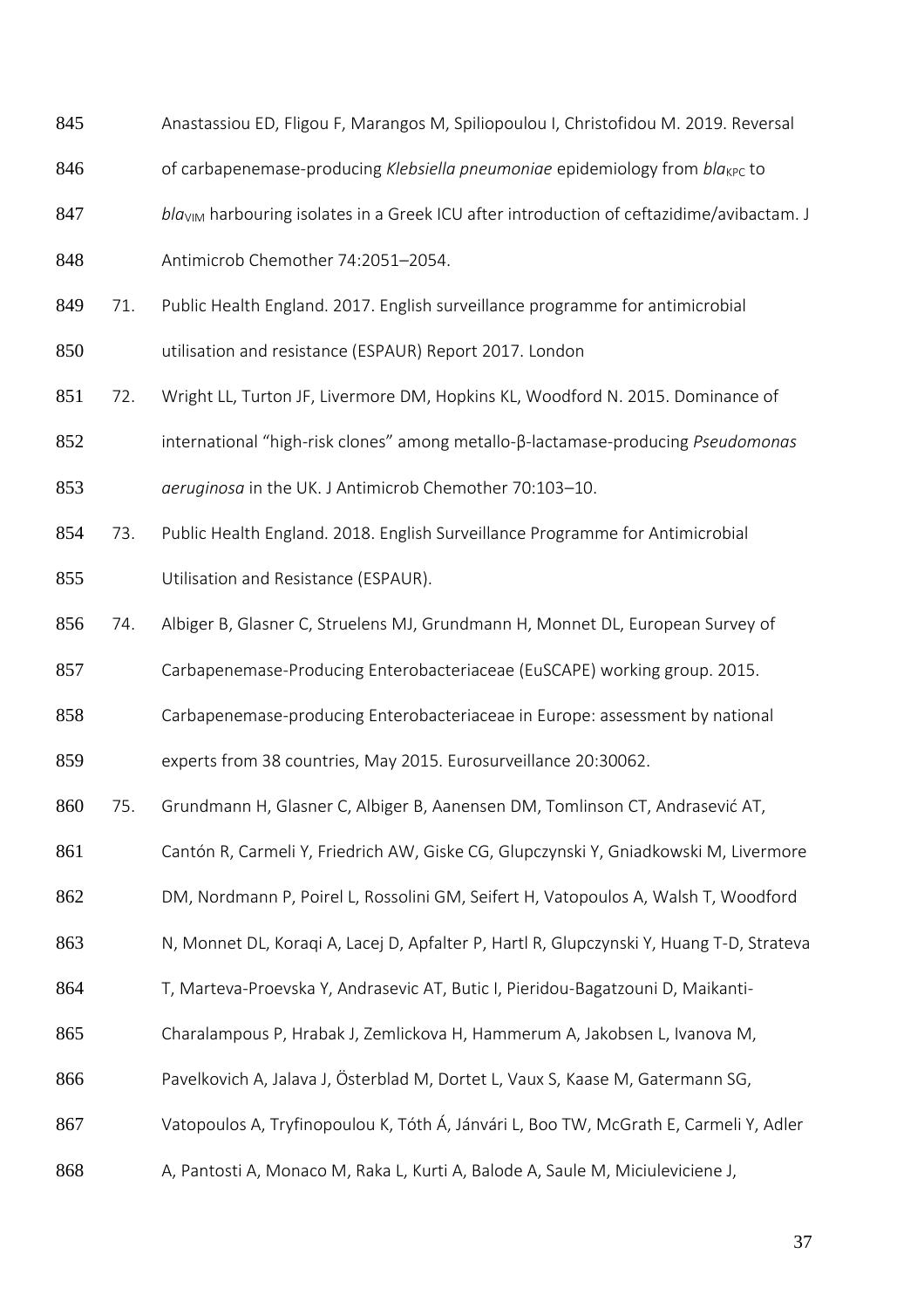Anastassiou ED, Fligou F, Marangos M, Spiliopoulou I, Christofidou M. 2019. Reversal of carbapenemase-producing *Klebsiella pneumoniae* epidemiology from $bla_{KPC}$ to $bla_{VIM}$ harbouring isolates in a Greek ICU after introduction of ceftazidime/avibactam. J Antimicrob Chemother 74:2051–2054.

71. Public Health England. 2017. English surveillance programme for antimicrobial utilisation and resistance (ESPAUR) Report 2017. London

72. Wright LL, Turton JF, Livermore DM, Hopkins KL, Woodford N. 2015. Dominance of international "high-risk clones" among metallo-β-lactamase-producing *Pseudomonas aeruginosa* in the UK. J Antimicrob Chemother 70:103–10.

73. Public Health England. 2018. English Surveillance Programme for Antimicrobial Utilisation and Resistance (ESPAUR).

74. Albiger B, Glasner C, Struelens MJ, Grundmann H, Monnet DL, European Survey of Carbapenemase-Producing Enterobacteriaceae (EuSCAPE) working group. 2015. Carbapenemase-producing Enterobacteriaceae in Europe: assessment by national experts from 38 countries, May 2015. Eurosurveillance 20:30062.

75. Grundmann H, Glasner C, Albiger B, Aanensen DM, Tomlinson CT, Andrasević AT, Cantón R, Carmeli Y, Friedrich AW, Giske CG, Glupczynski Y, Gniadkowski M, Livermore DM, Nordmann P, Poirel L, Rossolini GM, Seifert H, Vatopoulos A, Walsh T, Woodford N, Monnet DL, Koraqi A, Lacej D, Apfalter P, Hartl R, Glupczynski Y, Huang T-D, Strateva T, Marteva-Proevska Y, Andrasevic AT, Butic I, Pieridou-Bagatzouni D, Maikanti-Charalampous P, Hrabak J, Zemlickova H, Hammerum A, Jakobsen L, Ivanova M, Pavelkovich A, Jalava J, Österblad M, Dortet L, Vaux S, Kaase M, Gatermann SG, Vatopoulos A, Tryfinopoulou K, Tóth Á, Jánvári L, Boo TW, McGrath E, Carmeli Y, Adler A, Pantosti A, Monaco M, Raka L, Kurti A, Balode A, Saule M, Miciuleviciene J,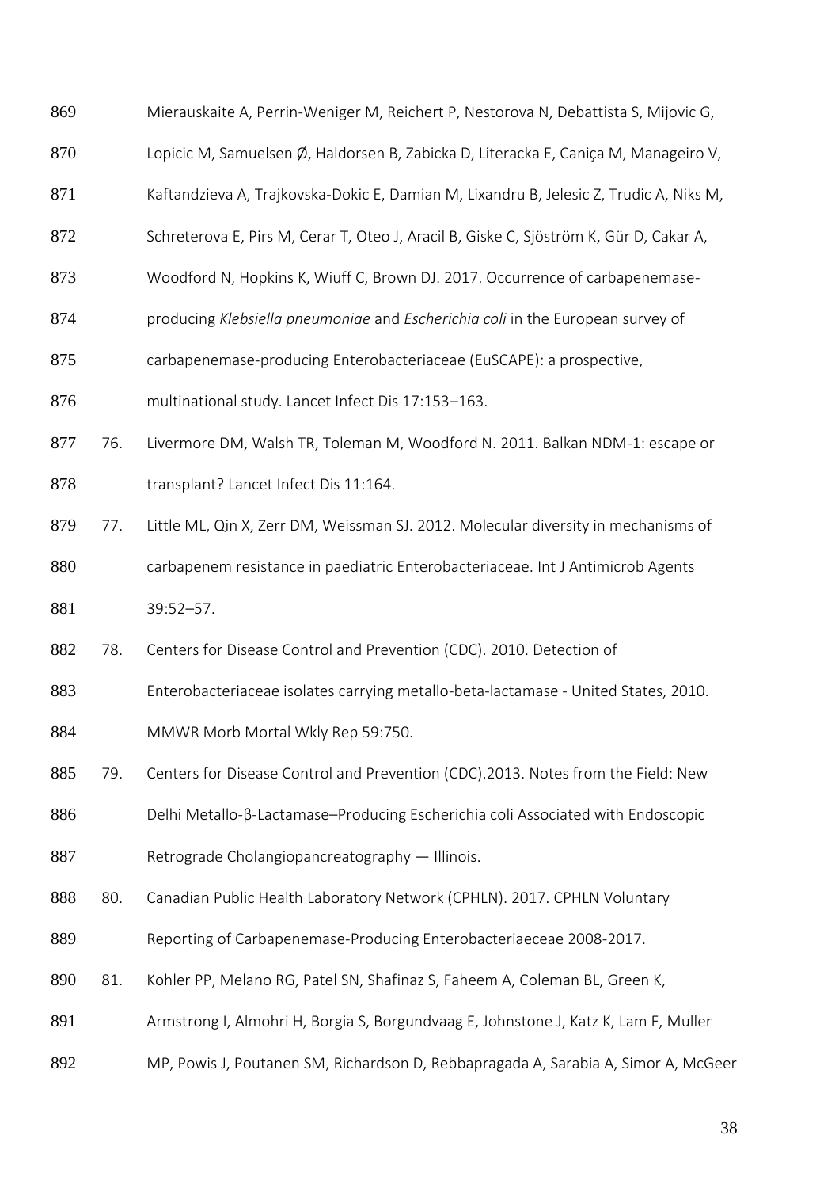Mierauskaite A, Perrin-Weniger M, Reichert P, Nestorova N, Debattista S, Mijovic G, Lopicic M, Samuelsen Ø, Haldorsen B, Zabicka D, Literacka E, Caniça M, Manageiro V, Kaftandzieva A, Trajkovska-Dokic E, Damian M, Lixandru B, Jelesic Z, Trudic A, Niks M, Schreterova E, Pirs M, Cerar T, Oteo J, Aracil B, Giske C, Sjöström K, Gür D, Cakar A, Woodford N, Hopkins K, Wiuff C, Brown DJ. 2017. Occurrence of carbapenemase-producing *Klebsiella pneumoniae* and *Escherichia coli* in the European survey of carbapenemase-producing Enterobacteriaceae (EuSCAPE): a prospective, multinational study. Lancet Infect Dis 17:153–163.

76. Livermore DM, Walsh TR, Toleman M, Woodford N. 2011. Balkan NDM-1: escape or transplant? Lancet Infect Dis 11:164.

77. Little ML, Qin X, Zerr DM, Weissman SJ. 2012. Molecular diversity in mechanisms of carbapenem resistance in paediatric Enterobacteriaceae. Int J Antimicrob Agents 39:52–57.

78. Centers for Disease Control and Prevention (CDC). 2010. Detection of Enterobacteriaceae isolates carrying metallo-beta-lactamase - United States, 2010. MMWR Morb Mortal Wkly Rep 59:750.

79. Centers for Disease Control and Prevention (CDC).2013. Notes from the Field: New Delhi Metallo-β-Lactamase–Producing Escherichia coli Associated with Endoscopic Retrograde Cholangiopancreatography — Illinois.

80. Canadian Public Health Laboratory Network (CPHLN). 2017. CPHLN Voluntary Reporting of Carbapenemase-Producing Enterobacteriaeceae 2008-2017.

81. Kohler PP, Melano RG, Patel SN, Shafinaz S, Faheem A, Coleman BL, Green K, Armstrong I, Almohri H, Borgia S, Borgundvaag E, Johnstone J, Katz K, Lam F, Muller MP, Powis J, Poutanen SM, Richardson D, Rebbapragada A, Sarabia A, Simor A, McGeer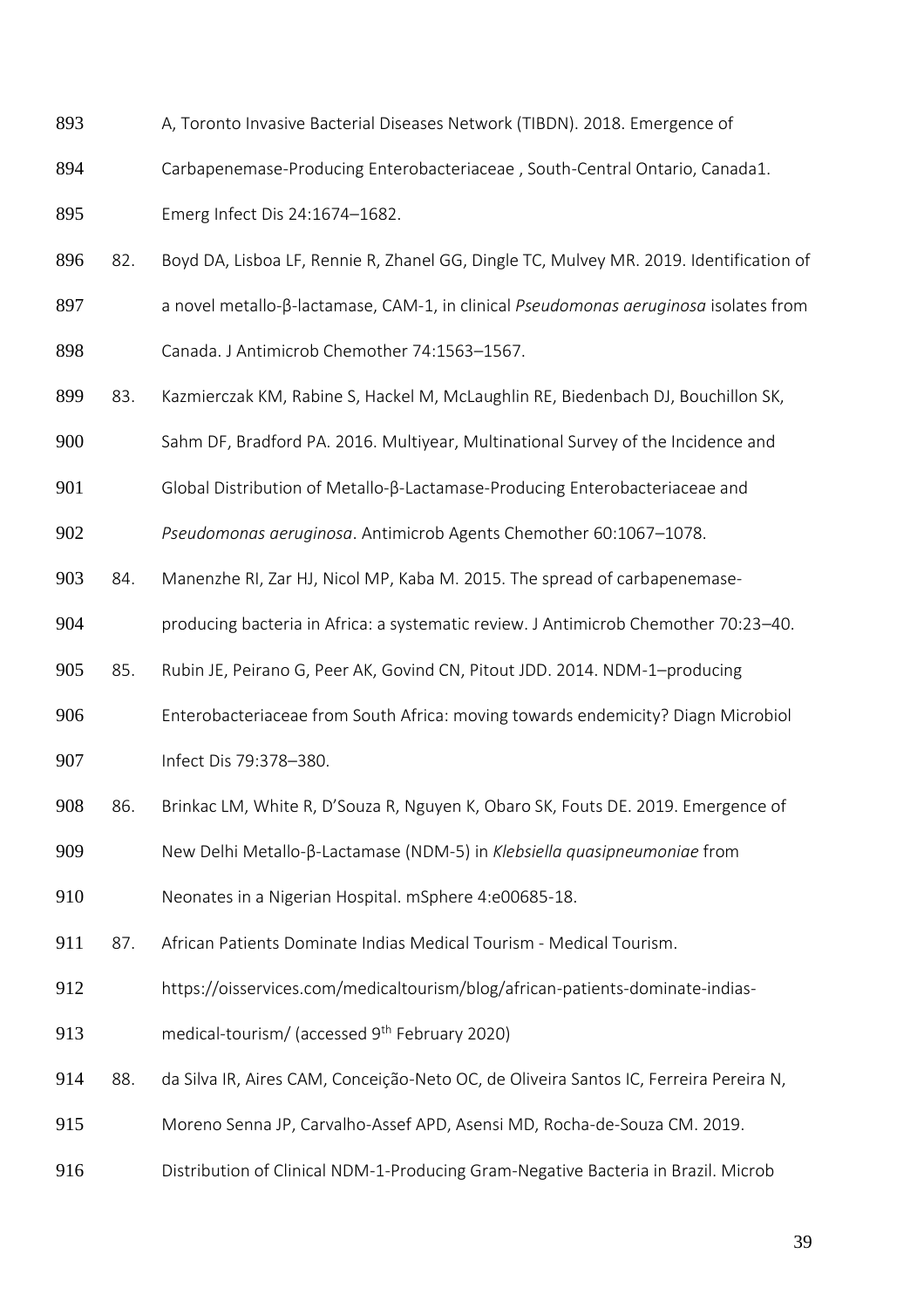A, Toronto Invasive Bacterial Diseases Network (TIBDN). 2018. Emergence of Carbapenemase-Producing Enterobacteriaceae , South-Central Ontario, Canada1. Emerg Infect Dis 24:1674–1682.

82. Boyd DA, Lisboa LF, Rennie R, Zhanel GG, Dingle TC, Mulvey MR. 2019. Identification of a novel metallo-β-lactamase, CAM-1, in clinical *Pseudomonas aeruginosa* isolates from Canada. J Antimicrob Chemother 74:1563–1567.

83. Kazmierczak KM, Rabine S, Hackel M, McLaughlin RE, Biedenbach DJ, Bouchillon SK, Sahm DF, Bradford PA. 2016. Multiyear, Multinational Survey of the Incidence and Global Distribution of Metallo-β-Lactamase-Producing Enterobacteriaceae and *Pseudomonas aeruginosa*. Antimicrob Agents Chemother 60:1067–1078.

84. Manenzhe RI, Zar HJ, Nicol MP, Kaba M. 2015. The spread of carbapenemase-producing bacteria in Africa: a systematic review. J Antimicrob Chemother 70:23–40.

85. Rubin JE, Peirano G, Peer AK, Govind CN, Pitout JDD. 2014. NDM-1–producing Enterobacteriaceae from South Africa: moving towards endemicity? Diagn Microbiol Infect Dis 79:378–380.

86. Brinkac LM, White R, D'Souza R, Nguyen K, Obaro SK, Fouts DE. 2019. Emergence of New Delhi Metallo-β-Lactamase (NDM-5) in *Klebsiella quasipneumoniae* from Neonates in a Nigerian Hospital. mSphere 4:e00685-18.

87. African Patients Dominate Indias Medical Tourism - Medical Tourism. https://oisservices.com/medicaltourism/blog/african-patients-dominate-indias-medical-tourism/ (accessed 9th February 2020)

88. da Silva IR, Aires CAM, Conceição-Neto OC, de Oliveira Santos IC, Ferreira Pereira N, Moreno Senna JP, Carvalho-Assef APD, Asensi MD, Rocha-de-Souza CM. 2019. Distribution of Clinical NDM-1-Producing Gram-Negative Bacteria in Brazil. Microb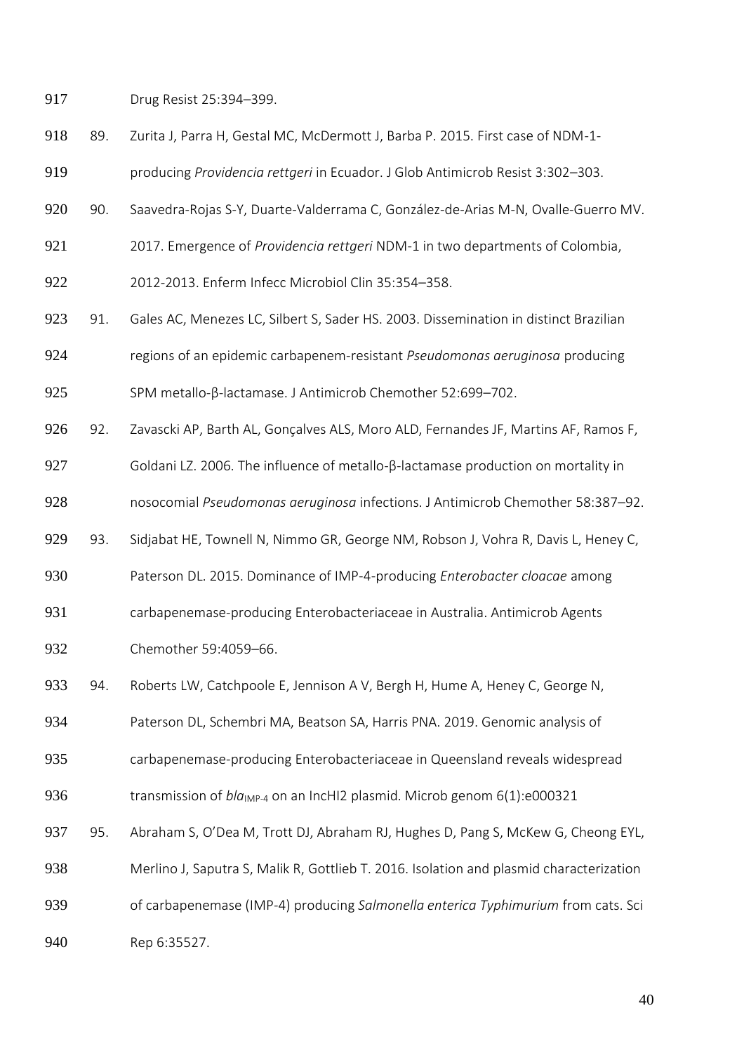Drug Resist 25:394–399.

89. Zurita J, Parra H, Gestal MC, McDermott J, Barba P. 2015. First case of NDM-1-producing *Providencia rettgeri* in Ecuador. J Glob Antimicrob Resist 3:302–303.

90. Saavedra-Rojas S-Y, Duarte-Valderrama C, González-de-Arias M-N, Ovalle-Guerro MV. 2017. Emergence of *Providencia rettgeri* NDM-1 in two departments of Colombia, 2012-2013. Enferm Infecc Microbiol Clin 35:354–358.

91. Gales AC, Menezes LC, Silbert S, Sader HS. 2003. Dissemination in distinct Brazilian regions of an epidemic carbapenem-resistant *Pseudomonas aeruginosa* producing SPM metallo-β-lactamase. J Antimicrob Chemother 52:699–702.

92. Zavascki AP, Barth AL, Gonçalves ALS, Moro ALD, Fernandes JF, Martins AF, Ramos F, Goldani LZ. 2006. The influence of metallo-β-lactamase production on mortality in nosocomial *Pseudomonas aeruginosa* infections. J Antimicrob Chemother 58:387–92.

93. Sidjabat HE, Townell N, Nimmo GR, George NM, Robson J, Vohra R, Davis L, Heney C, Paterson DL. 2015. Dominance of IMP-4-producing *Enterobacter cloacae* among carbapenemase-producing Enterobacteriaceae in Australia. Antimicrob Agents Chemother 59:4059–66.

94. Roberts LW, Catchpoole E, Jennison A V, Bergh H, Hume A, Heney C, George N, Paterson DL, Schembri MA, Beatson SA, Harris PNA. 2019. Genomic analysis of carbapenemase-producing Enterobacteriaceae in Queensland reveals widespread transmission of $bla_{\text{IMP-4}}$ on an IncHI2 plasmid. Microb genom 6(1):e000321

95. Abraham S, O'Dea M, Trott DJ, Abraham RJ, Hughes D, Pang S, McKew G, Cheong EYL, Merlino J, Saputra S, Malik R, Gottlieb T. 2016. Isolation and plasmid characterization of carbapenemase (IMP-4) producing *Salmonella enterica Typhimurium* from cats. Sci Rep 6:35527.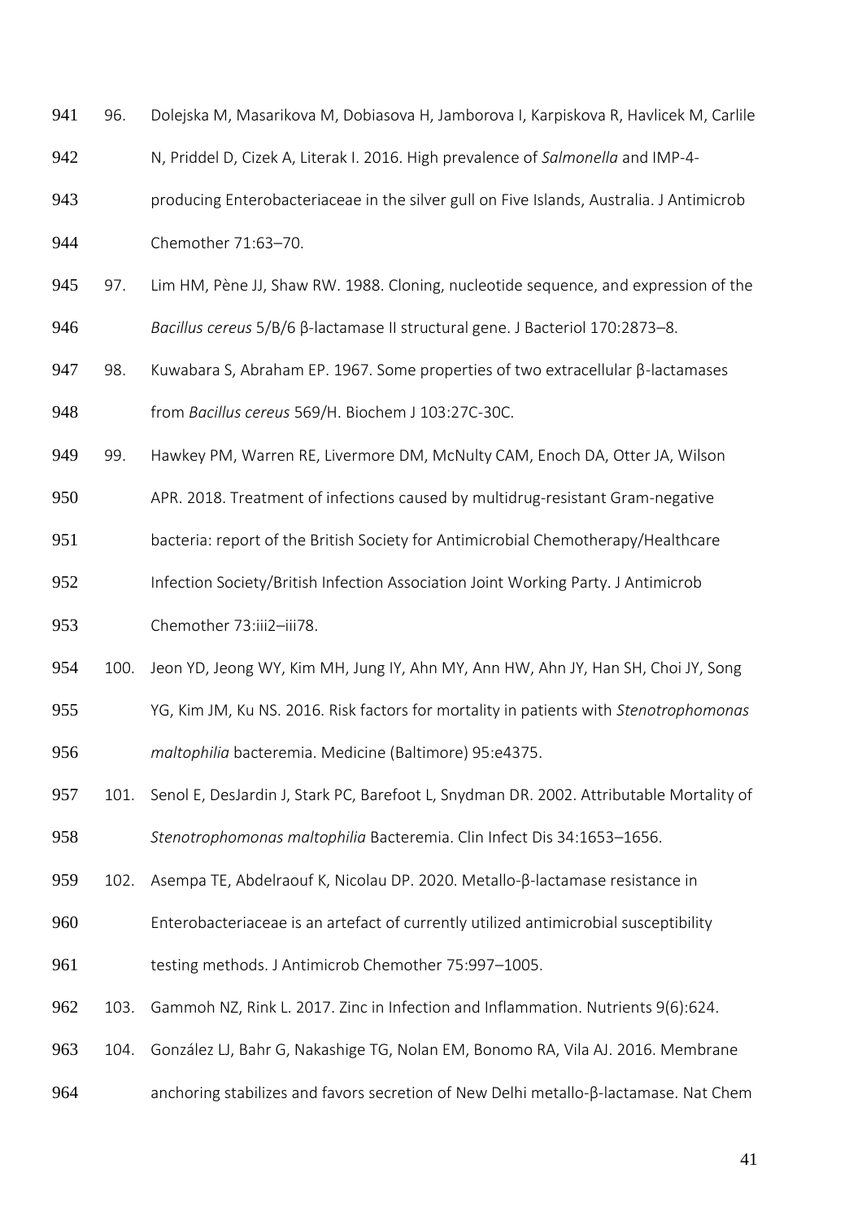96. Dolejska M, Masarikova M, Dobiasova H, Jamborova I, Karpiskova R, Havlicek M, Carlile N, Priddel D, Cizek A, Literak I. 2016. High prevalence of *Salmonella* and IMP-4-producing Enterobacteriaceae in the silver gull on Five Islands, Australia. J Antimicrob Chemother 71:63–70.
97. Lim HM, Pène JJ, Shaw RW. 1988. Cloning, nucleotide sequence, and expression of the *Bacillus cereus* 5/B/6 β-lactamase II structural gene. J Bacteriol 170:2873–8.
98. Kuwabara S, Abraham EP. 1967. Some properties of two extracellular β-lactamases from *Bacillus cereus* 569/H. Biochem J 103:27C-30C.
99. Hawkey PM, Warren RE, Livermore DM, McNulty CAM, Enoch DA, Otter JA, Wilson APR. 2018. Treatment of infections caused by multidrug-resistant Gram-negative bacteria: report of the British Society for Antimicrobial Chemotherapy/Healthcare Infection Society/British Infection Association Joint Working Party. J Antimicrob Chemother 73:iii2–iii78.
100. Jeon YD, Jeong WY, Kim MH, Jung IY, Ahn MY, Ann HW, Ahn JY, Han SH, Choi JY, Song YG, Kim JM, Ku NS. 2016. Risk factors for mortality in patients with *Stenotrophomonas maltophilia* bacteremia. Medicine (Baltimore) 95:e4375.
101. Senol E, DesJardin J, Stark PC, Barefoot L, Snydman DR. 2002. Attributable Mortality of *Stenotrophomonas maltophilia* Bacteremia. Clin Infect Dis 34:1653–1656.
102. Asempa TE, Abdelraouf K, Nicolau DP. 2020. Metallo-β-lactamase resistance in Enterobacteriaceae is an artefact of currently utilized antimicrobial susceptibility testing methods. J Antimicrob Chemother 75:997–1005.
103. Gammoh NZ, Rink L. 2017. Zinc in Infection and Inflammation. Nutrients 9(6):624.
104. González LJ, Bahr G, Nakashige TG, Nolan EM, Bonomo RA, Vila AJ. 2016. Membrane anchoring stabilizes and favors secretion of New Delhi metallo-β-lactamase. Nat Chem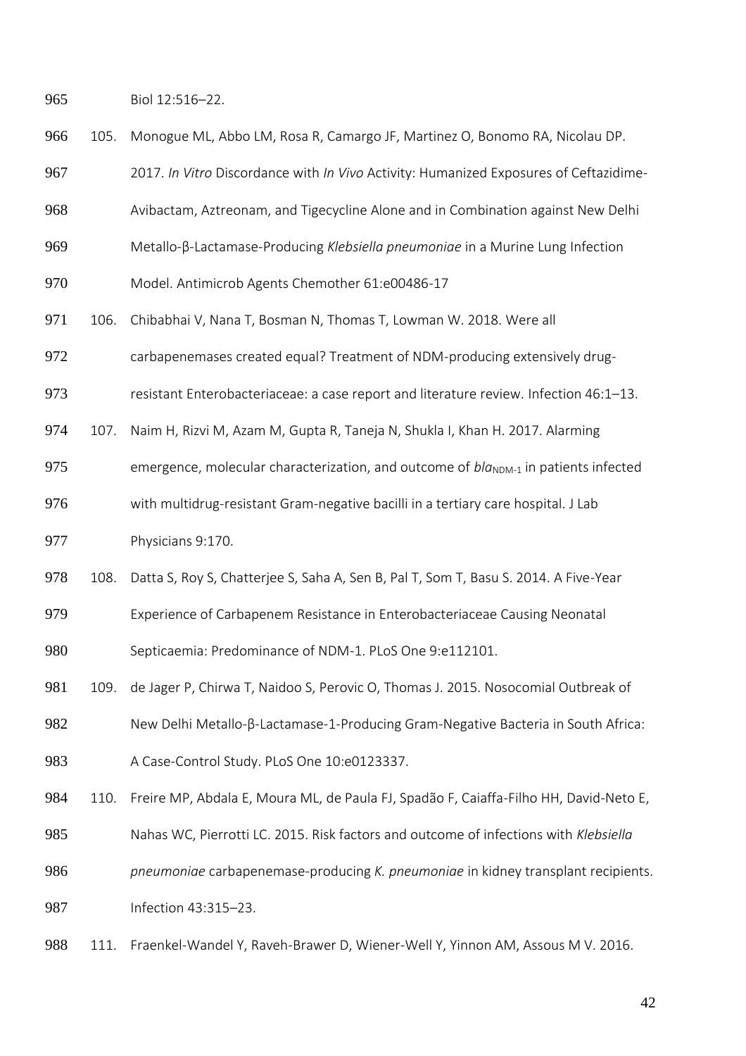Biol 12:516–22.

105. Monogue ML, Abbo LM, Rosa R, Camargo JF, Martinez O, Bonomo RA, Nicolau DP. 2017. *In Vitro* Discordance with *In Vivo* Activity: Humanized Exposures of Ceftazidime-Avibactam, Aztreonam, and Tigecycline Alone and in Combination against New Delhi Metallo-β-Lactamase-Producing *Klebsiella pneumoniae* in a Murine Lung Infection Model. Antimicrob Agents Chemother 61:e00486-17

106. Chibabhai V, Nana T, Bosman N, Thomas T, Lowman W. 2018. Were all carbapenemases created equal? Treatment of NDM-producing extensively drug-resistant Enterobacteriaceae: a case report and literature review. Infection 46:1–13.

107. Naim H, Rizvi M, Azam M, Gupta R, Taneja N, Shukla I, Khan H. 2017. Alarming emergence, molecular characterization, and outcome of $bla_{\text{NDM-1}}$ in patients infected with multidrug-resistant Gram-negative bacilli in a tertiary care hospital. J Lab Physicians 9:170.

108. Datta S, Roy S, Chatterjee S, Saha A, Sen B, Pal T, Som T, Basu S. 2014. A Five-Year Experience of Carbapenem Resistance in Enterobacteriaceae Causing Neonatal Septicaemia: Predominance of NDM-1. PLoS One 9:e112101.

109. de Jager P, Chirwa T, Naidoo S, Perovic O, Thomas J. 2015. Nosocomial Outbreak of New Delhi Metallo-β-Lactamase-1-Producing Gram-Negative Bacteria in South Africa: A Case-Control Study. PLoS One 10:e0123337.

110. Freire MP, Abdala E, Moura ML, de Paula FJ, Spadão F, Caiaffa-Filho HH, David-Neto E, Nahas WC, Pierrotti LC. 2015. Risk factors and outcome of infections with *Klebsiella pneumoniae* carbapenemase-producing *K. pneumoniae* in kidney transplant recipients. Infection 43:315–23.

111. Fraenkel-Wandel Y, Raveh-Brawer D, Wiener-Well Y, Yinnon AM, Assous M V. 2016.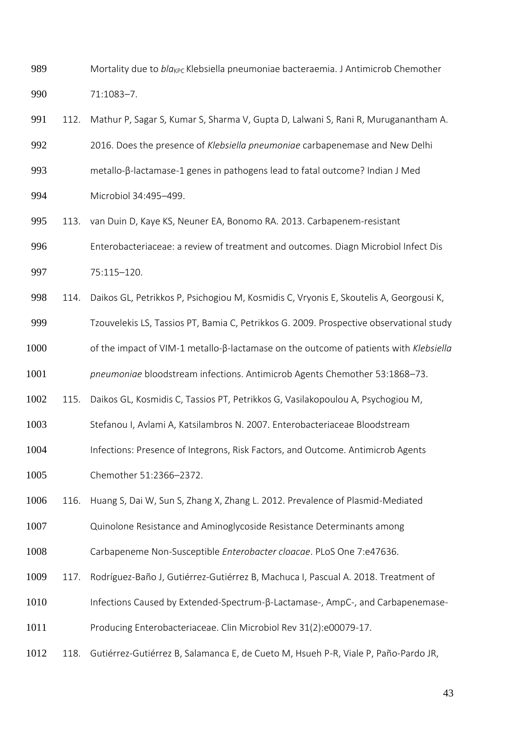Mortality due to $bla_{KPC}$ Klebsiella pneumoniae bacteraemia. J Antimicrob Chemother 71:1083–7.

112. Mathur P, Sagar S, Kumar S, Sharma V, Gupta D, Lalwani S, Rani R, Muruganantham A. 2016. Does the presence of *Klebsiella pneumoniae* carbapenemase and New Delhi metallo-β-lactamase-1 genes in pathogens lead to fatal outcome? Indian J Med Microbiol 34:495–499.

113. van Duin D, Kaye KS, Neuner EA, Bonomo RA. 2013. Carbapenem-resistant Enterobacteriaceae: a review of treatment and outcomes. Diagn Microbiol Infect Dis 75:115–120.

114. Daikos GL, Petrikkos P, Psichogiou M, Kosmidis C, Vryonis E, Skoutelis A, Georgousi K, Tzouvelekis LS, Tassios PT, Bamia C, Petrikkos G. 2009. Prospective observational study of the impact of VIM-1 metallo-β-lactamase on the outcome of patients with *Klebsiella pneumoniae* bloodstream infections. Antimicrob Agents Chemother 53:1868–73.

115. Daikos GL, Kosmidis C, Tassios PT, Petrikkos G, Vasilakopoulou A, Psychogiou M, Stefanou I, Avlami A, Katsilambros N. 2007. Enterobacteriaceae Bloodstream Infections: Presence of Integrons, Risk Factors, and Outcome. Antimicrob Agents Chemother 51:2366–2372.

116. Huang S, Dai W, Sun S, Zhang X, Zhang L. 2012. Prevalence of Plasmid-Mediated Quinolone Resistance and Aminoglycoside Resistance Determinants among Carbapeneme Non-Susceptible *Enterobacter cloacae*. PLoS One 7:e47636.

117. Rodríguez-Baño J, Gutiérrez-Gutiérrez B, Machuca I, Pascual A. 2018. Treatment of Infections Caused by Extended-Spectrum-β-Lactamase-, AmpC-, and Carbapenemase-Producing Enterobacteriaceae. Clin Microbiol Rev 31(2):e00079-17.

118. Gutiérrez-Gutiérrez B, Salamanca E, de Cueto M, Hsueh P-R, Viale P, Paño-Pardo JR,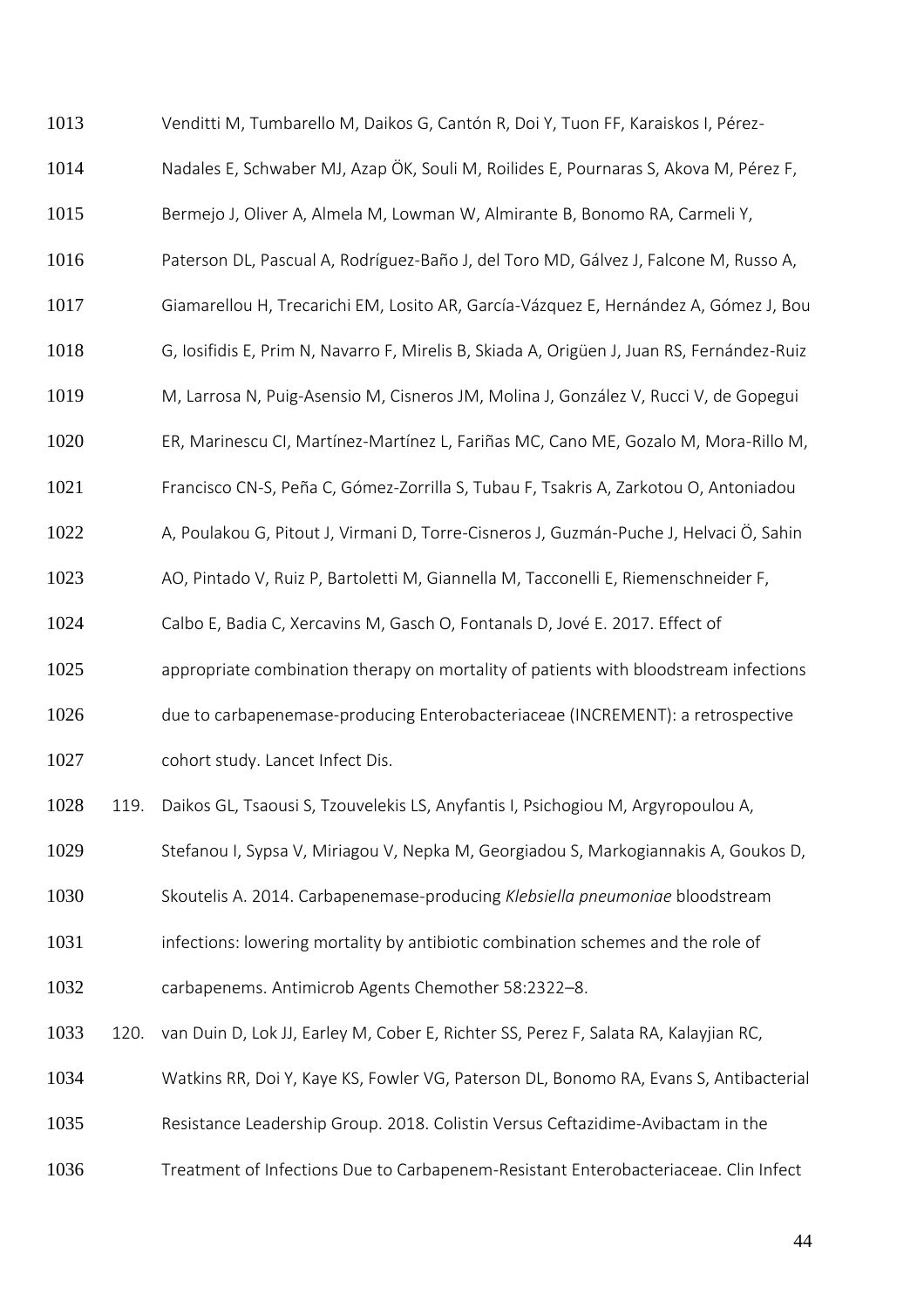Venditti M, Tumbarello M, Daikos G, Cantón R, Doi Y, Tuon FF, Karaiskos I, Pérez-Nadales E, Schwaber MJ, Azap ÖK, Souli M, Roilides E, Pournaras S, Akova M, Pérez F, Bermejo J, Oliver A, Almela M, Lowman W, Almirante B, Bonomo RA, Carmeli Y, Paterson DL, Pascual A, Rodríguez-Baño J, del Toro MD, Gálvez J, Falcone M, Russo A, Giamarellou H, Trecarichi EM, Losito AR, García-Vázquez E, Hernández A, Gómez J, Bou G, Iosifidis E, Prim N, Navarro F, Mirelis B, Skiada A, Origüen J, Juan RS, Fernández-Ruiz M, Larrosa N, Puig-Asensio M, Cisneros JM, Molina J, González V, Rucci V, de Gopegui ER, Marinescu CI, Martínez-Martínez L, Fariñas MC, Cano ME, Gozalo M, Mora-Rillo M, Francisco CN-S, Peña C, Gómez-Zorrilla S, Tubau F, Tsakris A, Zarkotou O, Antoniadou A, Poulakou G, Pitout J, Virmani D, Torre-Cisneros J, Guzmán-Puche J, Helvaci Ö, Sahin AO, Pintado V, Ruiz P, Bartoletti M, Giannella M, Tacconelli E, Riemenschneider F, Calbo E, Badia C, Xercavins M, Gasch O, Fontanals D, Jové E. 2017. Effect of appropriate combination therapy on mortality of patients with bloodstream infections due to carbapenemase-producing Enterobacteriaceae (INCREMENT): a retrospective cohort study. Lancet Infect Dis.

119. Daikos GL, Tsaousi S, Tzouvelekis LS, Anyfantis I, Psichogiou M, Argyropoulou A, Stefanou I, Sypsa V, Miriagou V, Nepka M, Georgiadou S, Markogiannakis A, Goukos D, Skoutelis A. 2014. Carbapenemase-producing *Klebsiella pneumoniae* bloodstream infections: lowering mortality by antibiotic combination schemes and the role of carbapenems. Antimicrob Agents Chemother 58:2322–8.

120. van Duin D, Lok JJ, Earley M, Cober E, Richter SS, Perez F, Salata RA, Kalayjian RC, Watkins RR, Doi Y, Kaye KS, Fowler VG, Paterson DL, Bonomo RA, Evans S, Antibacterial Resistance Leadership Group. 2018. Colistin Versus Ceftazidime-Avibactam in the Treatment of Infections Due to Carbapenem-Resistant Enterobacteriaceae. Clin Infect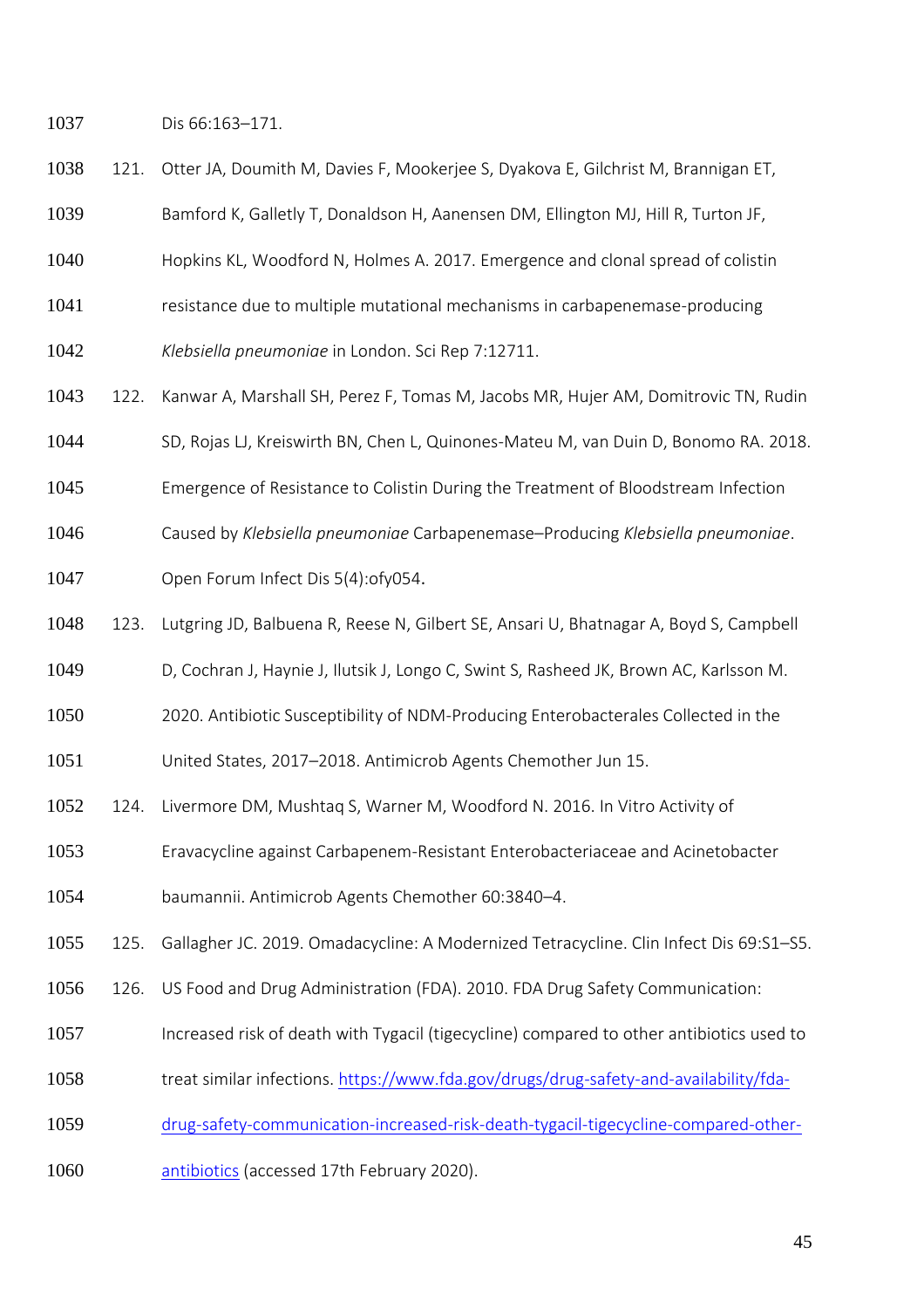Dis 66:163–171.

121. Otter JA, Doumith M, Davies F, Mookerjee S, Dyakova E, Gilchrist M, Brannigan ET, Bamford K, Galletly T, Donaldson H, Aanensen DM, Ellington MJ, Hill R, Turton JF, Hopkins KL, Woodford N, Holmes A. 2017. Emergence and clonal spread of colistin resistance due to multiple mutational mechanisms in carbapenemase-producing *Klebsiella pneumoniae* in London. Sci Rep 7:12711.

122. Kanwar A, Marshall SH, Perez F, Tomas M, Jacobs MR, Hujer AM, Domitrovic TN, Rudin SD, Rojas LJ, Kreiswirth BN, Chen L, Quinones-Mateu M, van Duin D, Bonomo RA. 2018. Emergence of Resistance to Colistin During the Treatment of Bloodstream Infection Caused by *Klebsiella pneumoniae* Carbapenemase–Producing *Klebsiella pneumoniae*. Open Forum Infect Dis 5(4):ofy054.

123. Lutgring JD, Balbuena R, Reese N, Gilbert SE, Ansari U, Bhatnagar A, Boyd S, Campbell D, Cochran J, Haynie J, Ilutsik J, Longo C, Swint S, Rasheed JK, Brown AC, Karlsson M. 2020. Antibiotic Susceptibility of NDM-Producing Enterobacterales Collected in the United States, 2017–2018. Antimicrob Agents Chemother Jun 15.

124. Livermore DM, Mushtaq S, Warner M, Woodford N. 2016. In Vitro Activity of Eravacycline against Carbapenem-Resistant Enterobacteriaceae and Acinetobacter baumannii. Antimicrob Agents Chemother 60:3840–4.

125. Gallagher JC. 2019. Omadacycline: A Modernized Tetracycline. Clin Infect Dis 69:S1–S5.

126. US Food and Drug Administration (FDA). 2010. FDA Drug Safety Communication: Increased risk of death with Tygacil (tigecycline) compared to other antibiotics used to treat similar infections. https://www.fda.gov/drugs/drug-safety-and-availability/fda-drug-safety-communication-increased-risk-death-tygacil-tigecycline-compared-other-antibiotics (accessed 17th February 2020).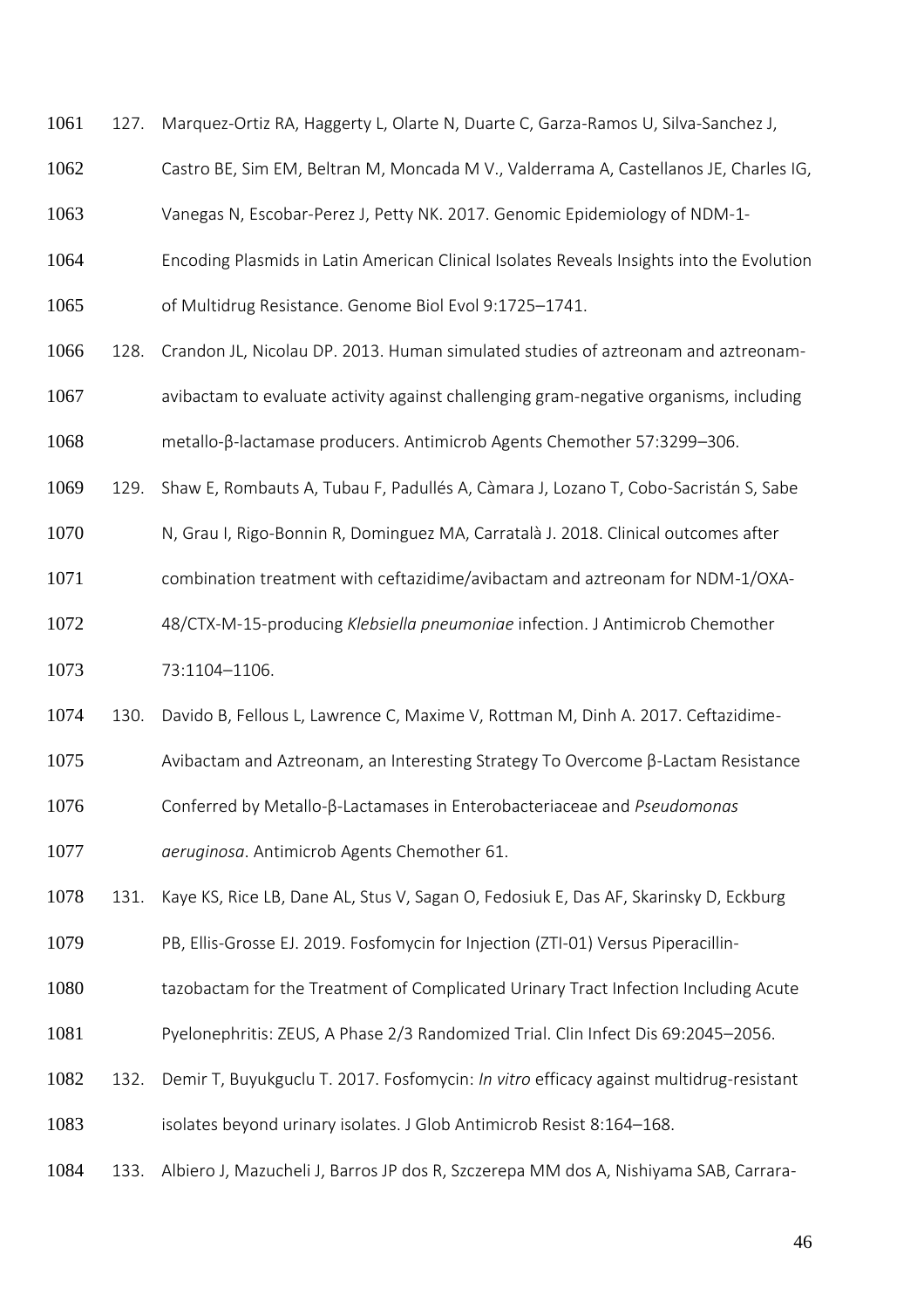127. Marquez-Ortiz RA, Haggerty L, Olarte N, Duarte C, Garza-Ramos U, Silva-Sanchez J, Castro BE, Sim EM, Beltran M, Moncada M V., Valderrama A, Castellanos JE, Charles IG, Vanegas N, Escobar-Perez J, Petty NK. 2017. Genomic Epidemiology of NDM-1-Encoding Plasmids in Latin American Clinical Isolates Reveals Insights into the Evolution of Multidrug Resistance. Genome Biol Evol 9:1725–1741.

128. Crandon JL, Nicolau DP. 2013. Human simulated studies of aztreonam and aztreonam-avibactam to evaluate activity against challenging gram-negative organisms, including metallo-β-lactamase producers. Antimicrob Agents Chemother 57:3299–306.

129. Shaw E, Rombauts A, Tubau F, Padullés A, Càmara J, Lozano T, Cobo-Sacristán S, Sabe N, Grau I, Rigo-Bonnin R, Dominguez MA, Carratalà J. 2018. Clinical outcomes after combination treatment with ceftazidime/avibactam and aztreonam for NDM-1/OXA-48/CTX-M-15-producing *Klebsiella pneumoniae* infection. J Antimicrob Chemother 73:1104–1106.

130. Davido B, Fellous L, Lawrence C, Maxime V, Rottman M, Dinh A. 2017. Ceftazidime-Avibactam and Aztreonam, an Interesting Strategy To Overcome β-Lactam Resistance Conferred by Metallo-β-Lactamases in Enterobacteriaceae and *Pseudomonas aeruginosa*. Antimicrob Agents Chemother 61.

131. Kaye KS, Rice LB, Dane AL, Stus V, Sagan O, Fedosiuk E, Das AF, Skarinsky D, Eckburg PB, Ellis-Grosse EJ. 2019. Fosfomycin for Injection (ZTI-01) Versus Piperacillin-tazobactam for the Treatment of Complicated Urinary Tract Infection Including Acute Pyelonephritis: ZEUS, A Phase 2/3 Randomized Trial. Clin Infect Dis 69:2045–2056.

132. Demir T, Buyukguclu T. 2017. Fosfomycin: *In vitro* efficacy against multidrug-resistant isolates beyond urinary isolates. J Glob Antimicrob Resist 8:164–168.

133. Albiero J, Mazucheli J, Barros JP dos R, Szczerepa MM dos A, Nishiyama SAB, Carrara-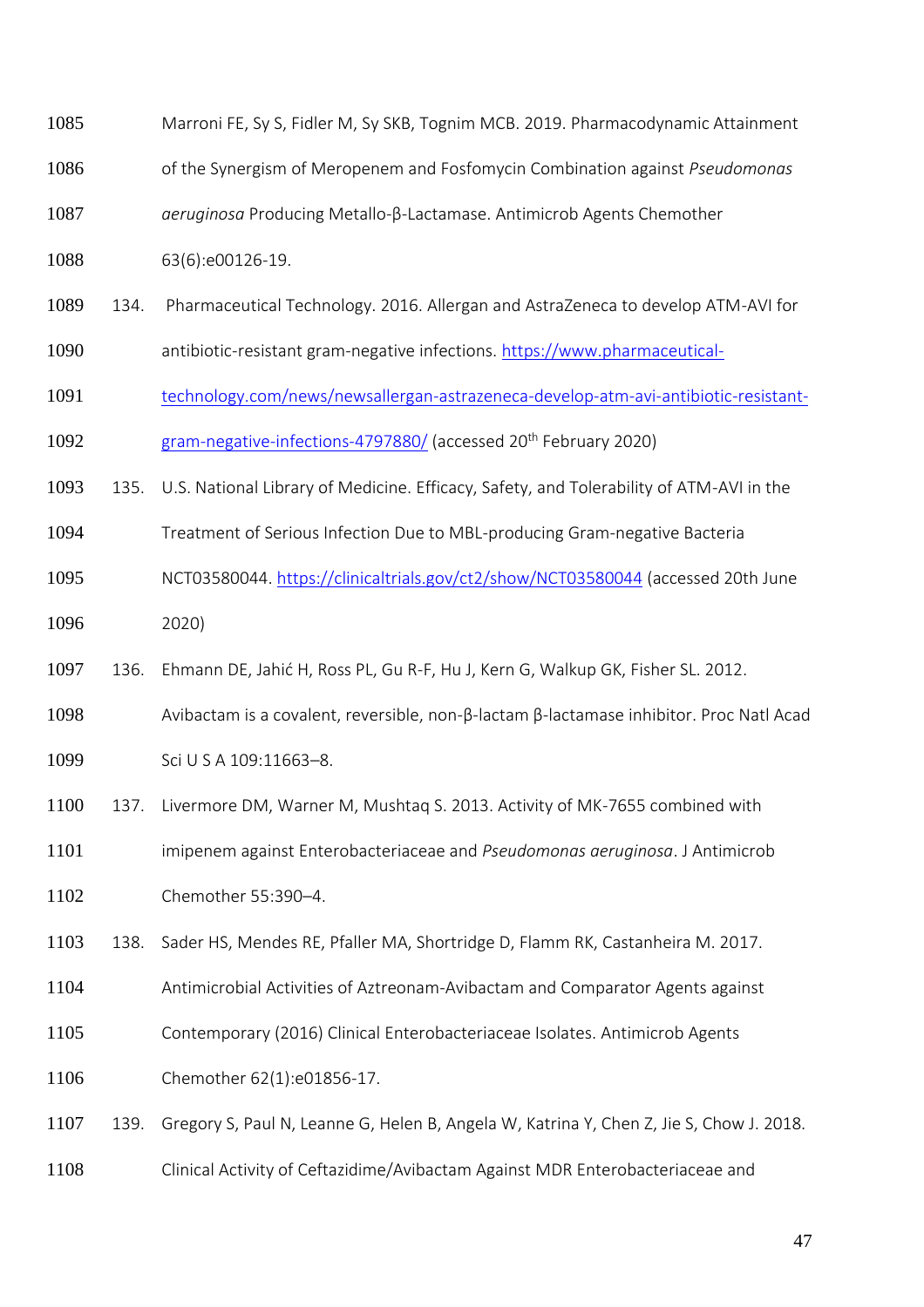Marroni FE, Sy S, Fidler M, Sy SKB, Tognim MCB. 2019. Pharmacodynamic Attainment of the Synergism of Meropenem and Fosfomycin Combination against *Pseudomonas aeruginosa* Producing Metallo-β-Lactamase. Antimicrob Agents Chemother 63(6):e00126-19.

134. Pharmaceutical Technology. 2016. Allergan and AstraZeneca to develop ATM-AVI for antibiotic-resistant gram-negative infections. https://www.pharmaceutical-technology.com/news/newsallergan-astrazeneca-develop-atm-avi-antibiotic-resistant-gram-negative-infections-4797880/ (accessed 20th February 2020)

135. U.S. National Library of Medicine. Efficacy, Safety, and Tolerability of ATM-AVI in the Treatment of Serious Infection Due to MBL-producing Gram-negative Bacteria NCT03580044. https://clinicaltrials.gov/ct2/show/NCT03580044 (accessed 20th June 2020)

136. Ehmann DE, Jahić H, Ross PL, Gu R-F, Hu J, Kern G, Walkup GK, Fisher SL. 2012. Avibactam is a covalent, reversible, non-β-lactam β-lactamase inhibitor. Proc Natl Acad Sci U S A 109:11663–8.

137. Livermore DM, Warner M, Mushtaq S. 2013. Activity of MK-7655 combined with imipenem against Enterobacteriaceae and *Pseudomonas aeruginosa*. J Antimicrob Chemother 55:390–4.

138. Sader HS, Mendes RE, Pfaller MA, Shortridge D, Flamm RK, Castanheira M. 2017. Antimicrobial Activities of Aztreonam-Avibactam and Comparator Agents against Contemporary (2016) Clinical Enterobacteriaceae Isolates. Antimicrob Agents Chemother 62(1):e01856-17.

139. Gregory S, Paul N, Leanne G, Helen B, Angela W, Katrina Y, Chen Z, Jie S, Chow J. 2018. Clinical Activity of Ceftazidime/Avibactam Against MDR Enterobacteriaceae and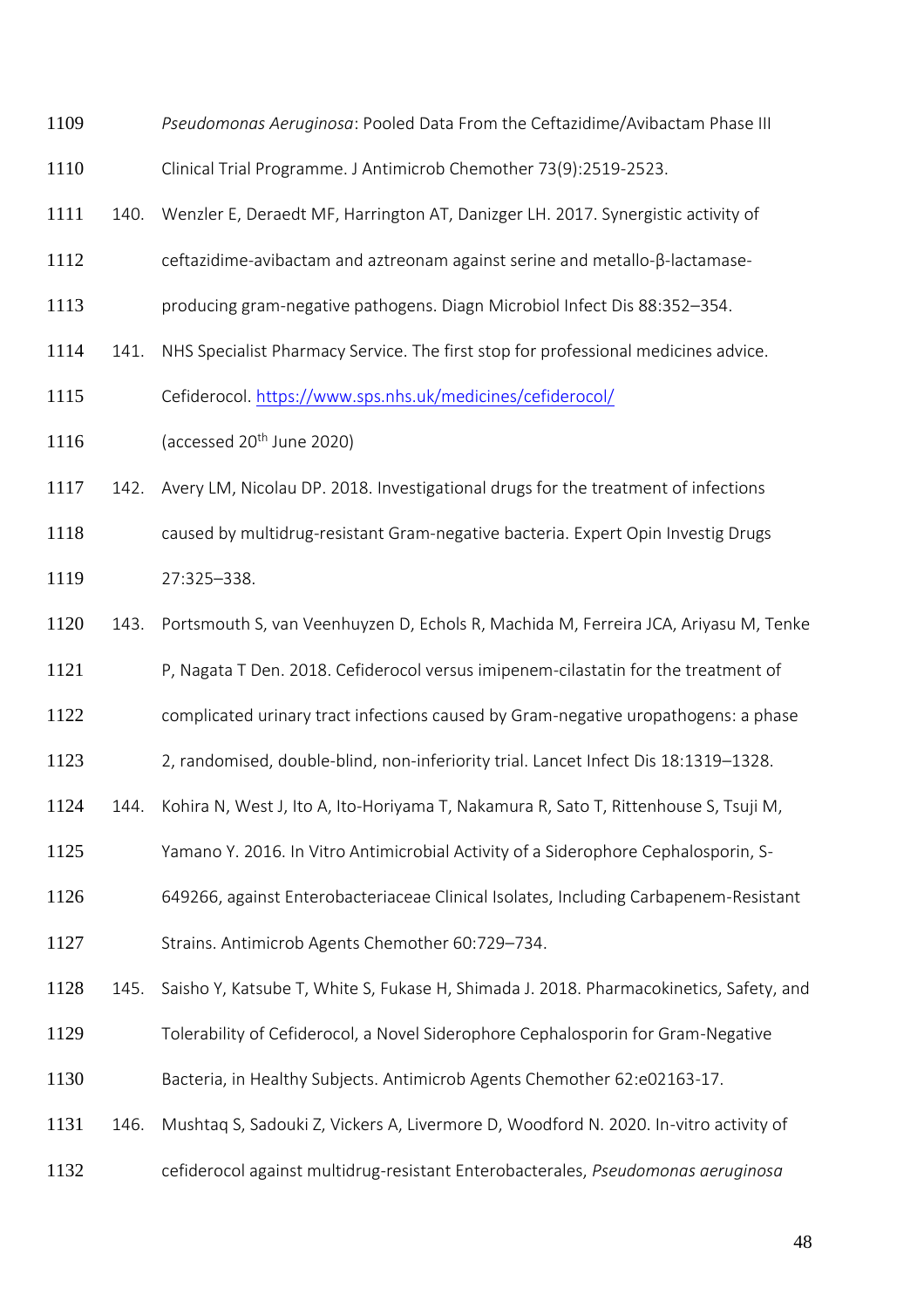*Pseudomonas Aeruginosa*: Pooled Data From the Ceftazidime/Avibactam Phase III Clinical Trial Programme. J Antimicrob Chemother 73(9):2519-2523.

140. Wenzler E, Deraedt MF, Harrington AT, Danizger LH. 2017. Synergistic activity of ceftazidime-avibactam and aztreonam against serine and metallo-β-lactamase-producing gram-negative pathogens. Diagn Microbiol Infect Dis 88:352–354.

141. NHS Specialist Pharmacy Service. The first stop for professional medicines advice. Cefiderocol. https://www.sps.nhs.uk/medicines/cefiderocol/ (accessed 20th June 2020)

142. Avery LM, Nicolau DP. 2018. Investigational drugs for the treatment of infections caused by multidrug-resistant Gram-negative bacteria. Expert Opin Investig Drugs 27:325–338.

143. Portsmouth S, van Veenhuyzen D, Echols R, Machida M, Ferreira JCA, Ariyasu M, Tenke P, Nagata T Den. 2018. Cefiderocol versus imipenem-cilastatin for the treatment of complicated urinary tract infections caused by Gram-negative uropathogens: a phase 2, randomised, double-blind, non-inferiority trial. Lancet Infect Dis 18:1319–1328.

144. Kohira N, West J, Ito A, Ito-Horiyama T, Nakamura R, Sato T, Rittenhouse S, Tsuji M, Yamano Y. 2016. In Vitro Antimicrobial Activity of a Siderophore Cephalosporin, S-649266, against Enterobacteriaceae Clinical Isolates, Including Carbapenem-Resistant Strains. Antimicrob Agents Chemother 60:729–734.

145. Saisho Y, Katsube T, White S, Fukase H, Shimada J. 2018. Pharmacokinetics, Safety, and Tolerability of Cefiderocol, a Novel Siderophore Cephalosporin for Gram-Negative Bacteria, in Healthy Subjects. Antimicrob Agents Chemother 62:e02163-17.

146. Mushtaq S, Sadouki Z, Vickers A, Livermore D, Woodford N. 2020. In-vitro activity of cefiderocol against multidrug-resistant Enterobacterales, *Pseudomonas aeruginosa*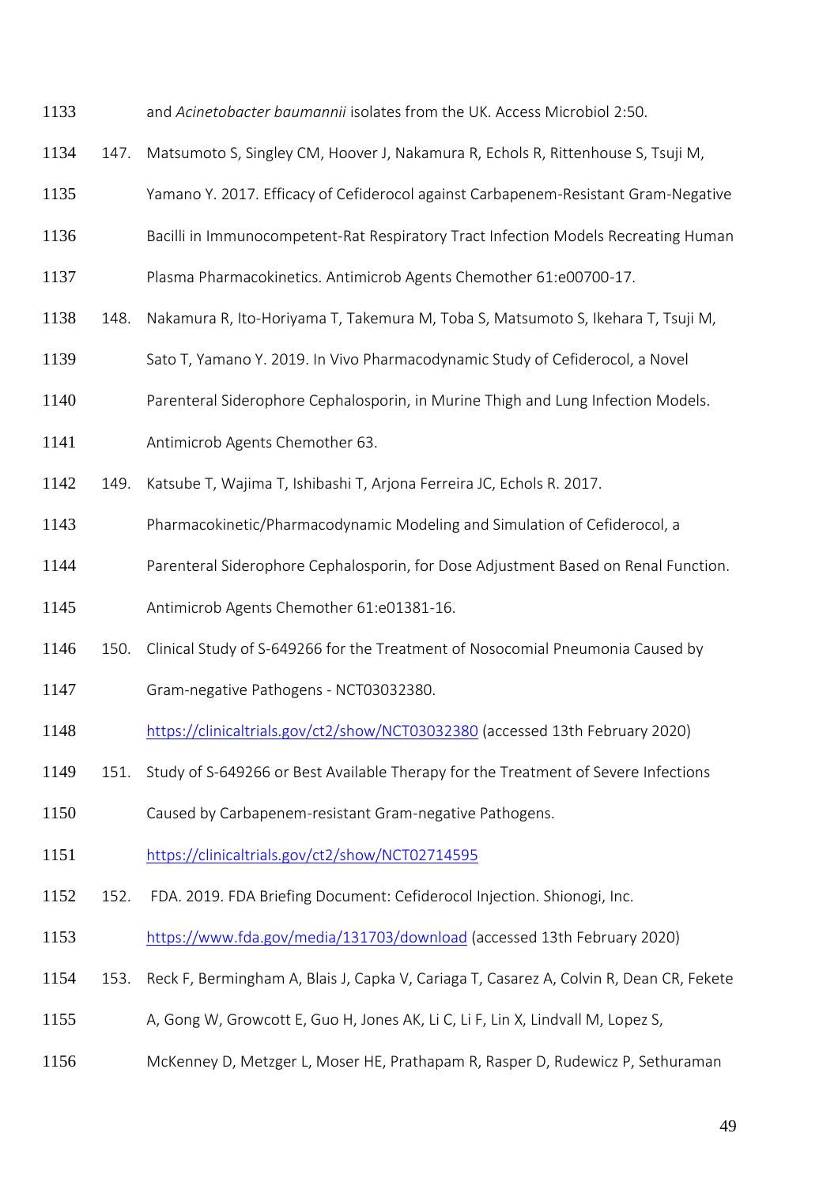and *Acinetobacter baumannii* isolates from the UK. Access Microbiol 2:50.

147. Matsumoto S, Singley CM, Hoover J, Nakamura R, Echols R, Rittenhouse S, Tsuji M, Yamano Y. 2017. Efficacy of Cefiderocol against Carbapenem-Resistant Gram-Negative Bacilli in Immunocompetent-Rat Respiratory Tract Infection Models Recreating Human Plasma Pharmacokinetics. Antimicrob Agents Chemother 61:e00700-17.

148. Nakamura R, Ito-Horiyama T, Takemura M, Toba S, Matsumoto S, Ikehara T, Tsuji M, Sato T, Yamano Y. 2019. In Vivo Pharmacodynamic Study of Cefiderocol, a Novel Parenteral Siderophore Cephalosporin, in Murine Thigh and Lung Infection Models. Antimicrob Agents Chemother 63.

149. Katsube T, Wajima T, Ishibashi T, Arjona Ferreira JC, Echols R. 2017. Pharmacokinetic/Pharmacodynamic Modeling and Simulation of Cefiderocol, a Parenteral Siderophore Cephalosporin, for Dose Adjustment Based on Renal Function. Antimicrob Agents Chemother 61:e01381-16.

150. Clinical Study of S-649266 for the Treatment of Nosocomial Pneumonia Caused by Gram-negative Pathogens - NCT03032380. https://clinicaltrials.gov/ct2/show/NCT03032380 (accessed 13th February 2020)

151. Study of S-649266 or Best Available Therapy for the Treatment of Severe Infections Caused by Carbapenem-resistant Gram-negative Pathogens. https://clinicaltrials.gov/ct2/show/NCT02714595

152. FDA. 2019. FDA Briefing Document: Cefiderocol Injection. Shionogi, Inc. https://www.fda.gov/media/131703/download (accessed 13th February 2020)

153. Reck F, Bermingham A, Blais J, Capka V, Cariaga T, Casarez A, Colvin R, Dean CR, Fekete A, Gong W, Growcott E, Guo H, Jones AK, Li C, Li F, Lin X, Lindvall M, Lopez S, McKenney D, Metzger L, Moser HE, Prathapam R, Rasper D, Rudewicz P, Sethuraman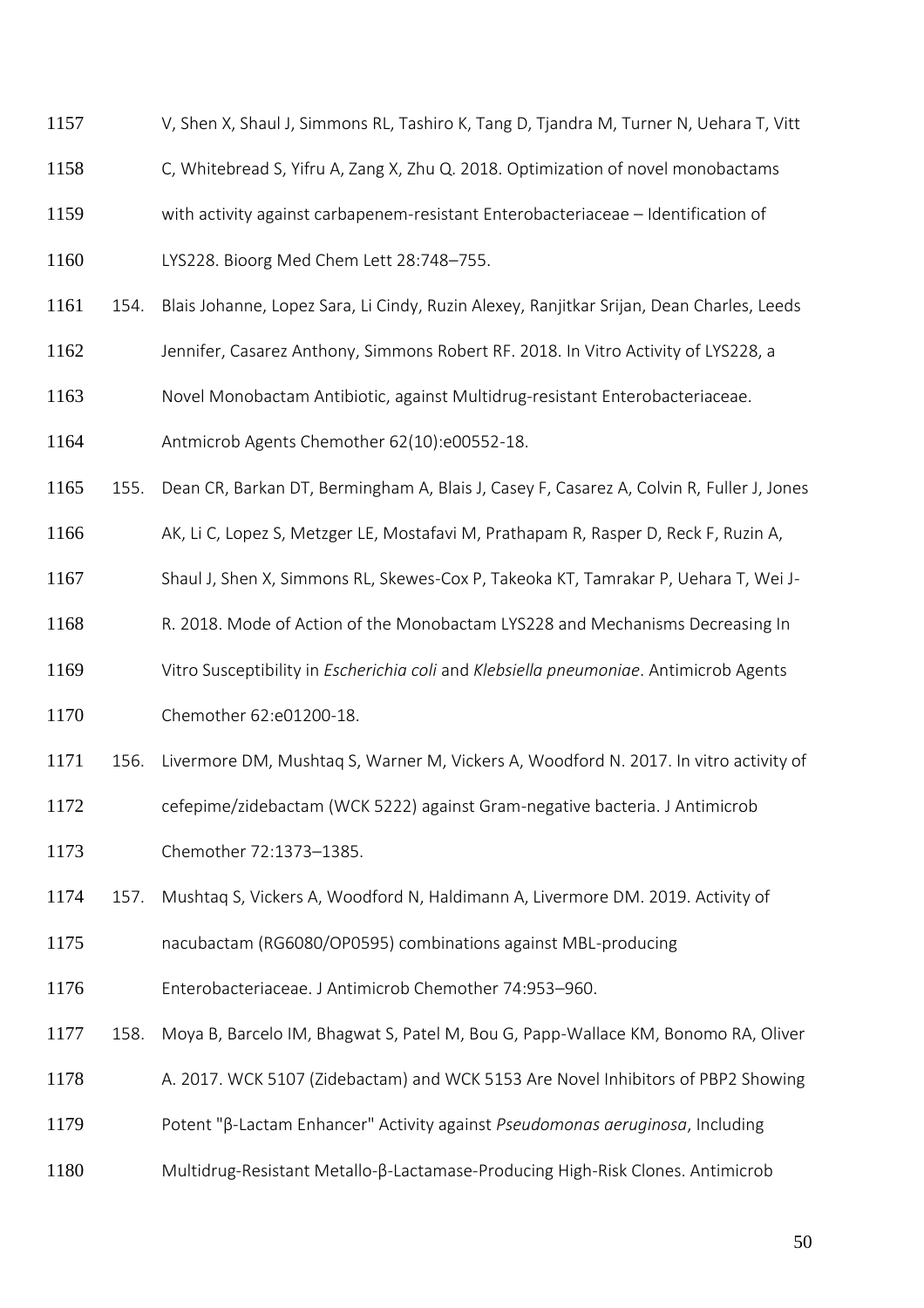V, Shen X, Shaul J, Simmons RL, Tashiro K, Tang D, Tjandra M, Turner N, Uehara T, Vitt C, Whitebread S, Yifru A, Zang X, Zhu Q. 2018. Optimization of novel monobactams with activity against carbapenem-resistant Enterobacteriaceae – Identification of LYS228. Bioorg Med Chem Lett 28:748–755.

154. Blais Johanne, Lopez Sara, Li Cindy, Ruzin Alexey, Ranjitkar Srijan, Dean Charles, Leeds Jennifer, Casarez Anthony, Simmons Robert RF. 2018. In Vitro Activity of LYS228, a Novel Monobactam Antibiotic, against Multidrug-resistant Enterobacteriaceae. Antmicrob Agents Chemother 62(10):e00552-18.

155. Dean CR, Barkan DT, Bermingham A, Blais J, Casey F, Casarez A, Colvin R, Fuller J, Jones AK, Li C, Lopez S, Metzger LE, Mostafavi M, Prathapam R, Rasper D, Reck F, Ruzin A, Shaul J, Shen X, Simmons RL, Skewes-Cox P, Takeoka KT, Tamrakar P, Uehara T, Wei J-R. 2018. Mode of Action of the Monobactam LYS228 and Mechanisms Decreasing In Vitro Susceptibility in *Escherichia coli* and *Klebsiella pneumoniae*. Antimicrob Agents Chemother 62:e01200-18.

156. Livermore DM, Mushtaq S, Warner M, Vickers A, Woodford N. 2017. In vitro activity of cefepime/zidebactam (WCK 5222) against Gram-negative bacteria. J Antimicrob Chemother 72:1373–1385.

157. Mushtaq S, Vickers A, Woodford N, Haldimann A, Livermore DM. 2019. Activity of nacubactam (RG6080/OP0595) combinations against MBL-producing Enterobacteriaceae. J Antimicrob Chemother 74:953–960.

158. Moya B, Barcelo IM, Bhagwat S, Patel M, Bou G, Papp-Wallace KM, Bonomo RA, Oliver A. 2017. WCK 5107 (Zidebactam) and WCK 5153 Are Novel Inhibitors of PBP2 Showing Potent "β-Lactam Enhancer" Activity against *Pseudomonas aeruginosa*, Including Multidrug-Resistant Metallo-β-Lactamase-Producing High-Risk Clones. Antimicrob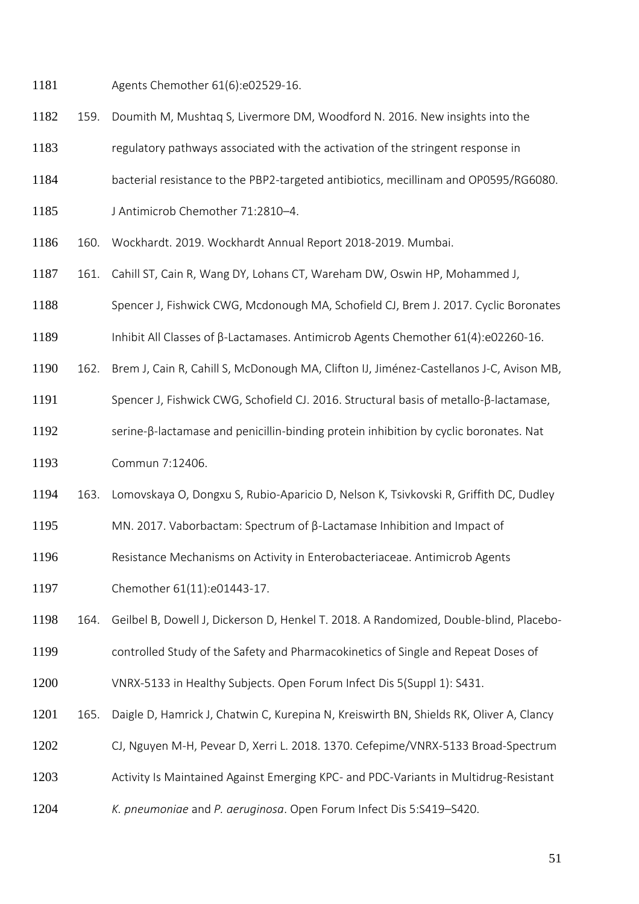Agents Chemother 61(6):e02529-16.

159. Doumith M, Mushtaq S, Livermore DM, Woodford N. 2016. New insights into the regulatory pathways associated with the activation of the stringent response in bacterial resistance to the PBP2-targeted antibiotics, mecillinam and OP0595/RG6080. J Antimicrob Chemother 71:2810–4.

160. Wockhardt. 2019. Wockhardt Annual Report 2018-2019. Mumbai.

161. Cahill ST, Cain R, Wang DY, Lohans CT, Wareham DW, Oswin HP, Mohammed J, Spencer J, Fishwick CWG, Mcdonough MA, Schofield CJ, Brem J. 2017. Cyclic Boronates Inhibit All Classes of β-Lactamases. Antimicrob Agents Chemother 61(4):e02260-16.

162. Brem J, Cain R, Cahill S, McDonough MA, Clifton IJ, Jiménez-Castellanos J-C, Avison MB, Spencer J, Fishwick CWG, Schofield CJ. 2016. Structural basis of metallo-β-lactamase, serine-β-lactamase and penicillin-binding protein inhibition by cyclic boronates. Nat Commun 7:12406.

163. Lomovskaya O, Dongxu S, Rubio-Aparicio D, Nelson K, Tsivkovski R, Griffith DC, Dudley MN. 2017. Vaborbactam: Spectrum of β-Lactamase Inhibition and Impact of Resistance Mechanisms on Activity in Enterobacteriaceae. Antimicrob Agents Chemother 61(11):e01443-17.

164. Geilbel B, Dowell J, Dickerson D, Henkel T. 2018. A Randomized, Double-blind, Placebo-controlled Study of the Safety and Pharmacokinetics of Single and Repeat Doses of VNRX-5133 in Healthy Subjects. Open Forum Infect Dis 5(Suppl 1): S431.

165. Daigle D, Hamrick J, Chatwin C, Kurepina N, Kreiswirth BN, Shields RK, Oliver A, Clancy CJ, Nguyen M-H, Pevear D, Xerri L. 2018. 1370. Cefepime/VNRX-5133 Broad-Spectrum Activity Is Maintained Against Emerging KPC- and PDC-Variants in Multidrug-Resistant *K. pneumoniae* and *P. aeruginosa*. Open Forum Infect Dis 5:S419–S420.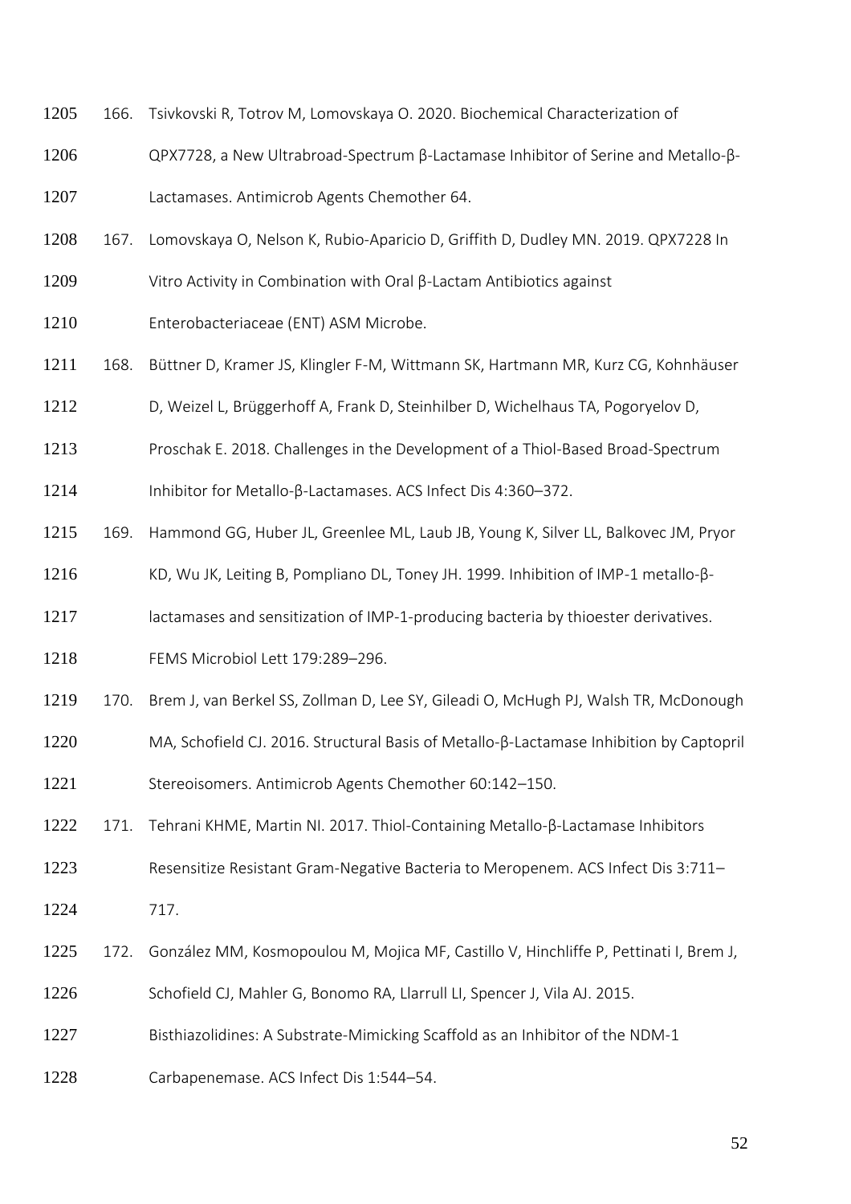166. Tsivkovski R, Totrov M, Lomovskaya O. 2020. Biochemical Characterization of QPX7728, a New Ultrabroad-Spectrum β-Lactamase Inhibitor of Serine and Metallo-β-Lactamases. Antimicrob Agents Chemother 64.

167. Lomovskaya O, Nelson K, Rubio-Aparicio D, Griffith D, Dudley MN. 2019. QPX7228 In Vitro Activity in Combination with Oral β-Lactam Antibiotics against Enterobacteriaceae (ENT) ASM Microbe.

168. Büttner D, Kramer JS, Klingler F-M, Wittmann SK, Hartmann MR, Kurz CG, Kohnhäuser D, Weizel L, Brüggerhoff A, Frank D, Steinhilber D, Wichelhaus TA, Pogoryelov D, Proschak E. 2018. Challenges in the Development of a Thiol-Based Broad-Spectrum Inhibitor for Metallo-β-Lactamases. ACS Infect Dis 4:360–372.

169. Hammond GG, Huber JL, Greenlee ML, Laub JB, Young K, Silver LL, Balkovec JM, Pryor KD, Wu JK, Leiting B, Pompliano DL, Toney JH. 1999. Inhibition of IMP-1 metallo-β-lactamases and sensitization of IMP-1-producing bacteria by thioester derivatives. FEMS Microbiol Lett 179:289–296.

170. Brem J, van Berkel SS, Zollman D, Lee SY, Gileadi O, McHugh PJ, Walsh TR, McDonough MA, Schofield CJ. 2016. Structural Basis of Metallo-β-Lactamase Inhibition by Captopril Stereoisomers. Antimicrob Agents Chemother 60:142–150.

171. Tehrani KHME, Martin NI. 2017. Thiol-Containing Metallo-β-Lactamase Inhibitors Resensitize Resistant Gram-Negative Bacteria to Meropenem. ACS Infect Dis 3:711–717.

172. González MM, Kosmopoulou M, Mojica MF, Castillo V, Hinchliffe P, Pettinati I, Brem J, Schofield CJ, Mahler G, Bonomo RA, Llarrull LI, Spencer J, Vila AJ. 2015. Bisthiazolidines: A Substrate-Mimicking Scaffold as an Inhibitor of the NDM-1 Carbapenemase. ACS Infect Dis 1:544–54.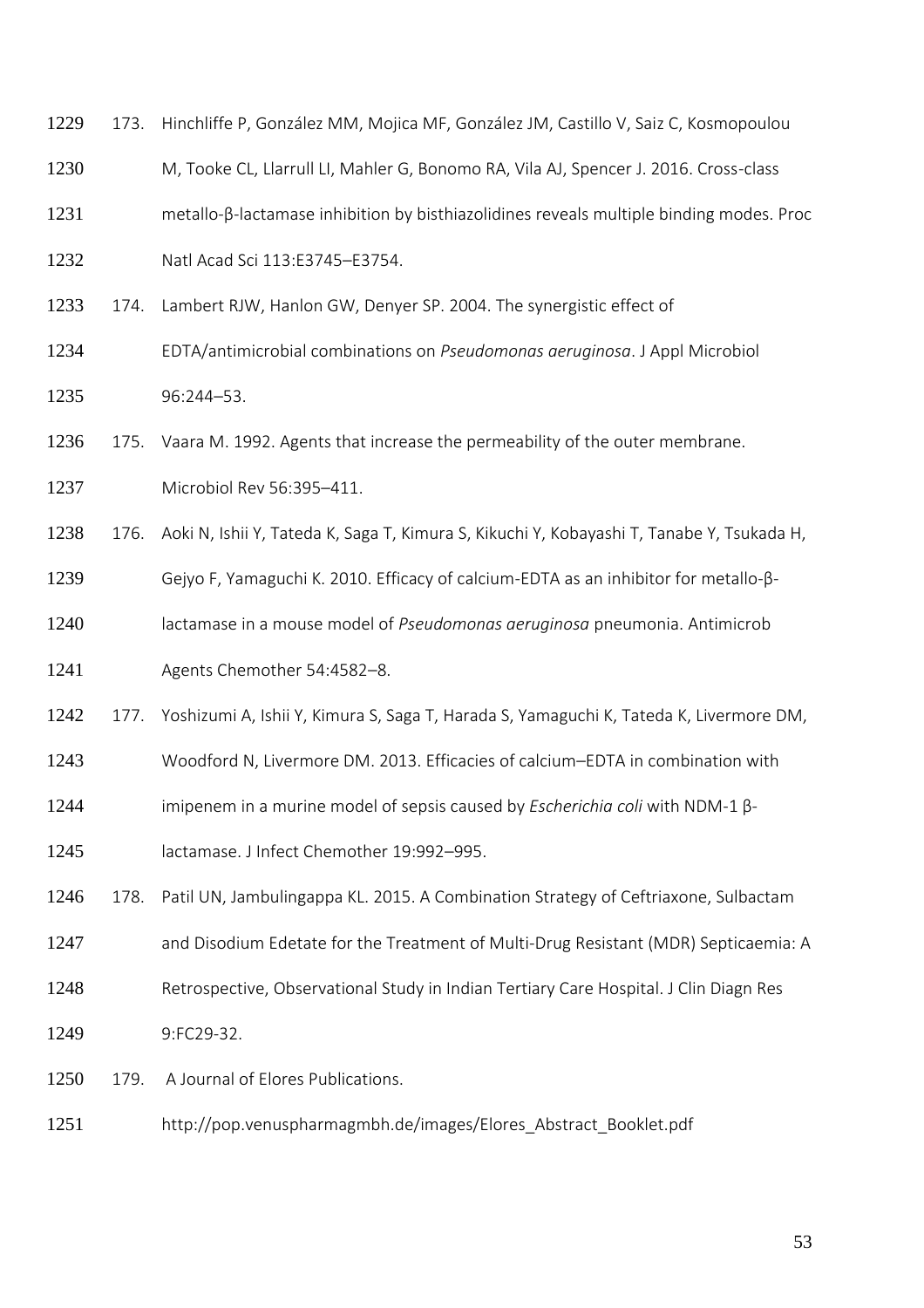173. Hinchliffe P, González MM, Mojica MF, González JM, Castillo V, Saiz C, Kosmopoulou M, Tooke CL, Llarrull LI, Mahler G, Bonomo RA, Vila AJ, Spencer J. 2016. Cross-class metallo-β-lactamase inhibition by bisthiazolidines reveals multiple binding modes. Proc Natl Acad Sci 113:E3745–E3754.

174. Lambert RJW, Hanlon GW, Denyer SP. 2004. The synergistic effect of EDTA/antimicrobial combinations on *Pseudomonas aeruginosa*. J Appl Microbiol 96:244–53.

175. Vaara M. 1992. Agents that increase the permeability of the outer membrane. Microbiol Rev 56:395–411.

176. Aoki N, Ishii Y, Tateda K, Saga T, Kimura S, Kikuchi Y, Kobayashi T, Tanabe Y, Tsukada H, Gejyo F, Yamaguchi K. 2010. Efficacy of calcium-EDTA as an inhibitor for metallo-β-lactamase in a mouse model of *Pseudomonas aeruginosa* pneumonia. Antimicrob Agents Chemother 54:4582–8.

177. Yoshizumi A, Ishii Y, Kimura S, Saga T, Harada S, Yamaguchi K, Tateda K, Livermore DM, Woodford N, Livermore DM. 2013. Efficacies of calcium–EDTA in combination with imipenem in a murine model of sepsis caused by *Escherichia coli* with NDM-1 β-lactamase. J Infect Chemother 19:992–995.

178. Patil UN, Jambulingappa KL. 2015. A Combination Strategy of Ceftriaxone, Sulbactam and Disodium Edetate for the Treatment of Multi-Drug Resistant (MDR) Septicaemia: A Retrospective, Observational Study in Indian Tertiary Care Hospital. J Clin Diagn Res 9:FC29-32.

179. A Journal of Elores Publications. http://pop.venuspharmagmbh.de/images/Elores_Abstract_Booklet.pdf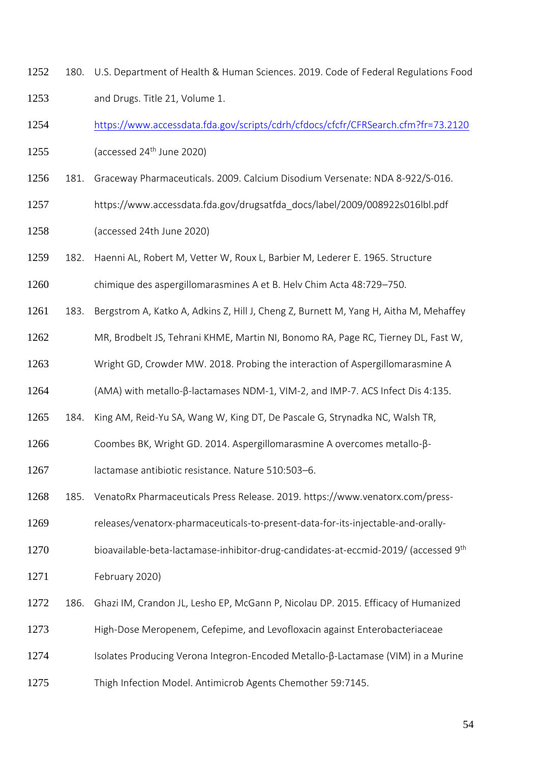180. U.S. Department of Health & Human Sciences. 2019. Code of Federal Regulations Food and Drugs. Title 21, Volume 1. https://www.accessdata.fda.gov/scripts/cdrh/cfdocs/cfcfr/CFRSearch.cfm?fr=73.2120 (accessed 24th June 2020)

181. Graceway Pharmaceuticals. 2009. Calcium Disodium Versenate: NDA 8-922/S-016. https://www.accessdata.fda.gov/drugsatfda_docs/label/2009/008922s016lbl.pdf (accessed 24th June 2020)

182. Haenni AL, Robert M, Vetter W, Roux L, Barbier M, Lederer E. 1965. Structure chimique des aspergillomarasmines A et B. Helv Chim Acta 48:729–750.

183. Bergstrom A, Katko A, Adkins Z, Hill J, Cheng Z, Burnett M, Yang H, Aitha M, Mehaffey MR, Brodbelt JS, Tehrani KHME, Martin NI, Bonomo RA, Page RC, Tierney DL, Fast W, Wright GD, Crowder MW. 2018. Probing the interaction of Aspergillomarasmine A (AMA) with metallo-β-lactamases NDM-1, VIM-2, and IMP-7. ACS Infect Dis 4:135.

184. King AM, Reid-Yu SA, Wang W, King DT, De Pascale G, Strynadka NC, Walsh TR, Coombes BK, Wright GD. 2014. Aspergillomarasmine A overcomes metallo-β-lactamase antibiotic resistance. Nature 510:503–6.

185. VenatoRx Pharmaceuticals Press Release. 2019. https://www.venatorx.com/press-releases/venatorx-pharmaceuticals-to-present-data-for-its-injectable-and-orally-bioavailable-beta-lactamase-inhibitor-drug-candidates-at-eccmid-2019/ (accessed 9th February 2020)

186. Ghazi IM, Crandon JL, Lesho EP, McGann P, Nicolau DP. 2015. Efficacy of Humanized High-Dose Meropenem, Cefepime, and Levofloxacin against Enterobacteriaceae Isolates Producing Verona Integron-Encoded Metallo-β-Lactamase (VIM) in a Murine Thigh Infection Model. Antimicrob Agents Chemother 59:7145.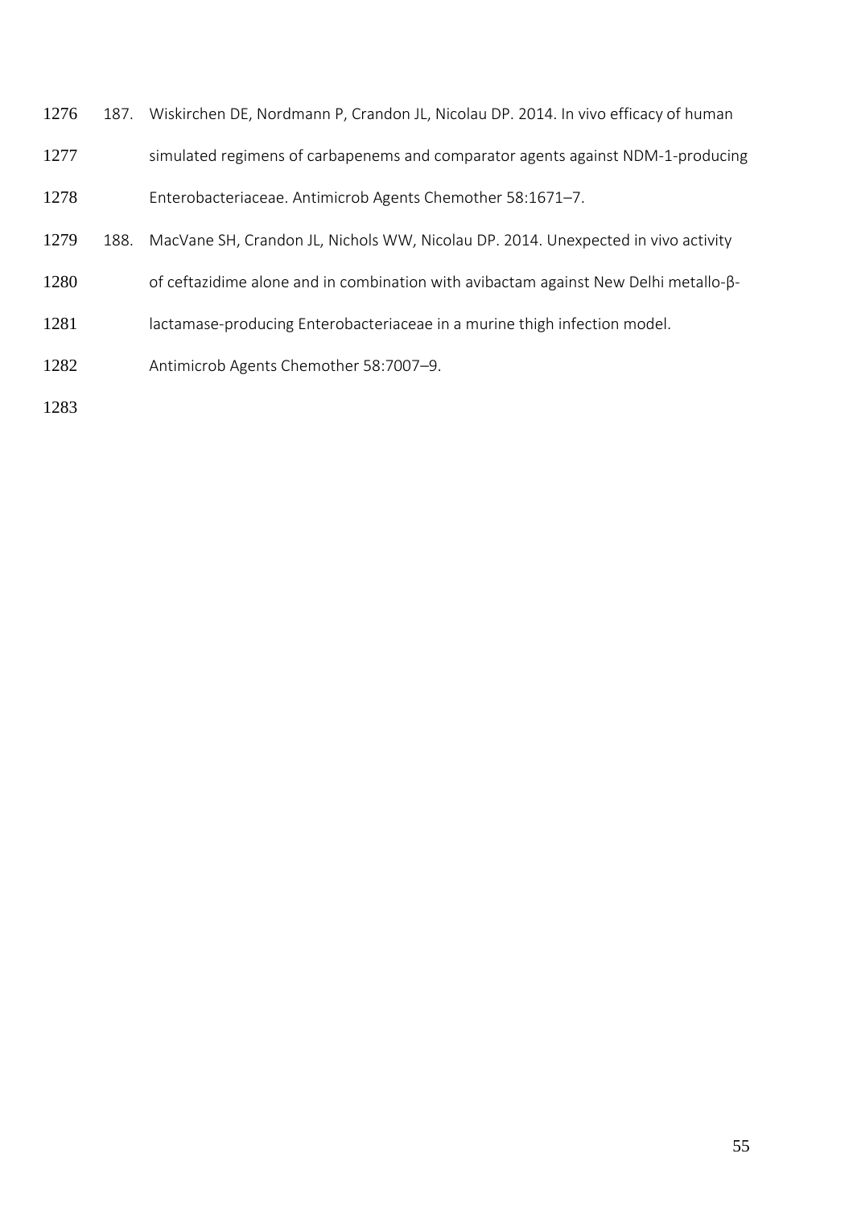187. Wiskirchen DE, Nordmann P, Crandon JL, Nicolau DP. 2014. In vivo efficacy of human simulated regimens of carbapenems and comparator agents against NDM-1-producing Enterobacteriaceae. Antimicrob Agents Chemother 58:1671–7.

188. MacVane SH, Crandon JL, Nichols WW, Nicolau DP. 2014. Unexpected in vivo activity of ceftazidime alone and in combination with avibactam against New Delhi metallo-β-lactamase-producing Enterobacteriaceae in a murine thigh infection model. Antimicrob Agents Chemother 58:7007–9.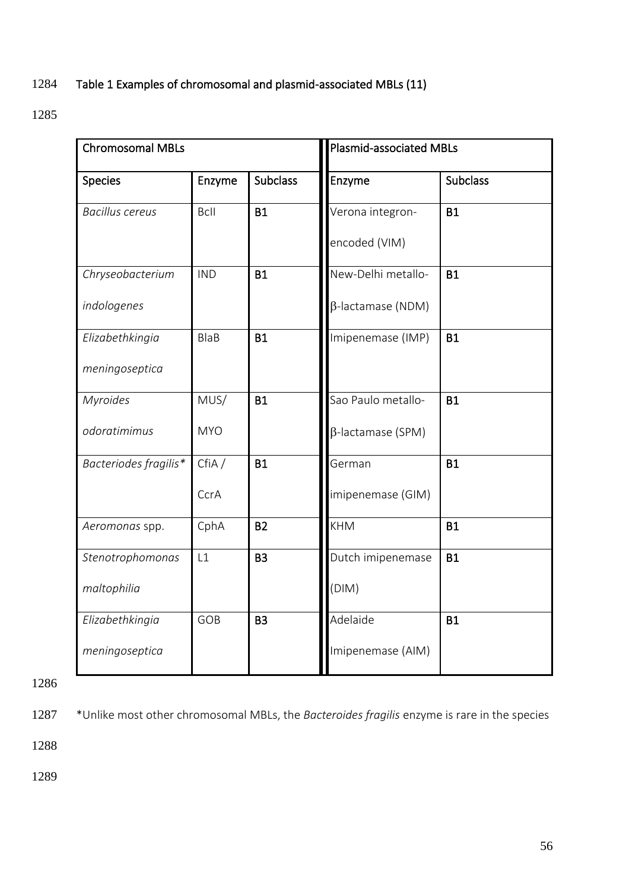Table 1 Examples of chromosomal and plasmid-associated MBLs (11)

| Chromosomal MBLs | | | Plasmid-associated MBLs | |
|---|---|---|---|---|
| Species | Enzyme | Subclass | Enzyme | Subclass |
| *Bacillus cereus* | BcII | **B1** | Verona integron-encoded (VIM) | **B1** |
| *Chryseobacterium indologenes* | IND | **B1** | New-Delhi metallo-β-lactamase (NDM) | **B1** |
| *Elizabethkingia meningoseptica* | BlaB | **B1** | Imipenemase (IMP) | **B1** |
| *Myroides odoratimimus* | MUS/ MYO | **B1** | Sao Paulo metallo-β-lactamase (SPM) | **B1** |
| *Bacteriodes fragilis** | CfiA / CcrA | **B1** | German imipenemase (GIM) | **B1** |
| *Aeromonas* spp. | CphA | **B2** | KHM | **B1** |
| *Stenotrophomonas maltophilia* | L1 | **B3** | Dutch imipenemase (DIM) | **B1** |
| *Elizabethkingia meningoseptica* | GOB | **B3** | Adelaide Imipenemase (AIM) | **B1** |

*Unlike most other chromosomal MBLs, the *Bacteroides fragilis* enzyme is rare in the species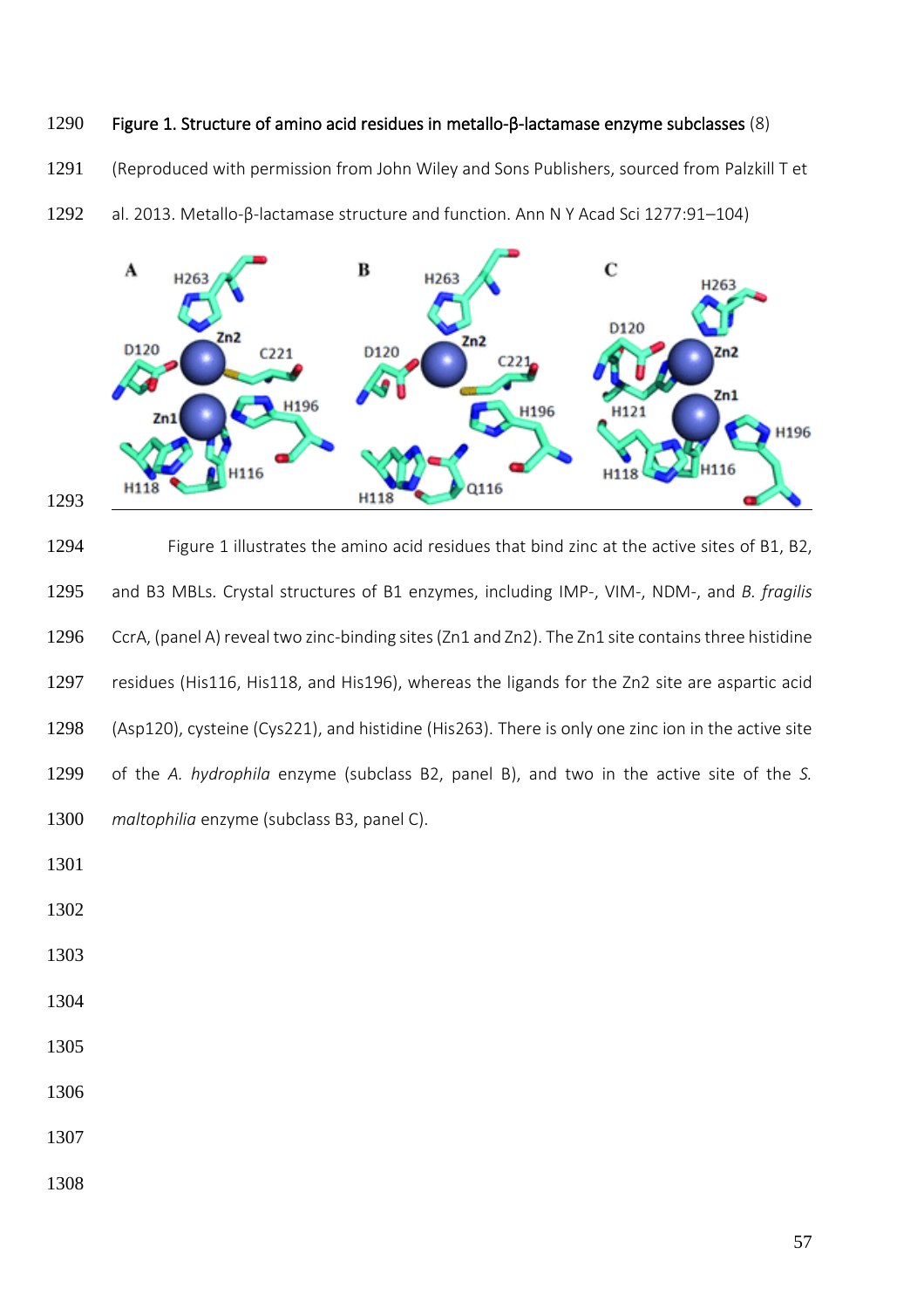**Figure 1. Structure of amino acid residues in metallo-β-lactamase enzyme subclasses** (8)

(Reproduced with permission from John Wiley and Sons Publishers, sourced from Palzkill T et al. 2013. Metallo-β-lactamase structure and function. Ann N Y Acad Sci 1277:91–104)

A
H263
Zn2
D120
C221
Zn1
H196
H118
H116

B
H263
Zn2
D120
C221
H196
H118
Q116

C
H263
D120
Zn2
Zn1
H121
H196
H118
H116

Figure 1 illustrates the amino acid residues that bind zinc at the active sites of B1, B2, and B3 MBLs. Crystal structures of B1 enzymes, including IMP-, VIM-, NDM-, and *B. fragilis* CcrA, (panel A) reveal two zinc-binding sites (Zn1 and Zn2). The Zn1 site contains three histidine residues (His116, His118, and His196), whereas the ligands for the Zn2 site are aspartic acid (Asp120), cysteine (Cys221), and histidine (His263). There is only one zinc ion in the active site of the *A. hydrophila* enzyme (subclass B2, panel B), and two in the active site of the *S. maltophilia* enzyme (subclass B3, panel C).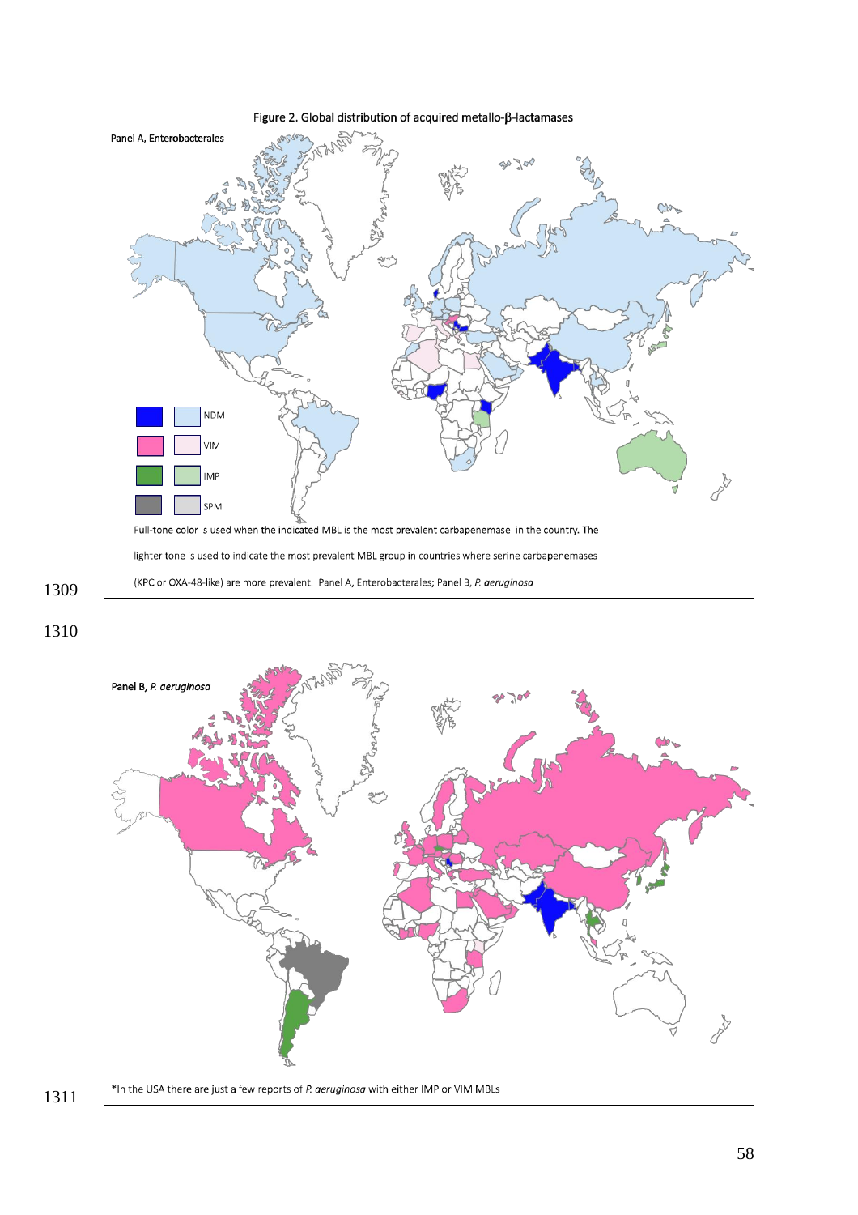Figure 2. Global distribution of acquired metallo-β-lactamases

Panel A, Enterobacterales

NDM

VIM

IMP

SPM

Full-tone color is used when the indicated MBL is the most prevalent carbapenemase in the country. The lighter tone is used to indicate the most prevalent MBL group in countries where serine carbapenemases (KPC or OXA-48-like) are more prevalent. Panel A, Enterobacterales; Panel B, *P. aeruginosa*

Panel B, *P. aeruginosa*

*In the USA there are just a few reports of *P. aeruginosa* with either IMP or VIM MBLs